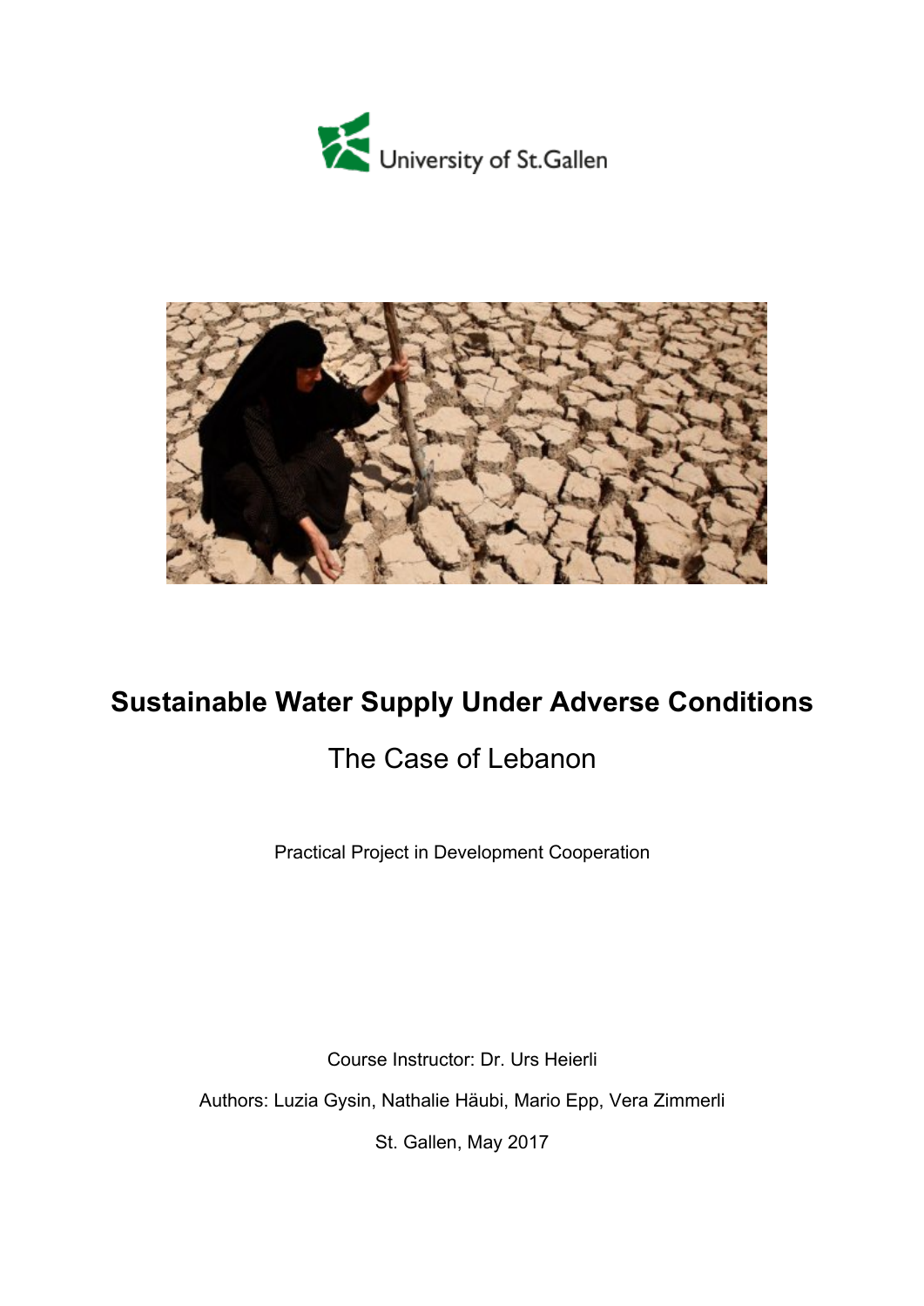University of St.Gallen

# Sustainable Water Supply Under Adverse Conditions

## The Case of Lebanon

Practical Project in Development Cooperation

Course Instructor: Dr. Urs Heierli

Authors: Luzia Gysin, Nathalie Häubi, Mario Epp, Vera Zimmerli

St. Gallen, May 2017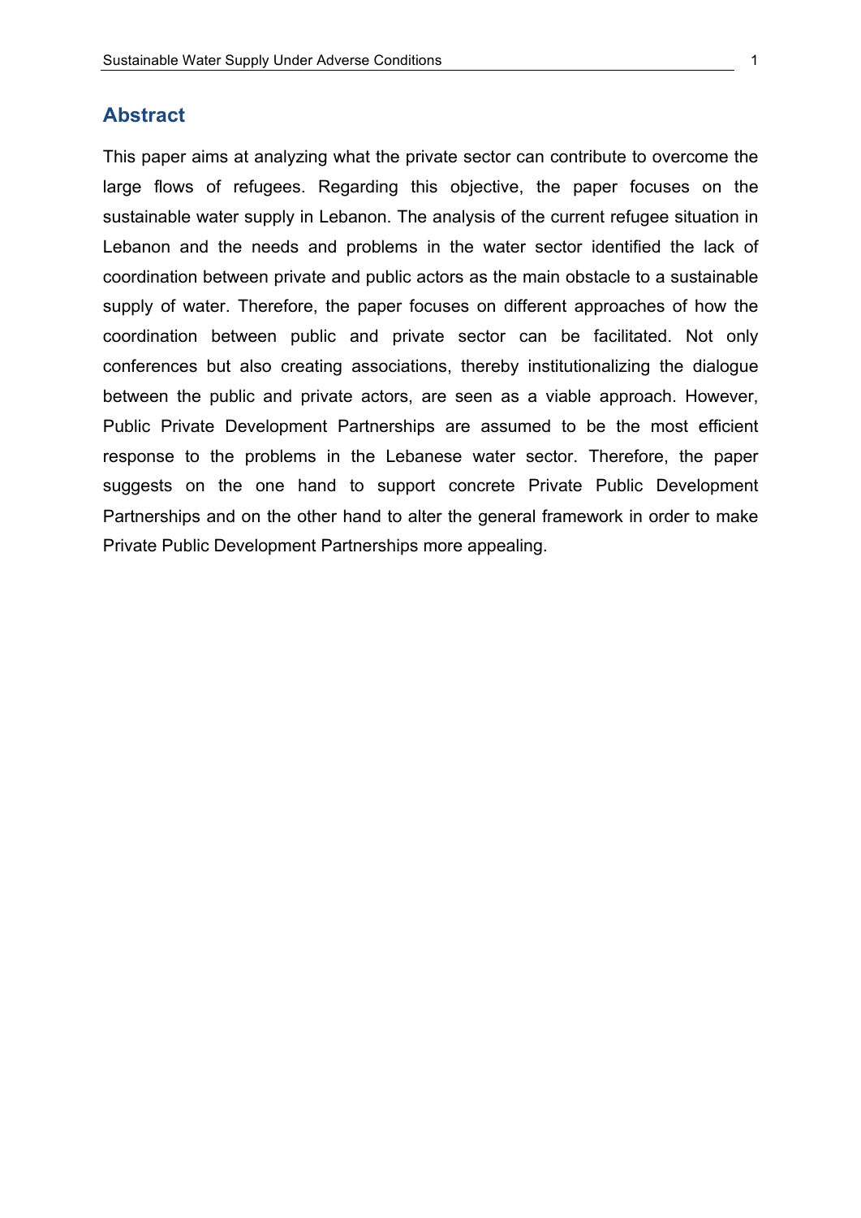## Abstract

This paper aims at analyzing what the private sector can contribute to overcome the large flows of refugees. Regarding this objective, the paper focuses on the sustainable water supply in Lebanon. The analysis of the current refugee situation in Lebanon and the needs and problems in the water sector identified the lack of coordination between private and public actors as the main obstacle to a sustainable supply of water. Therefore, the paper focuses on different approaches of how the coordination between public and private sector can be facilitated. Not only conferences but also creating associations, thereby institutionalizing the dialogue between the public and private actors, are seen as a viable approach. However, Public Private Development Partnerships are assumed to be the most efficient response to the problems in the Lebanese water sector. Therefore, the paper suggests on the one hand to support concrete Private Public Development Partnerships and on the other hand to alter the general framework in order to make Private Public Development Partnerships more appealing.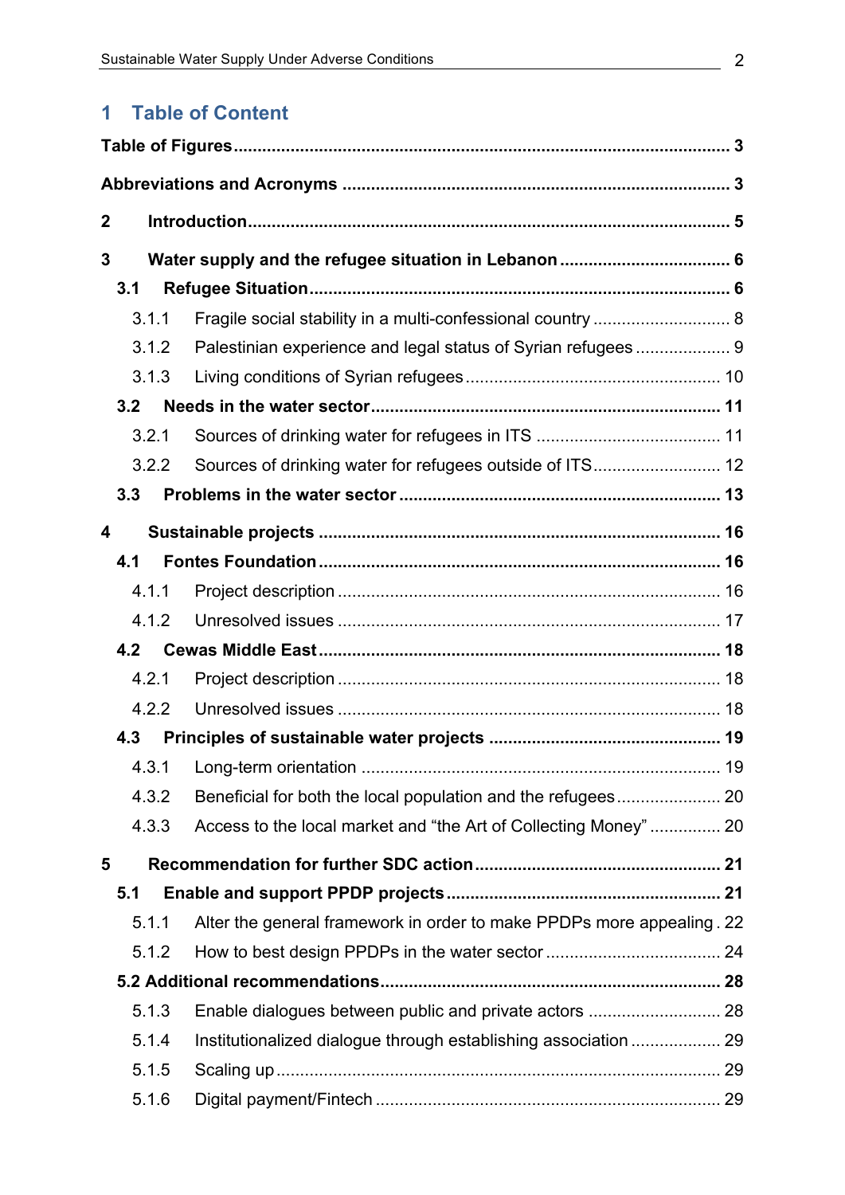# 1 Table of Content

**Table of Figures** ... **3**

**Abbreviations and Acronyms** ... **3**

**2 Introduction** ... **5**

**3 Water supply and the refugee situation in Lebanon** ... **6**

- **3.1 Refugee Situation** ... **6**
  - 3.1.1 Fragile social stability in a multi-confessional country ... 8
  - 3.1.2 Palestinian experience and legal status of Syrian refugees ... 9
  - 3.1.3 Living conditions of Syrian refugees ... 10
- **3.2 Needs in the water sector** ... **11**
  - 3.2.1 Sources of drinking water for refugees in ITS ... 11
  - 3.2.2 Sources of drinking water for refugees outside of ITS ... 12
- **3.3 Problems in the water sector** ... **13**

**4 Sustainable projects** ... **16**

- **4.1 Fontes Foundation** ... **16**
  - 4.1.1 Project description ... 16
  - 4.1.2 Unresolved issues ... 17
- **4.2 Cewas Middle East** ... **18**
  - 4.2.1 Project description ... 18
  - 4.2.2 Unresolved issues ... 18
- **4.3 Principles of sustainable water projects** ... **19**
  - 4.3.1 Long-term orientation ... 19
  - 4.3.2 Beneficial for both the local population and the refugees ... 20
  - 4.3.3 Access to the local market and "the Art of Collecting Money" ... 20

**5 Recommendation for further SDC action** ... **21**

- **5.1 Enable and support PPDP projects** ... **21**
  - 5.1.1 Alter the general framework in order to make PPDPs more appealing ... 22
  - 5.1.2 How to best design PPDPs in the water sector ... 24
- **5.2 Additional recommendations** ... **28**
  - 5.1.3 Enable dialogues between public and private actors ... 28
  - 5.1.4 Institutionalized dialogue through establishing association ... 29
  - 5.1.5 Scaling up ... 29
  - 5.1.6 Digital payment/Fintech ... 29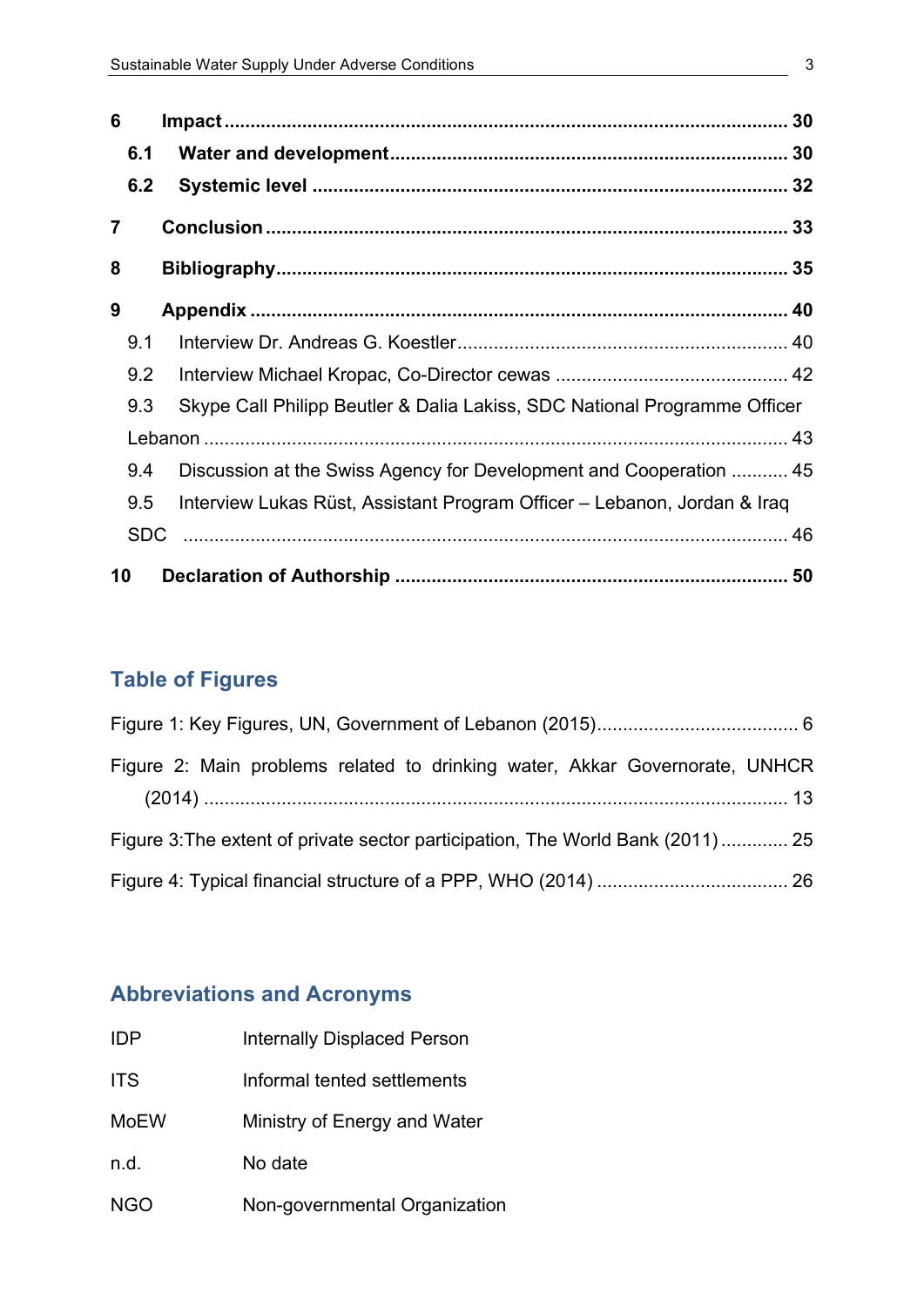**6 Impact** ........................................................................................................ **30**

**6.1 Water and development** ........................................................................... **30**

**6.2 Systemic level** .......................................................................................... **32**

**7 Conclusion** .................................................................................................. **33**

**8 Bibliography** ............................................................................................... **35**

**9 Appendix** .................................................................................................... **40**

9.1 Interview Dr. Andreas G. Koestler ................................................................ 40

9.2 Interview Michael Kropac, Co-Director cewas ............................................ 42

9.3 Skype Call Philipp Beutler & Dalia Lakiss, SDC National Programme Officer Lebanon ............................................................................................................. 43

9.4 Discussion at the Swiss Agency for Development and Cooperation ........... 45

9.5 Interview Lukas Rüst, Assistant Program Officer – Lebanon, Jordan & Iraq SDC .................................................................................................................. 46

**10 Declaration of Authorship** ........................................................................ **50**

## Table of Figures

Figure 1: Key Figures, UN, Government of Lebanon (2015)...................................... 6

Figure 2: Main problems related to drinking water, Akkar Governorate, UNHCR (2014) ............................................................................................................... 13

Figure 3:The extent of private sector participation, The World Bank (2011) ............ 25

Figure 4: Typical financial structure of a PPP, WHO (2014) .................................... 26

## Abbreviations and Acronyms

| | |
|---|---|
| IDP | Internally Displaced Person |
| ITS | Informal tented settlements |
| MoEW | Ministry of Energy and Water |
| n.d. | No date |
| NGO | Non-governmental Organization |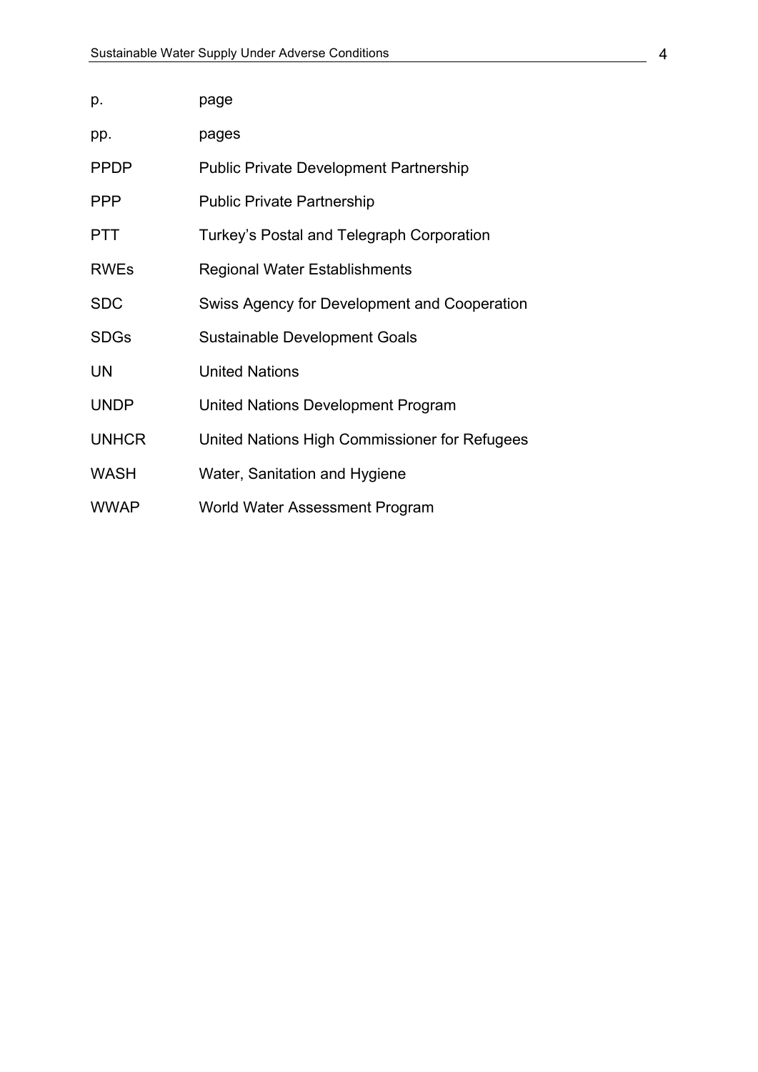| | |
|---|---|
| p. | page |
| pp. | pages |
| PPDP | Public Private Development Partnership |
| PPP | Public Private Partnership |
| PTT | Turkey's Postal and Telegraph Corporation |
| RWEs | Regional Water Establishments |
| SDC | Swiss Agency for Development and Cooperation |
| SDGs | Sustainable Development Goals |
| UN | United Nations |
| UNDP | United Nations Development Program |
| UNHCR | United Nations High Commissioner for Refugees |
| WASH | Water, Sanitation and Hygiene |
| WWAP | World Water Assessment Program |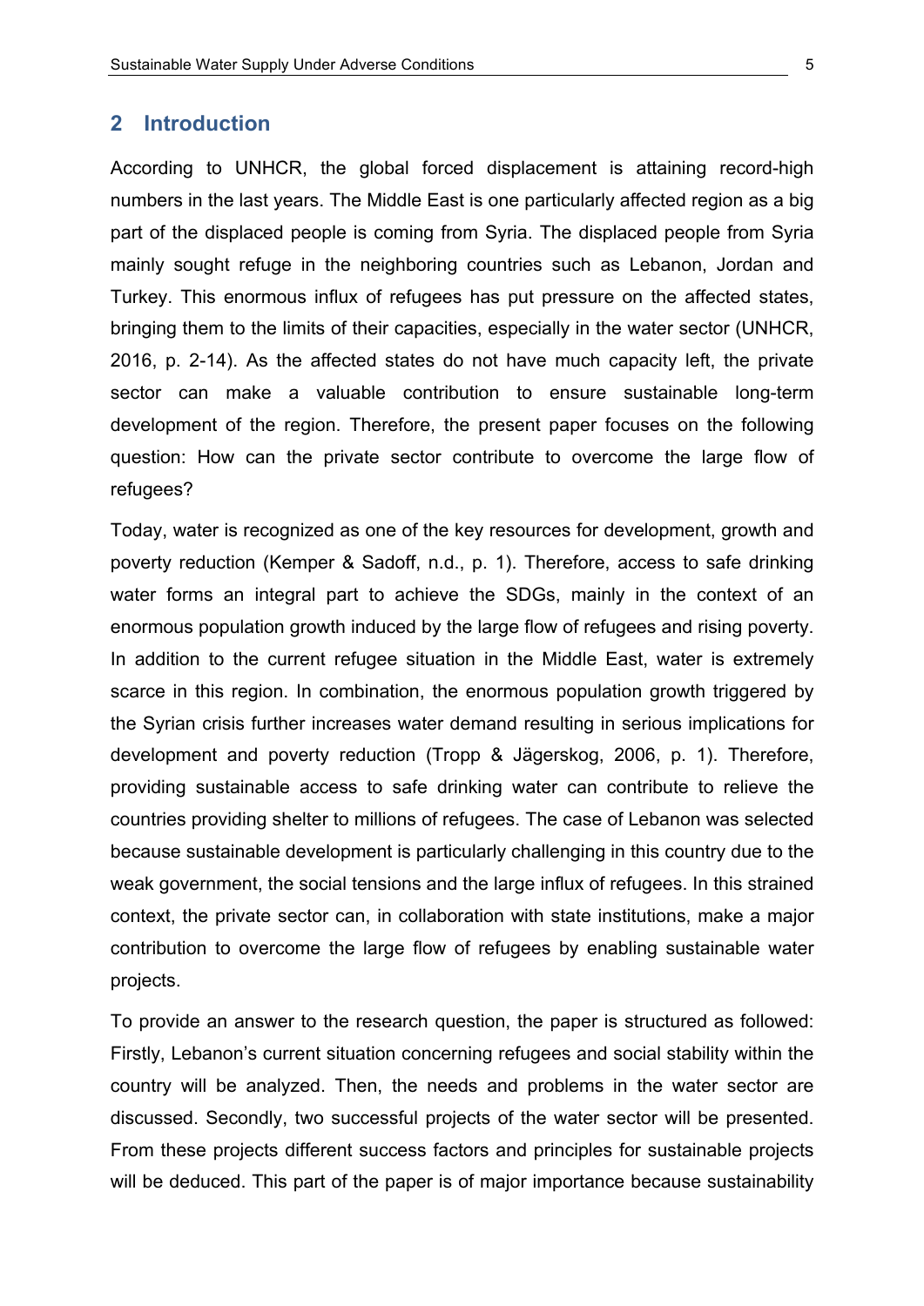## 2 Introduction

According to UNHCR, the global forced displacement is attaining record-high numbers in the last years. The Middle East is one particularly affected region as a big part of the displaced people is coming from Syria. The displaced people from Syria mainly sought refuge in the neighboring countries such as Lebanon, Jordan and Turkey. This enormous influx of refugees has put pressure on the affected states, bringing them to the limits of their capacities, especially in the water sector (UNHCR, 2016, p. 2-14). As the affected states do not have much capacity left, the private sector can make a valuable contribution to ensure sustainable long-term development of the region. Therefore, the present paper focuses on the following question: How can the private sector contribute to overcome the large flow of refugees?

Today, water is recognized as one of the key resources for development, growth and poverty reduction (Kemper & Sadoff, n.d., p. 1). Therefore, access to safe drinking water forms an integral part to achieve the SDGs, mainly in the context of an enormous population growth induced by the large flow of refugees and rising poverty. In addition to the current refugee situation in the Middle East, water is extremely scarce in this region. In combination, the enormous population growth triggered by the Syrian crisis further increases water demand resulting in serious implications for development and poverty reduction (Tropp & Jägerskog, 2006, p. 1). Therefore, providing sustainable access to safe drinking water can contribute to relieve the countries providing shelter to millions of refugees. The case of Lebanon was selected because sustainable development is particularly challenging in this country due to the weak government, the social tensions and the large influx of refugees. In this strained context, the private sector can, in collaboration with state institutions, make a major contribution to overcome the large flow of refugees by enabling sustainable water projects.

To provide an answer to the research question, the paper is structured as followed: Firstly, Lebanon's current situation concerning refugees and social stability within the country will be analyzed. Then, the needs and problems in the water sector are discussed. Secondly, two successful projects of the water sector will be presented. From these projects different success factors and principles for sustainable projects will be deduced. This part of the paper is of major importance because sustainability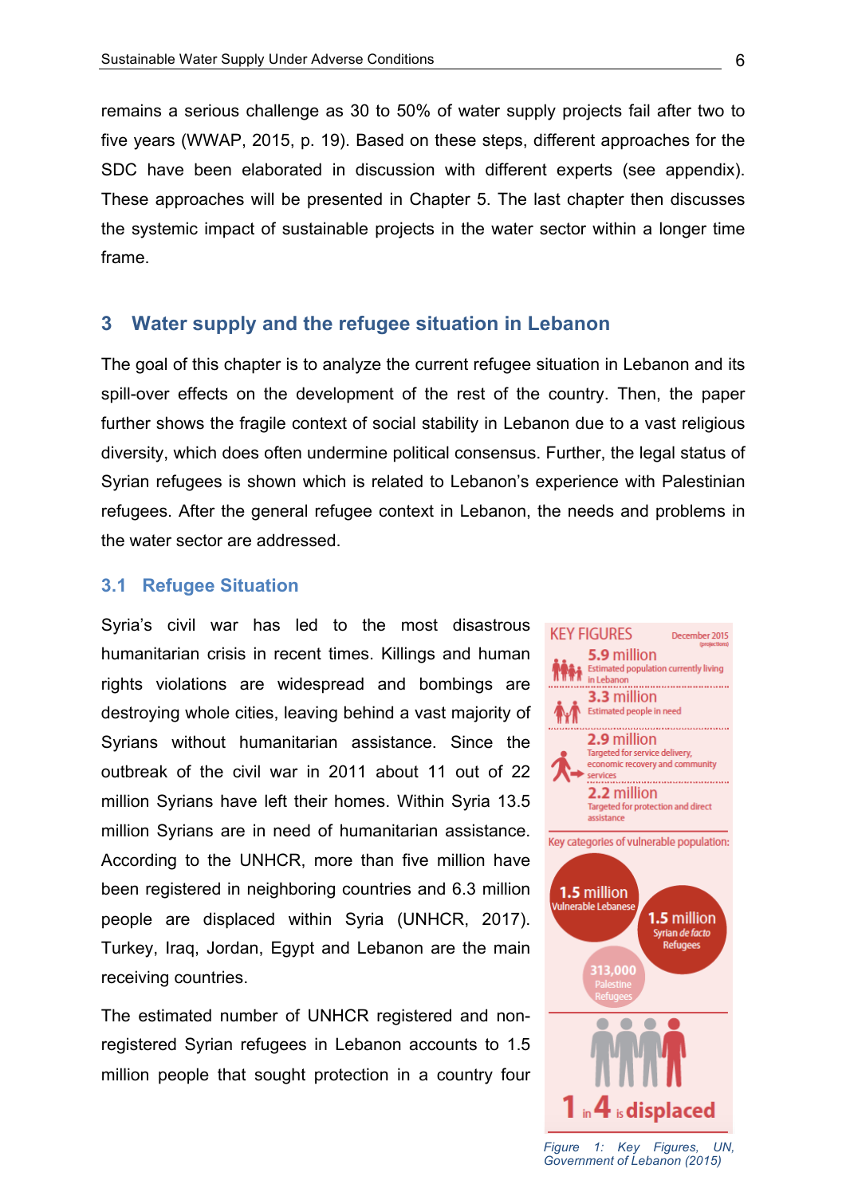remains a serious challenge as 30 to 50% of water supply projects fail after two to five years (WWAP, 2015, p. 19). Based on these steps, different approaches for the SDC have been elaborated in discussion with different experts (see appendix). These approaches will be presented in Chapter 5. The last chapter then discusses the systemic impact of sustainable projects in the water sector within a longer time frame.

## 3 Water supply and the refugee situation in Lebanon

The goal of this chapter is to analyze the current refugee situation in Lebanon and its spill-over effects on the development of the rest of the country. Then, the paper further shows the fragile context of social stability in Lebanon due to a vast religious diversity, which does often undermine political consensus. Further, the legal status of Syrian refugees is shown which is related to Lebanon's experience with Palestinian refugees. After the general refugee context in Lebanon, the needs and problems in the water sector are addressed.

### 3.1 Refugee Situation

Syria's civil war has led to the most disastrous humanitarian crisis in recent times. Killings and human rights violations are widespread and bombings are destroying whole cities, leaving behind a vast majority of Syrians without humanitarian assistance. Since the outbreak of the civil war in 2011 about 11 out of 22 million Syrians have left their homes. Within Syria 13.5 million Syrians are in need of humanitarian assistance. According to the UNHCR, more than five million have been registered in neighboring countries and 6.3 million people are displaced within Syria (UNHCR, 2017). Turkey, Iraq, Jordan, Egypt and Lebanon are the main receiving countries.

The estimated number of UNHCR registered and non-registered Syrian refugees in Lebanon accounts to 1.5 million people that sought protection in a country four

KEY FIGURES — December 2015 (projections)

- **5.9 million** Estimated population currently living in Lebanon
- **3.3 million** Estimated people in need
- **2.9 million** Targeted for service delivery, economic recovery and community services
- **2.2 million** Targeted for protection and direct assistance

Key categories of vulnerable population:

- **1.5 million** Vulnerable Lebanese
- **1.5 million** Syrian *de facto* Refugees
- **313,000** Palestine Refugees

**1 in 4 is displaced**

*Figure 1: Key Figures, UN, Government of Lebanon (2015)*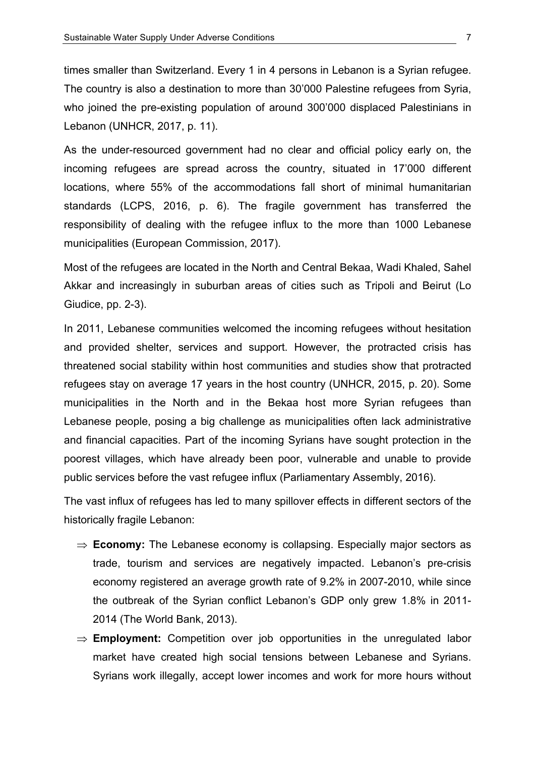times smaller than Switzerland. Every 1 in 4 persons in Lebanon is a Syrian refugee. The country is also a destination to more than 30'000 Palestine refugees from Syria, who joined the pre-existing population of around 300'000 displaced Palestinians in Lebanon (UNHCR, 2017, p. 11).

As the under-resourced government had no clear and official policy early on, the incoming refugees are spread across the country, situated in 17'000 different locations, where 55% of the accommodations fall short of minimal humanitarian standards (LCPS, 2016, p. 6). The fragile government has transferred the responsibility of dealing with the refugee influx to the more than 1000 Lebanese municipalities (European Commission, 2017).

Most of the refugees are located in the North and Central Bekaa, Wadi Khaled, Sahel Akkar and increasingly in suburban areas of cities such as Tripoli and Beirut (Lo Giudice, pp. 2-3).

In 2011, Lebanese communities welcomed the incoming refugees without hesitation and provided shelter, services and support. However, the protracted crisis has threatened social stability within host communities and studies show that protracted refugees stay on average 17 years in the host country (UNHCR, 2015, p. 20). Some municipalities in the North and in the Bekaa host more Syrian refugees than Lebanese people, posing a big challenge as municipalities often lack administrative and financial capacities. Part of the incoming Syrians have sought protection in the poorest villages, which have already been poor, vulnerable and unable to provide public services before the vast refugee influx (Parliamentary Assembly, 2016).

The vast influx of refugees has led to many spillover effects in different sectors of the historically fragile Lebanon:

- ⇒ **Economy:** The Lebanese economy is collapsing. Especially major sectors as trade, tourism and services are negatively impacted. Lebanon's pre-crisis economy registered an average growth rate of 9.2% in 2007-2010, while since the outbreak of the Syrian conflict Lebanon's GDP only grew 1.8% in 2011-2014 (The World Bank, 2013).
- ⇒ **Employment:** Competition over job opportunities in the unregulated labor market have created high social tensions between Lebanese and Syrians. Syrians work illegally, accept lower incomes and work for more hours without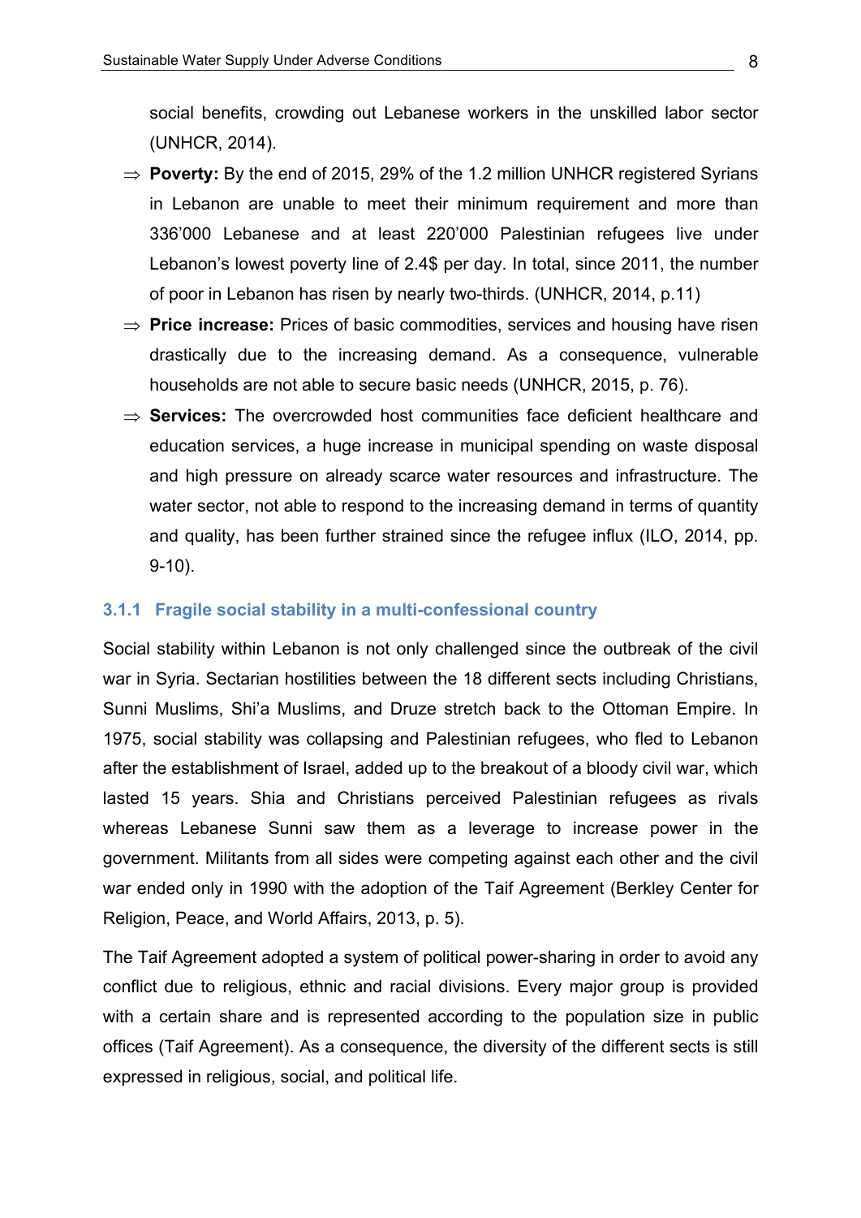social benefits, crowding out Lebanese workers in the unskilled labor sector (UNHCR, 2014).

⇒ **Poverty:** By the end of 2015, 29% of the 1.2 million UNHCR registered Syrians in Lebanon are unable to meet their minimum requirement and more than 336'000 Lebanese and at least 220'000 Palestinian refugees live under Lebanon's lowest poverty line of 2.4$ per day. In total, since 2011, the number of poor in Lebanon has risen by nearly two-thirds. (UNHCR, 2014, p.11)

⇒ **Price increase:** Prices of basic commodities, services and housing have risen drastically due to the increasing demand. As a consequence, vulnerable households are not able to secure basic needs (UNHCR, 2015, p. 76).

⇒ **Services:** The overcrowded host communities face deficient healthcare and education services, a huge increase in municipal spending on waste disposal and high pressure on already scarce water resources and infrastructure. The water sector, not able to respond to the increasing demand in terms of quantity and quality, has been further strained since the refugee influx (ILO, 2014, pp. 9-10).

### 3.1.1 Fragile social stability in a multi-confessional country

Social stability within Lebanon is not only challenged since the outbreak of the civil war in Syria. Sectarian hostilities between the 18 different sects including Christians, Sunni Muslims, Shi'a Muslims, and Druze stretch back to the Ottoman Empire. In 1975, social stability was collapsing and Palestinian refugees, who fled to Lebanon after the establishment of Israel, added up to the breakout of a bloody civil war, which lasted 15 years. Shia and Christians perceived Palestinian refugees as rivals whereas Lebanese Sunni saw them as a leverage to increase power in the government. Militants from all sides were competing against each other and the civil war ended only in 1990 with the adoption of the Taif Agreement (Berkley Center for Religion, Peace, and World Affairs, 2013, p. 5).

The Taif Agreement adopted a system of political power-sharing in order to avoid any conflict due to religious, ethnic and racial divisions. Every major group is provided with a certain share and is represented according to the population size in public offices (Taif Agreement). As a consequence, the diversity of the different sects is still expressed in religious, social, and political life.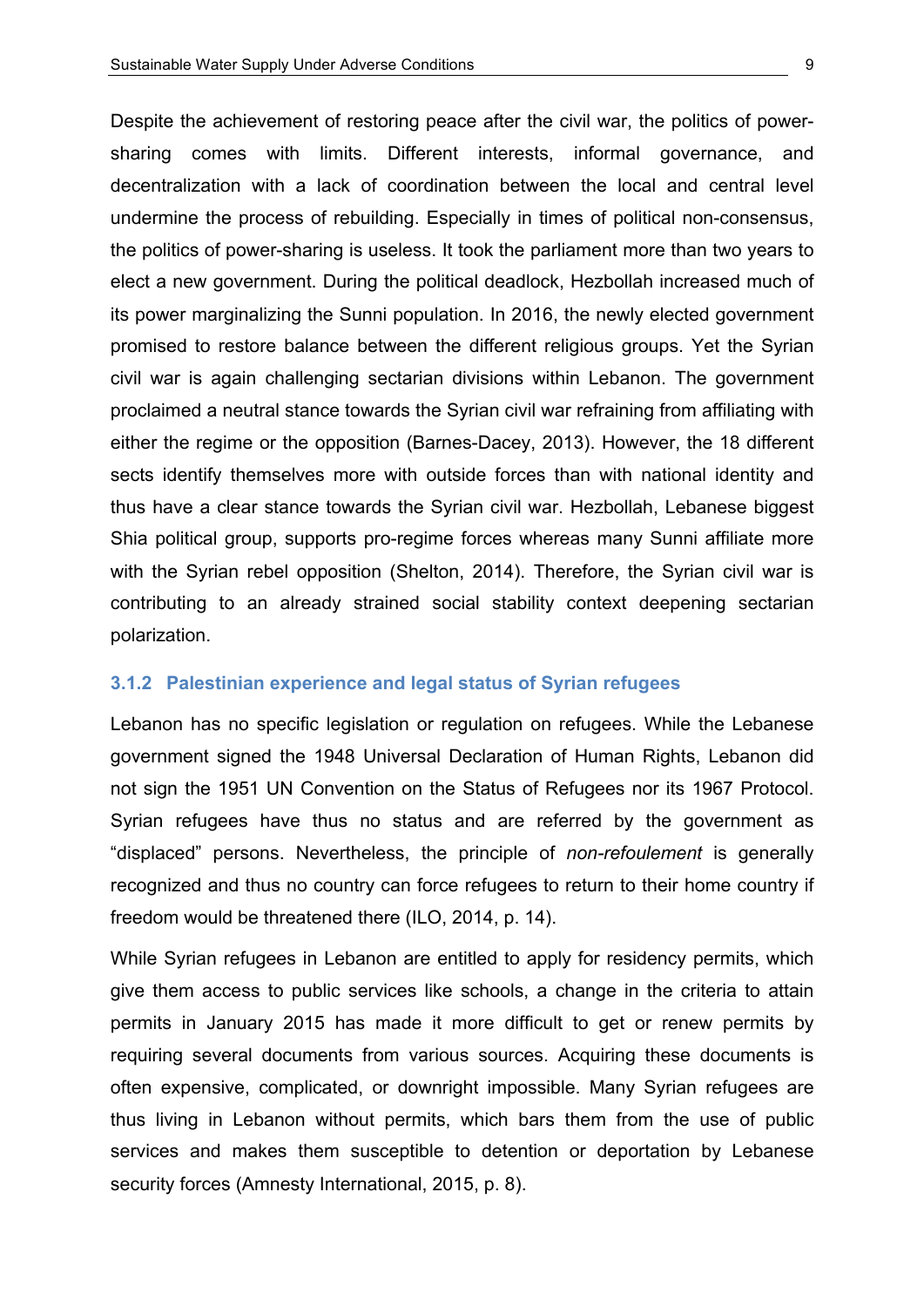Despite the achievement of restoring peace after the civil war, the politics of power-sharing comes with limits. Different interests, informal governance, and decentralization with a lack of coordination between the local and central level undermine the process of rebuilding. Especially in times of political non-consensus, the politics of power-sharing is useless. It took the parliament more than two years to elect a new government. During the political deadlock, Hezbollah increased much of its power marginalizing the Sunni population. In 2016, the newly elected government promised to restore balance between the different religious groups. Yet the Syrian civil war is again challenging sectarian divisions within Lebanon. The government proclaimed a neutral stance towards the Syrian civil war refraining from affiliating with either the regime or the opposition (Barnes-Dacey, 2013). However, the 18 different sects identify themselves more with outside forces than with national identity and thus have a clear stance towards the Syrian civil war. Hezbollah, Lebanese biggest Shia political group, supports pro-regime forces whereas many Sunni affiliate more with the Syrian rebel opposition (Shelton, 2014). Therefore, the Syrian civil war is contributing to an already strained social stability context deepening sectarian polarization.

### 3.1.2 Palestinian experience and legal status of Syrian refugees

Lebanon has no specific legislation or regulation on refugees. While the Lebanese government signed the 1948 Universal Declaration of Human Rights, Lebanon did not sign the 1951 UN Convention on the Status of Refugees nor its 1967 Protocol. Syrian refugees have thus no status and are referred by the government as "displaced" persons. Nevertheless, the principle of *non-refoulement* is generally recognized and thus no country can force refugees to return to their home country if freedom would be threatened there (ILO, 2014, p. 14).

While Syrian refugees in Lebanon are entitled to apply for residency permits, which give them access to public services like schools, a change in the criteria to attain permits in January 2015 has made it more difficult to get or renew permits by requiring several documents from various sources. Acquiring these documents is often expensive, complicated, or downright impossible. Many Syrian refugees are thus living in Lebanon without permits, which bars them from the use of public services and makes them susceptible to detention or deportation by Lebanese security forces (Amnesty International, 2015, p. 8).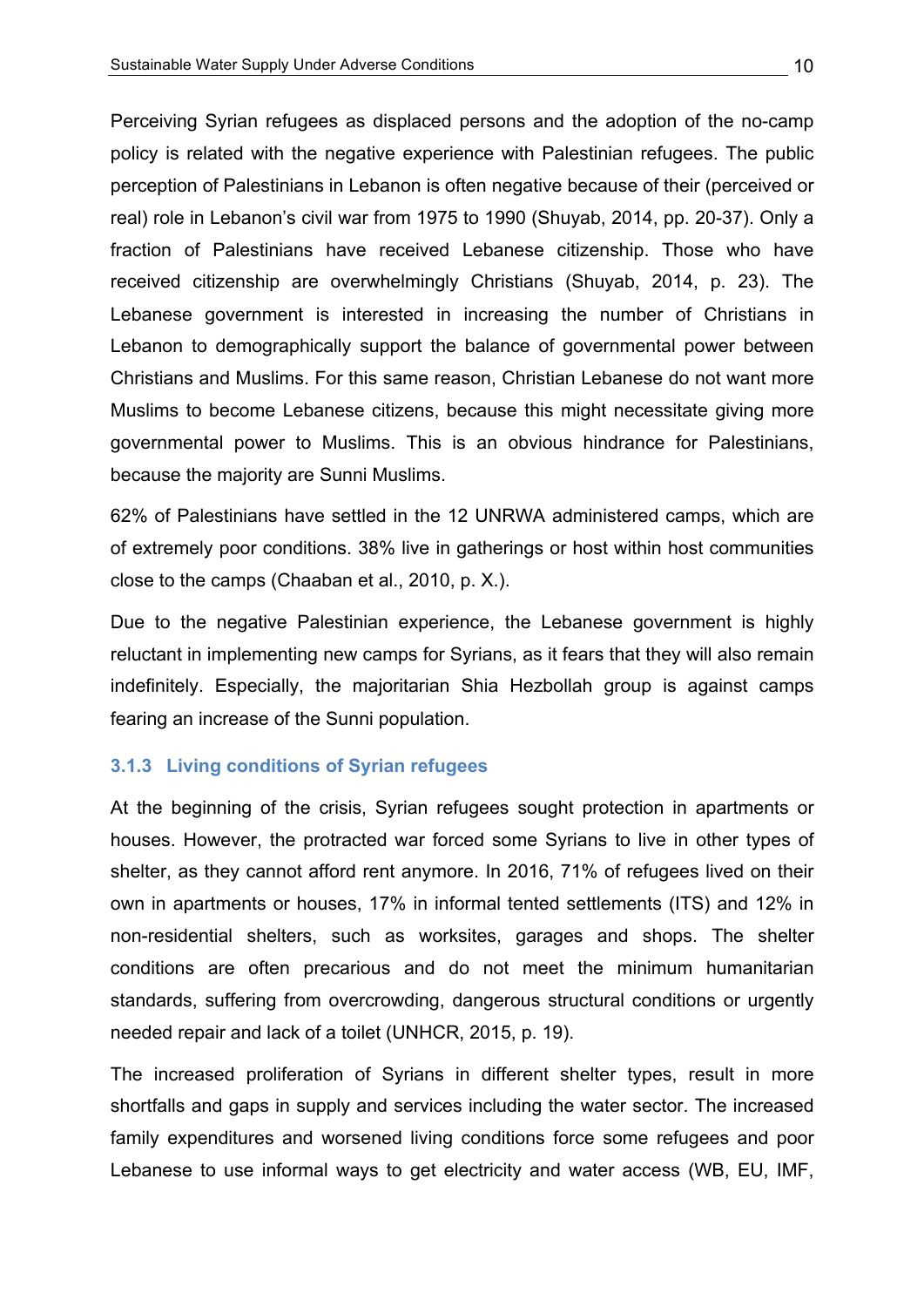Perceiving Syrian refugees as displaced persons and the adoption of the no-camp policy is related with the negative experience with Palestinian refugees. The public perception of Palestinians in Lebanon is often negative because of their (perceived or real) role in Lebanon's civil war from 1975 to 1990 (Shuyab, 2014, pp. 20-37). Only a fraction of Palestinians have received Lebanese citizenship. Those who have received citizenship are overwhelmingly Christians (Shuyab, 2014, p. 23). The Lebanese government is interested in increasing the number of Christians in Lebanon to demographically support the balance of governmental power between Christians and Muslims. For this same reason, Christian Lebanese do not want more Muslims to become Lebanese citizens, because this might necessitate giving more governmental power to Muslims. This is an obvious hindrance for Palestinians, because the majority are Sunni Muslims.

62% of Palestinians have settled in the 12 UNRWA administered camps, which are of extremely poor conditions. 38% live in gatherings or host within host communities close to the camps (Chaaban et al., 2010, p. X.).

Due to the negative Palestinian experience, the Lebanese government is highly reluctant in implementing new camps for Syrians, as it fears that they will also remain indefinitely. Especially, the majoritarian Shia Hezbollah group is against camps fearing an increase of the Sunni population.

### 3.1.3 Living conditions of Syrian refugees

At the beginning of the crisis, Syrian refugees sought protection in apartments or houses. However, the protracted war forced some Syrians to live in other types of shelter, as they cannot afford rent anymore. In 2016, 71% of refugees lived on their own in apartments or houses, 17% in informal tented settlements (ITS) and 12% in non-residential shelters, such as worksites, garages and shops. The shelter conditions are often precarious and do not meet the minimum humanitarian standards, suffering from overcrowding, dangerous structural conditions or urgently needed repair and lack of a toilet (UNHCR, 2015, p. 19).

The increased proliferation of Syrians in different shelter types, result in more shortfalls and gaps in supply and services including the water sector. The increased family expenditures and worsened living conditions force some refugees and poor Lebanese to use informal ways to get electricity and water access (WB, EU, IMF,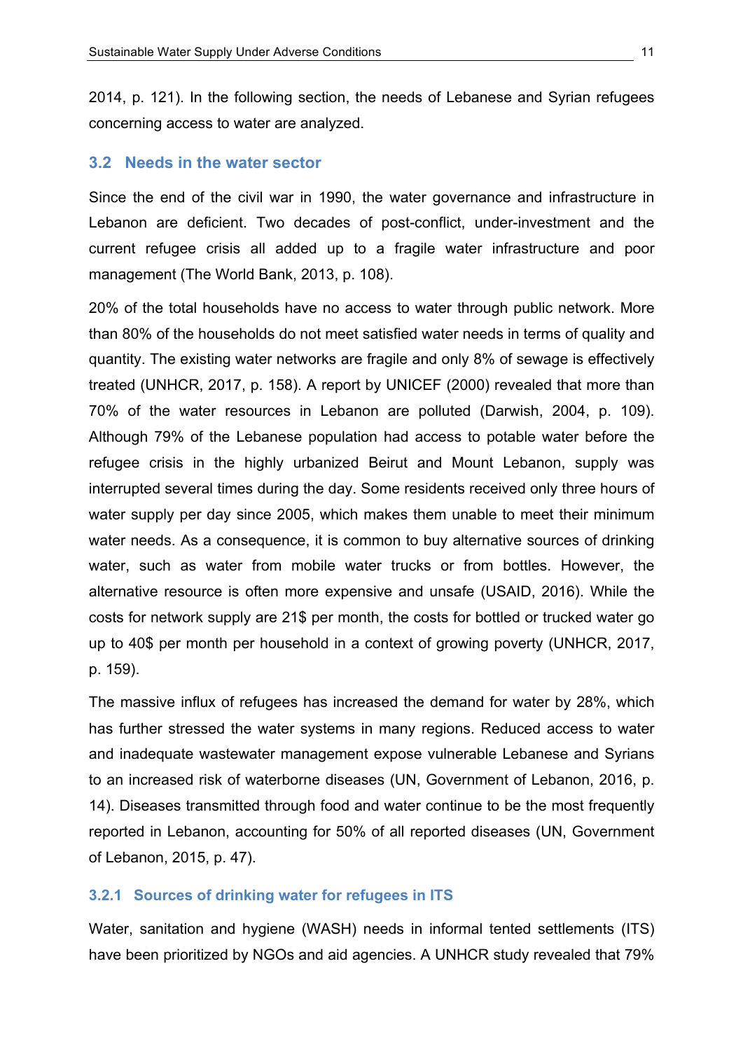2014, p. 121). In the following section, the needs of Lebanese and Syrian refugees concerning access to water are analyzed.

## 3.2 Needs in the water sector

Since the end of the civil war in 1990, the water governance and infrastructure in Lebanon are deficient. Two decades of post-conflict, under-investment and the current refugee crisis all added up to a fragile water infrastructure and poor management (The World Bank, 2013, p. 108).

20% of the total households have no access to water through public network. More than 80% of the households do not meet satisfied water needs in terms of quality and quantity. The existing water networks are fragile and only 8% of sewage is effectively treated (UNHCR, 2017, p. 158). A report by UNICEF (2000) revealed that more than 70% of the water resources in Lebanon are polluted (Darwish, 2004, p. 109). Although 79% of the Lebanese population had access to potable water before the refugee crisis in the highly urbanized Beirut and Mount Lebanon, supply was interrupted several times during the day. Some residents received only three hours of water supply per day since 2005, which makes them unable to meet their minimum water needs. As a consequence, it is common to buy alternative sources of drinking water, such as water from mobile water trucks or from bottles. However, the alternative resource is often more expensive and unsafe (USAID, 2016). While the costs for network supply are 21$ per month, the costs for bottled or trucked water go up to 40$ per month per household in a context of growing poverty (UNHCR, 2017, p. 159).

The massive influx of refugees has increased the demand for water by 28%, which has further stressed the water systems in many regions. Reduced access to water and inadequate wastewater management expose vulnerable Lebanese and Syrians to an increased risk of waterborne diseases (UN, Government of Lebanon, 2016, p. 14). Diseases transmitted through food and water continue to be the most frequently reported in Lebanon, accounting for 50% of all reported diseases (UN, Government of Lebanon, 2015, p. 47).

### 3.2.1 Sources of drinking water for refugees in ITS

Water, sanitation and hygiene (WASH) needs in informal tented settlements (ITS) have been prioritized by NGOs and aid agencies. A UNHCR study revealed that 79%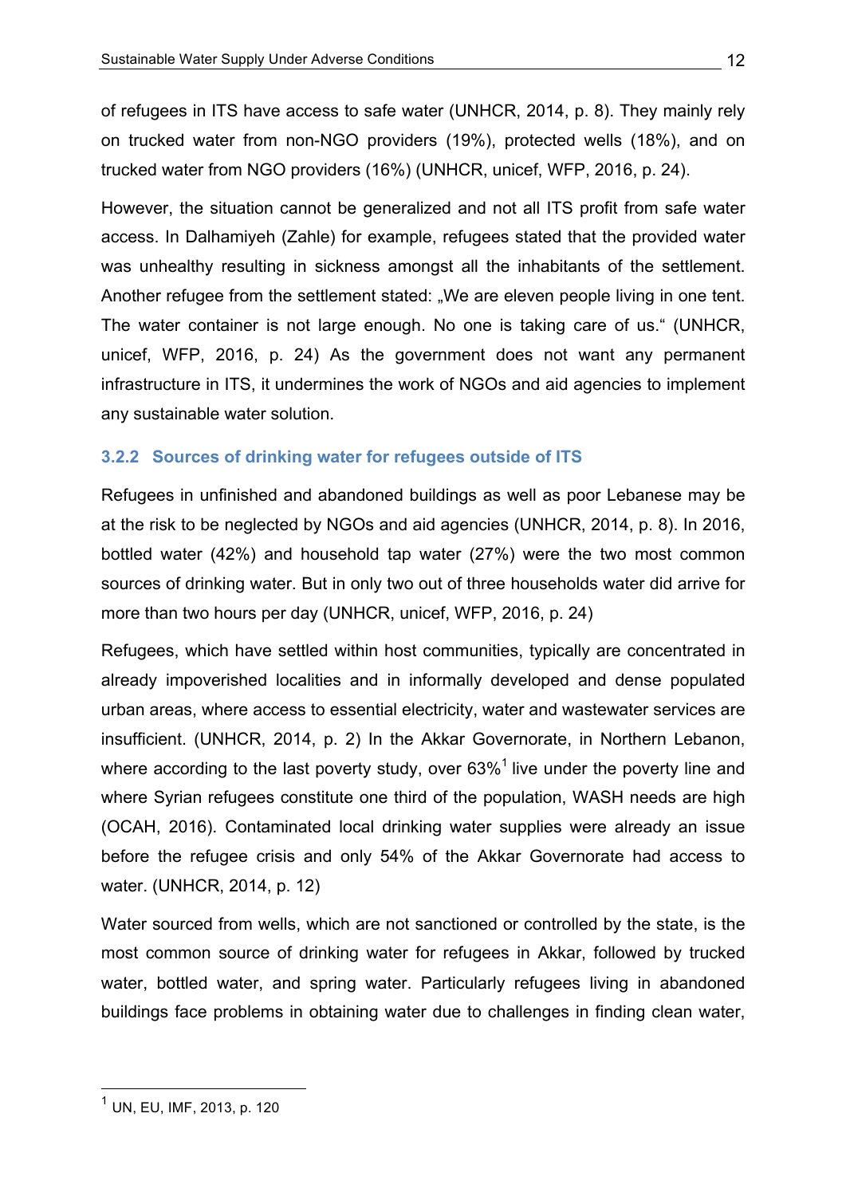of refugees in ITS have access to safe water (UNHCR, 2014, p. 8). They mainly rely on trucked water from non-NGO providers (19%), protected wells (18%), and on trucked water from NGO providers (16%) (UNHCR, unicef, WFP, 2016, p. 24).

However, the situation cannot be generalized and not all ITS profit from safe water access. In Dalhamiyeh (Zahle) for example, refugees stated that the provided water was unhealthy resulting in sickness amongst all the inhabitants of the settlement. Another refugee from the settlement stated: „We are eleven people living in one tent. The water container is not large enough. No one is taking care of us." (UNHCR, unicef, WFP, 2016, p. 24) As the government does not want any permanent infrastructure in ITS, it undermines the work of NGOs and aid agencies to implement any sustainable water solution.

### 3.2.2 Sources of drinking water for refugees outside of ITS

Refugees in unfinished and abandoned buildings as well as poor Lebanese may be at the risk to be neglected by NGOs and aid agencies (UNHCR, 2014, p. 8). In 2016, bottled water (42%) and household tap water (27%) were the two most common sources of drinking water. But in only two out of three households water did arrive for more than two hours per day (UNHCR, unicef, WFP, 2016, p. 24)

Refugees, which have settled within host communities, typically are concentrated in already impoverished localities and in informally developed and dense populated urban areas, where access to essential electricity, water and wastewater services are insufficient. (UNHCR, 2014, p. 2) In the Akkar Governorate, in Northern Lebanon, where according to the last poverty study, over 63%[1] live under the poverty line and where Syrian refugees constitute one third of the population, WASH needs are high (OCAH, 2016). Contaminated local drinking water supplies were already an issue before the refugee crisis and only 54% of the Akkar Governorate had access to water. (UNHCR, 2014, p. 12)

Water sourced from wells, which are not sanctioned or controlled by the state, is the most common source of drinking water for refugees in Akkar, followed by trucked water, bottled water, and spring water. Particularly refugees living in abandoned buildings face problems in obtaining water due to challenges in finding clean water,

[1] UN, EU, IMF, 2013, p. 120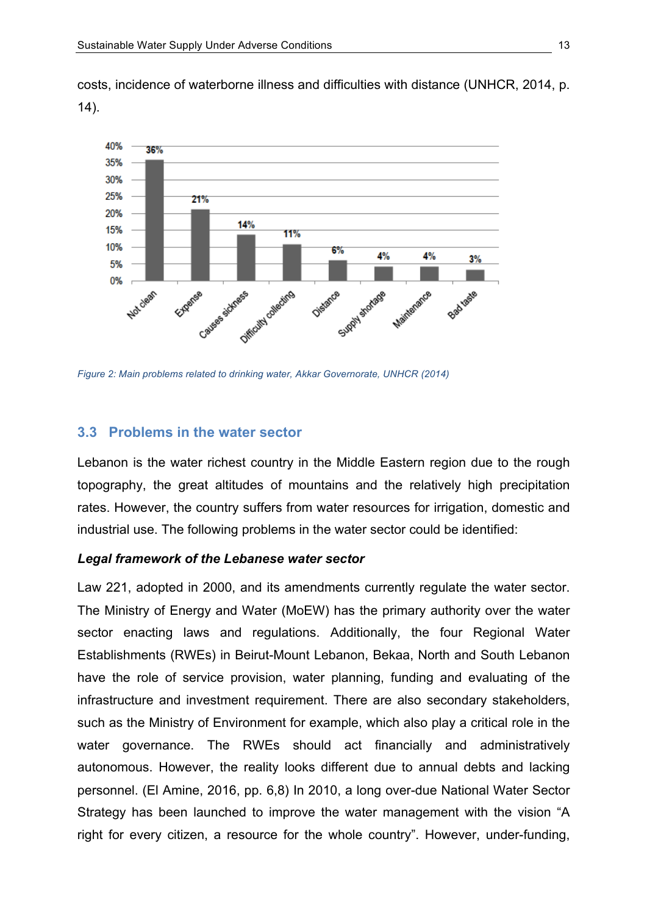costs, incidence of waterborne illness and difficulties with distance (UNHCR, 2014, p. 14).

*Figure 2: Main problems related to drinking water, Akkar Governorate, UNHCR (2014)*

## 3.3 Problems in the water sector

Lebanon is the water richest country in the Middle Eastern region due to the rough topography, the great altitudes of mountains and the relatively high precipitation rates. However, the country suffers from water resources for irrigation, domestic and industrial use. The following problems in the water sector could be identified:

***Legal framework of the Lebanese water sector***

Law 221, adopted in 2000, and its amendments currently regulate the water sector. The Ministry of Energy and Water (MoEW) has the primary authority over the water sector enacting laws and regulations. Additionally, the four Regional Water Establishments (RWEs) in Beirut-Mount Lebanon, Bekaa, North and South Lebanon have the role of service provision, water planning, funding and evaluating of the infrastructure and investment requirement. There are also secondary stakeholders, such as the Ministry of Environment for example, which also play a critical role in the water governance. The RWEs should act financially and administratively autonomous. However, the reality looks different due to annual debts and lacking personnel. (El Amine, 2016, pp. 6,8) In 2010, a long over-due National Water Sector Strategy has been launched to improve the water management with the vision “A right for every citizen, a resource for the whole country”. However, under-funding,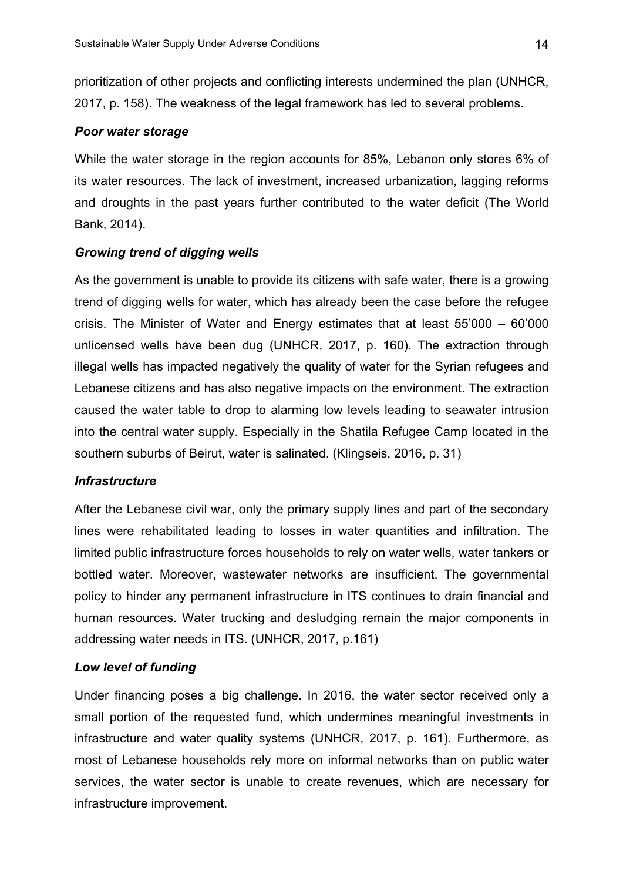prioritization of other projects and conflicting interests undermined the plan (UNHCR, 2017, p. 158). The weakness of the legal framework has led to several problems.

#### *Poor water storage*

While the water storage in the region accounts for 85%, Lebanon only stores 6% of its water resources. The lack of investment, increased urbanization, lagging reforms and droughts in the past years further contributed to the water deficit (The World Bank, 2014).

#### *Growing trend of digging wells*

As the government is unable to provide its citizens with safe water, there is a growing trend of digging wells for water, which has already been the case before the refugee crisis. The Minister of Water and Energy estimates that at least 55'000 – 60'000 unlicensed wells have been dug (UNHCR, 2017, p. 160). The extraction through illegal wells has impacted negatively the quality of water for the Syrian refugees and Lebanese citizens and has also negative impacts on the environment. The extraction caused the water table to drop to alarming low levels leading to seawater intrusion into the central water supply. Especially in the Shatila Refugee Camp located in the southern suburbs of Beirut, water is salinated. (Klingseis, 2016, p. 31)

#### *Infrastructure*

After the Lebanese civil war, only the primary supply lines and part of the secondary lines were rehabilitated leading to losses in water quantities and infiltration. The limited public infrastructure forces households to rely on water wells, water tankers or bottled water. Moreover, wastewater networks are insufficient. The governmental policy to hinder any permanent infrastructure in ITS continues to drain financial and human resources. Water trucking and desludging remain the major components in addressing water needs in ITS. (UNHCR, 2017, p.161)

#### *Low level of funding*

Under financing poses a big challenge. In 2016, the water sector received only a small portion of the requested fund, which undermines meaningful investments in infrastructure and water quality systems (UNHCR, 2017, p. 161). Furthermore, as most of Lebanese households rely more on informal networks than on public water services, the water sector is unable to create revenues, which are necessary for infrastructure improvement.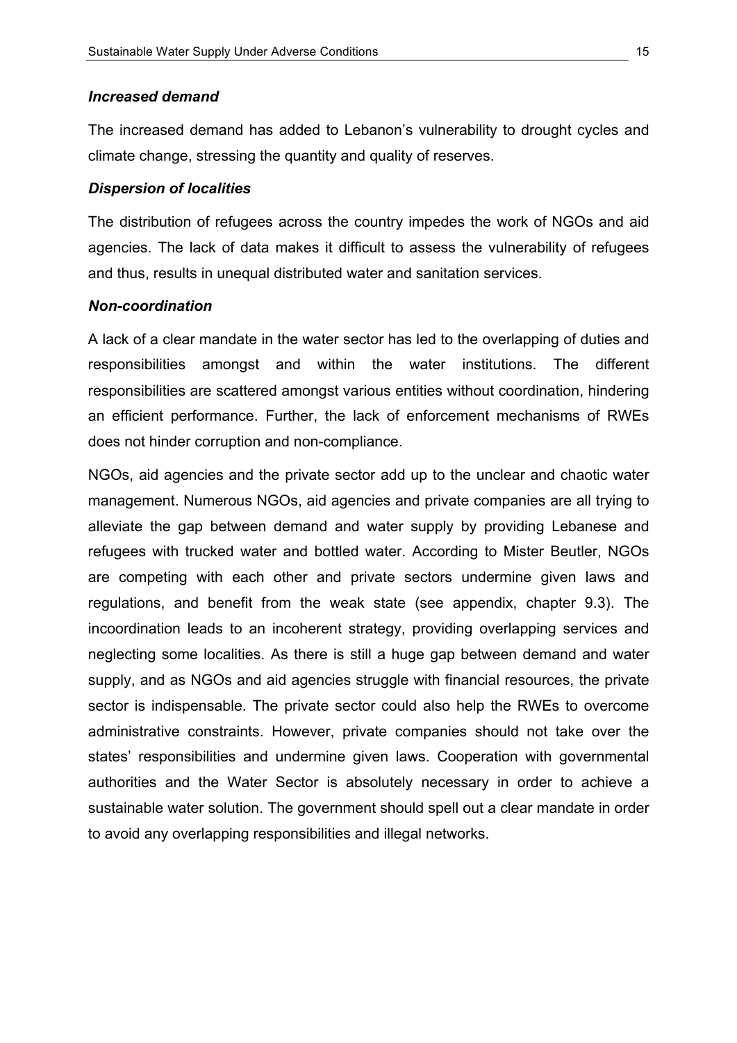***Increased demand***

The increased demand has added to Lebanon's vulnerability to drought cycles and climate change, stressing the quantity and quality of reserves.

***Dispersion of localities***

The distribution of refugees across the country impedes the work of NGOs and aid agencies. The lack of data makes it difficult to assess the vulnerability of refugees and thus, results in unequal distributed water and sanitation services.

***Non-coordination***

A lack of a clear mandate in the water sector has led to the overlapping of duties and responsibilities amongst and within the water institutions. The different responsibilities are scattered amongst various entities without coordination, hindering an efficient performance. Further, the lack of enforcement mechanisms of RWEs does not hinder corruption and non-compliance.

NGOs, aid agencies and the private sector add up to the unclear and chaotic water management. Numerous NGOs, aid agencies and private companies are all trying to alleviate the gap between demand and water supply by providing Lebanese and refugees with trucked water and bottled water. According to Mister Beutler, NGOs are competing with each other and private sectors undermine given laws and regulations, and benefit from the weak state (see appendix, chapter 9.3). The incoordination leads to an incoherent strategy, providing overlapping services and neglecting some localities. As there is still a huge gap between demand and water supply, and as NGOs and aid agencies struggle with financial resources, the private sector is indispensable. The private sector could also help the RWEs to overcome administrative constraints. However, private companies should not take over the states' responsibilities and undermine given laws. Cooperation with governmental authorities and the Water Sector is absolutely necessary in order to achieve a sustainable water solution. The government should spell out a clear mandate in order to avoid any overlapping responsibilities and illegal networks.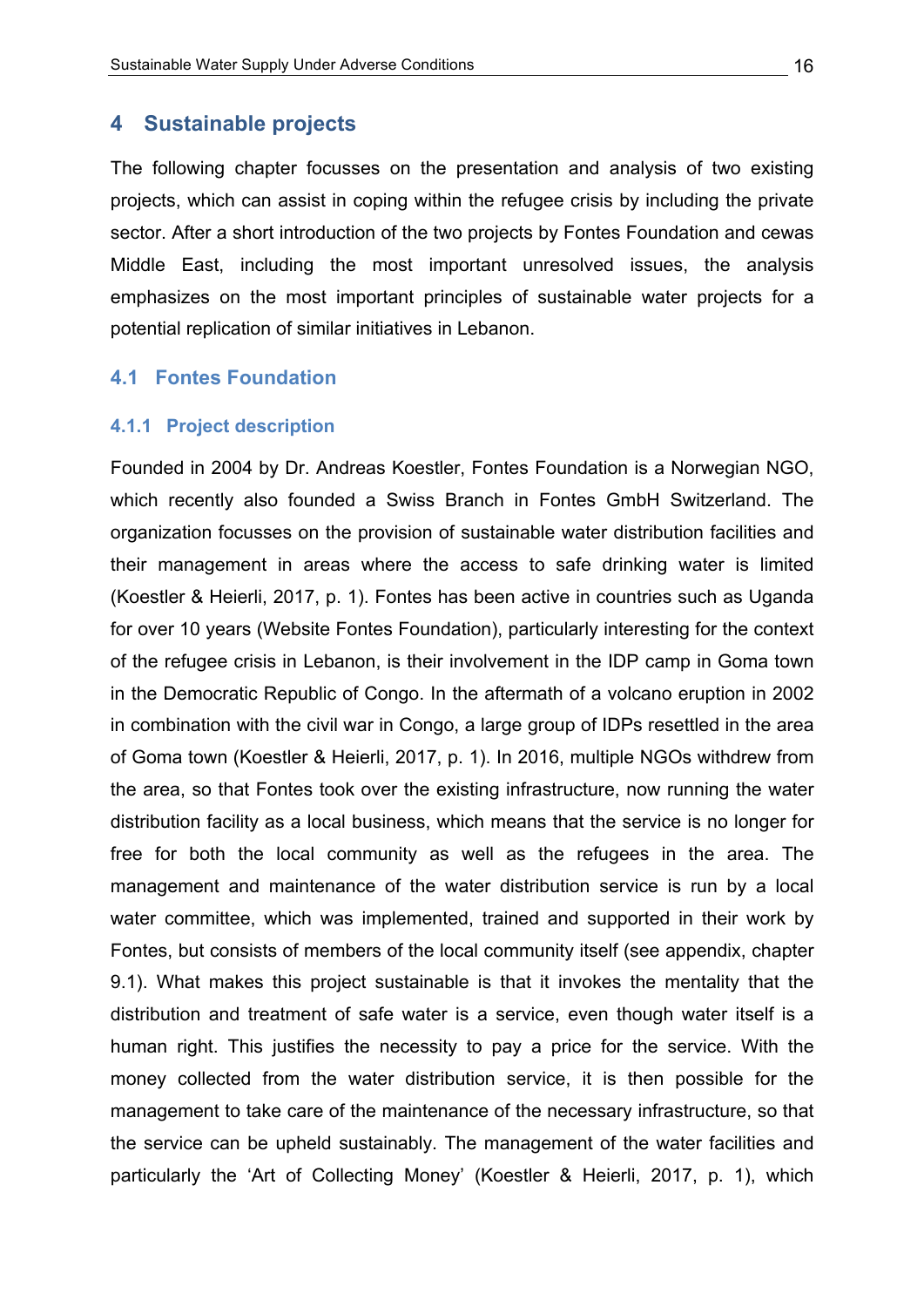# 4 Sustainable projects

The following chapter focusses on the presentation and analysis of two existing projects, which can assist in coping within the refugee crisis by including the private sector. After a short introduction of the two projects by Fontes Foundation and cewas Middle East, including the most important unresolved issues, the analysis emphasizes on the most important principles of sustainable water projects for a potential replication of similar initiatives in Lebanon.

## 4.1 Fontes Foundation

### 4.1.1 Project description

Founded in 2004 by Dr. Andreas Koestler, Fontes Foundation is a Norwegian NGO, which recently also founded a Swiss Branch in Fontes GmbH Switzerland. The organization focusses on the provision of sustainable water distribution facilities and their management in areas where the access to safe drinking water is limited (Koestler & Heierli, 2017, p. 1). Fontes has been active in countries such as Uganda for over 10 years (Website Fontes Foundation), particularly interesting for the context of the refugee crisis in Lebanon, is their involvement in the IDP camp in Goma town in the Democratic Republic of Congo. In the aftermath of a volcano eruption in 2002 in combination with the civil war in Congo, a large group of IDPs resettled in the area of Goma town (Koestler & Heierli, 2017, p. 1). In 2016, multiple NGOs withdrew from the area, so that Fontes took over the existing infrastructure, now running the water distribution facility as a local business, which means that the service is no longer for free for both the local community as well as the refugees in the area. The management and maintenance of the water distribution service is run by a local water committee, which was implemented, trained and supported in their work by Fontes, but consists of members of the local community itself (see appendix, chapter 9.1). What makes this project sustainable is that it invokes the mentality that the distribution and treatment of safe water is a service, even though water itself is a human right. This justifies the necessity to pay a price for the service. With the money collected from the water distribution service, it is then possible for the management to take care of the maintenance of the necessary infrastructure, so that the service can be upheld sustainably. The management of the water facilities and particularly the 'Art of Collecting Money' (Koestler & Heierli, 2017, p. 1), which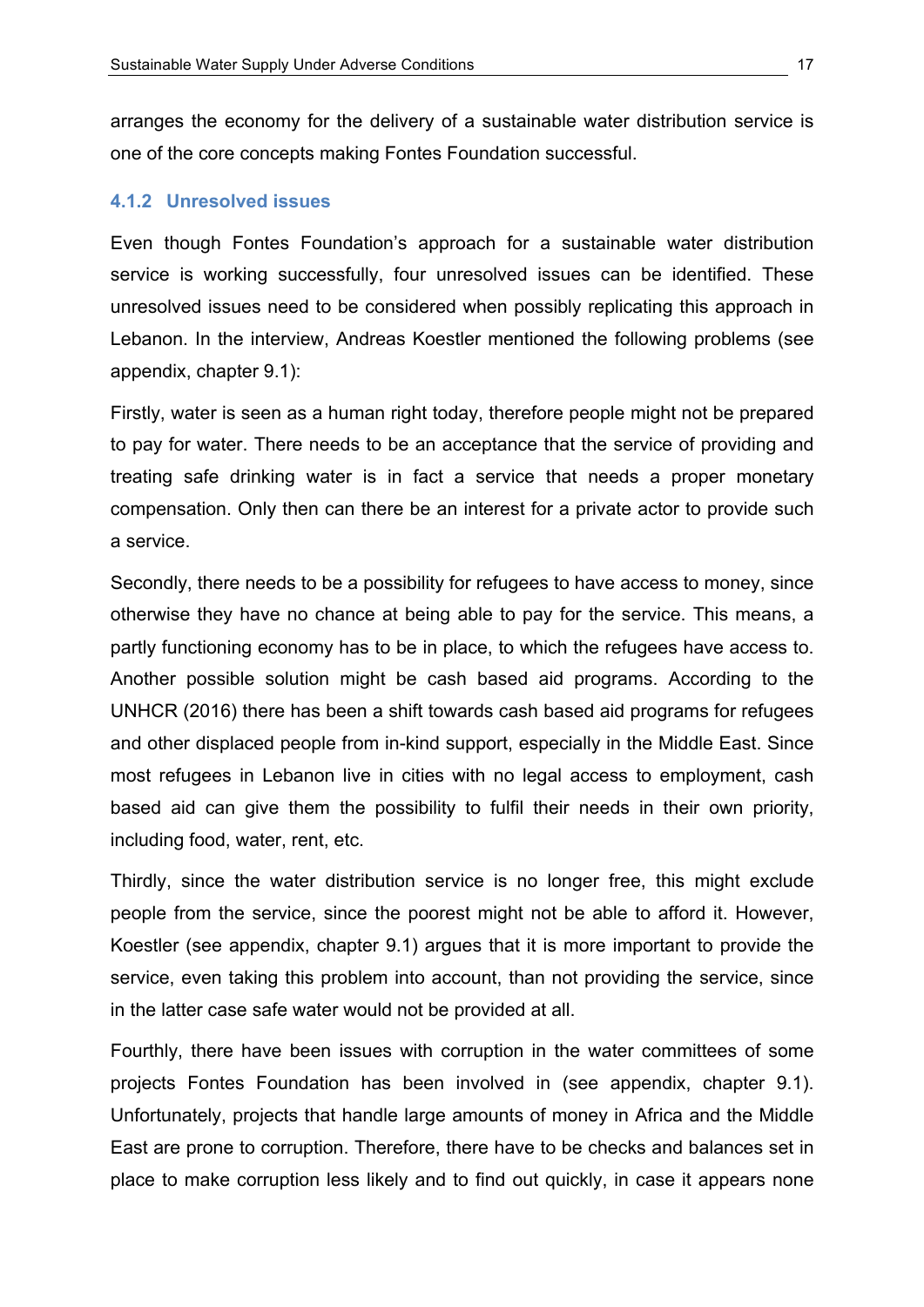arranges the economy for the delivery of a sustainable water distribution service is one of the core concepts making Fontes Foundation successful.

### 4.1.2 Unresolved issues

Even though Fontes Foundation's approach for a sustainable water distribution service is working successfully, four unresolved issues can be identified. These unresolved issues need to be considered when possibly replicating this approach in Lebanon. In the interview, Andreas Koestler mentioned the following problems (see appendix, chapter 9.1):

Firstly, water is seen as a human right today, therefore people might not be prepared to pay for water. There needs to be an acceptance that the service of providing and treating safe drinking water is in fact a service that needs a proper monetary compensation. Only then can there be an interest for a private actor to provide such a service.

Secondly, there needs to be a possibility for refugees to have access to money, since otherwise they have no chance at being able to pay for the service. This means, a partly functioning economy has to be in place, to which the refugees have access to. Another possible solution might be cash based aid programs. According to the UNHCR (2016) there has been a shift towards cash based aid programs for refugees and other displaced people from in-kind support, especially in the Middle East. Since most refugees in Lebanon live in cities with no legal access to employment, cash based aid can give them the possibility to fulfil their needs in their own priority, including food, water, rent, etc.

Thirdly, since the water distribution service is no longer free, this might exclude people from the service, since the poorest might not be able to afford it. However, Koestler (see appendix, chapter 9.1) argues that it is more important to provide the service, even taking this problem into account, than not providing the service, since in the latter case safe water would not be provided at all.

Fourthly, there have been issues with corruption in the water committees of some projects Fontes Foundation has been involved in (see appendix, chapter 9.1). Unfortunately, projects that handle large amounts of money in Africa and the Middle East are prone to corruption. Therefore, there have to be checks and balances set in place to make corruption less likely and to find out quickly, in case it appears none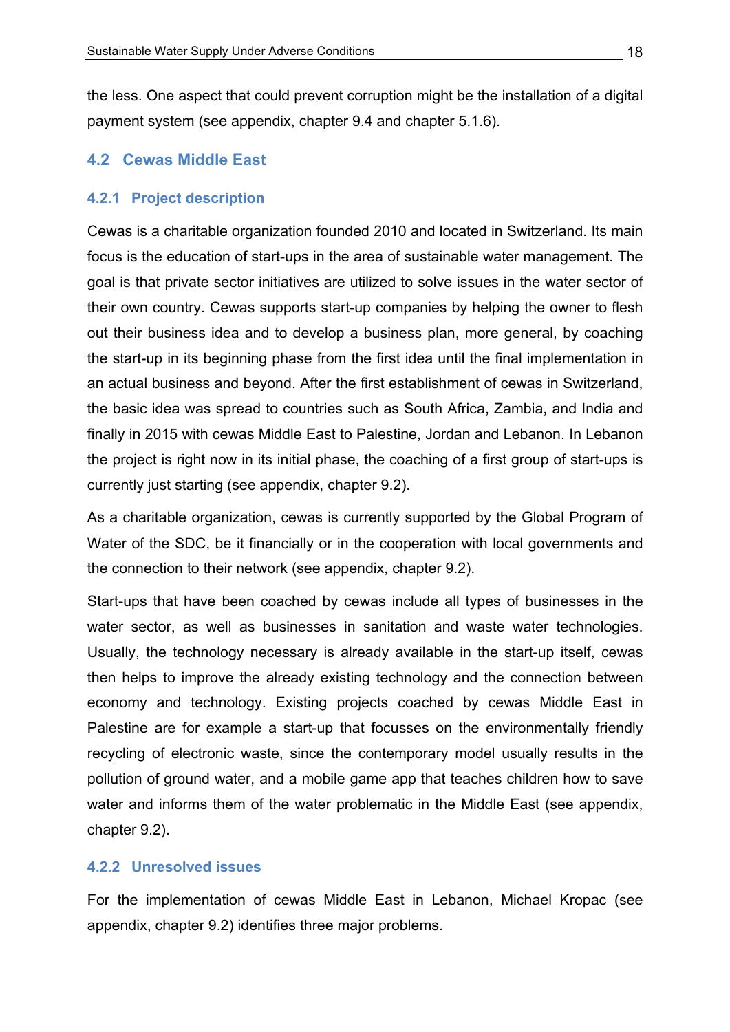the less. One aspect that could prevent corruption might be the installation of a digital payment system (see appendix, chapter 9.4 and chapter 5.1.6).

## 4.2 Cewas Middle East

### 4.2.1 Project description

Cewas is a charitable organization founded 2010 and located in Switzerland. Its main focus is the education of start-ups in the area of sustainable water management. The goal is that private sector initiatives are utilized to solve issues in the water sector of their own country. Cewas supports start-up companies by helping the owner to flesh out their business idea and to develop a business plan, more general, by coaching the start-up in its beginning phase from the first idea until the final implementation in an actual business and beyond. After the first establishment of cewas in Switzerland, the basic idea was spread to countries such as South Africa, Zambia, and India and finally in 2015 with cewas Middle East to Palestine, Jordan and Lebanon. In Lebanon the project is right now in its initial phase, the coaching of a first group of start-ups is currently just starting (see appendix, chapter 9.2).

As a charitable organization, cewas is currently supported by the Global Program of Water of the SDC, be it financially or in the cooperation with local governments and the connection to their network (see appendix, chapter 9.2).

Start-ups that have been coached by cewas include all types of businesses in the water sector, as well as businesses in sanitation and waste water technologies. Usually, the technology necessary is already available in the start-up itself, cewas then helps to improve the already existing technology and the connection between economy and technology. Existing projects coached by cewas Middle East in Palestine are for example a start-up that focusses on the environmentally friendly recycling of electronic waste, since the contemporary model usually results in the pollution of ground water, and a mobile game app that teaches children how to save water and informs them of the water problematic in the Middle East (see appendix, chapter 9.2).

### 4.2.2 Unresolved issues

For the implementation of cewas Middle East in Lebanon, Michael Kropac (see appendix, chapter 9.2) identifies three major problems.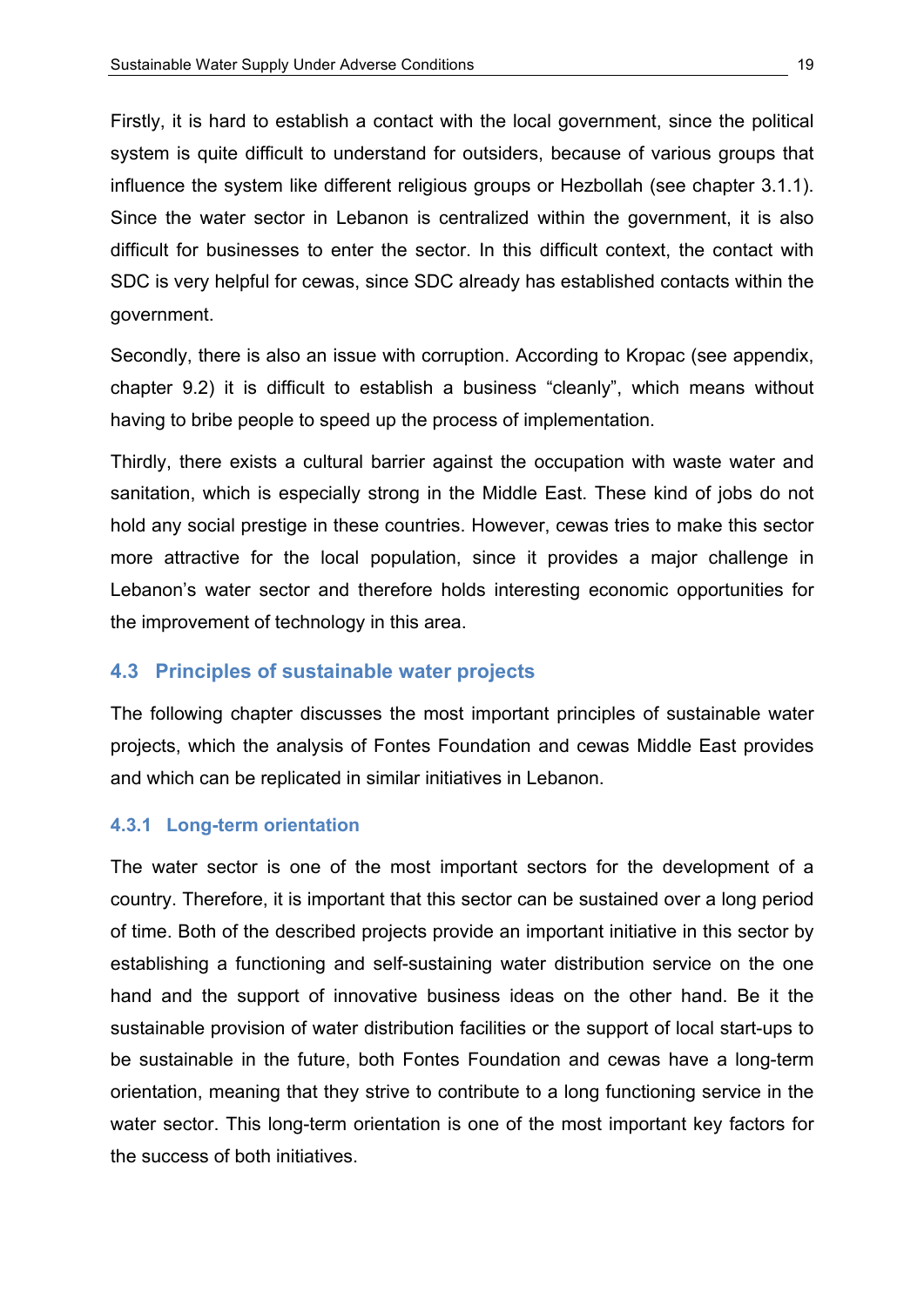Firstly, it is hard to establish a contact with the local government, since the political system is quite difficult to understand for outsiders, because of various groups that influence the system like different religious groups or Hezbollah (see chapter 3.1.1). Since the water sector in Lebanon is centralized within the government, it is also difficult for businesses to enter the sector. In this difficult context, the contact with SDC is very helpful for cewas, since SDC already has established contacts within the government.

Secondly, there is also an issue with corruption. According to Kropac (see appendix, chapter 9.2) it is difficult to establish a business "cleanly", which means without having to bribe people to speed up the process of implementation.

Thirdly, there exists a cultural barrier against the occupation with waste water and sanitation, which is especially strong in the Middle East. These kind of jobs do not hold any social prestige in these countries. However, cewas tries to make this sector more attractive for the local population, since it provides a major challenge in Lebanon's water sector and therefore holds interesting economic opportunities for the improvement of technology in this area.

## 4.3 Principles of sustainable water projects

The following chapter discusses the most important principles of sustainable water projects, which the analysis of Fontes Foundation and cewas Middle East provides and which can be replicated in similar initiatives in Lebanon.

### 4.3.1 Long-term orientation

The water sector is one of the most important sectors for the development of a country. Therefore, it is important that this sector can be sustained over a long period of time. Both of the described projects provide an important initiative in this sector by establishing a functioning and self-sustaining water distribution service on the one hand and the support of innovative business ideas on the other hand. Be it the sustainable provision of water distribution facilities or the support of local start-ups to be sustainable in the future, both Fontes Foundation and cewas have a long-term orientation, meaning that they strive to contribute to a long functioning service in the water sector. This long-term orientation is one of the most important key factors for the success of both initiatives.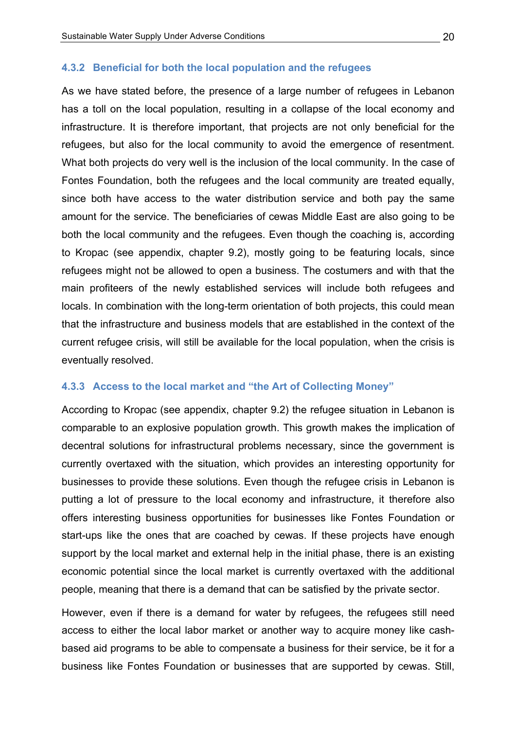### 4.3.2 Beneficial for both the local population and the refugees

As we have stated before, the presence of a large number of refugees in Lebanon has a toll on the local population, resulting in a collapse of the local economy and infrastructure. It is therefore important, that projects are not only beneficial for the refugees, but also for the local community to avoid the emergence of resentment. What both projects do very well is the inclusion of the local community. In the case of Fontes Foundation, both the refugees and the local community are treated equally, since both have access to the water distribution service and both pay the same amount for the service. The beneficiaries of cewas Middle East are also going to be both the local community and the refugees. Even though the coaching is, according to Kropac (see appendix, chapter 9.2), mostly going to be featuring locals, since refugees might not be allowed to open a business. The costumers and with that the main profiteers of the newly established services will include both refugees and locals. In combination with the long-term orientation of both projects, this could mean that the infrastructure and business models that are established in the context of the current refugee crisis, will still be available for the local population, when the crisis is eventually resolved.

### 4.3.3 Access to the local market and "the Art of Collecting Money"

According to Kropac (see appendix, chapter 9.2) the refugee situation in Lebanon is comparable to an explosive population growth. This growth makes the implication of decentral solutions for infrastructural problems necessary, since the government is currently overtaxed with the situation, which provides an interesting opportunity for businesses to provide these solutions. Even though the refugee crisis in Lebanon is putting a lot of pressure to the local economy and infrastructure, it therefore also offers interesting business opportunities for businesses like Fontes Foundation or start-ups like the ones that are coached by cewas. If these projects have enough support by the local market and external help in the initial phase, there is an existing economic potential since the local market is currently overtaxed with the additional people, meaning that there is a demand that can be satisfied by the private sector.

However, even if there is a demand for water by refugees, the refugees still need access to either the local labor market or another way to acquire money like cash-based aid programs to be able to compensate a business for their service, be it for a business like Fontes Foundation or businesses that are supported by cewas. Still,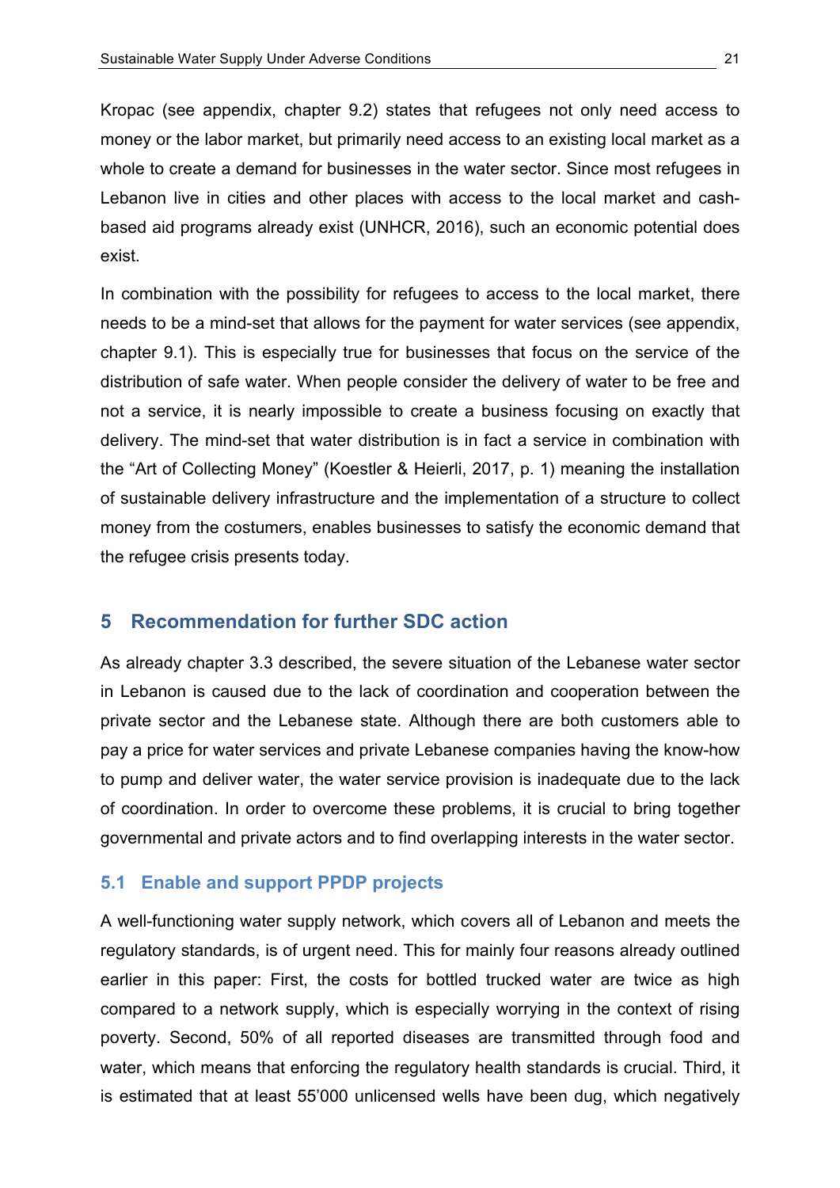Kropac (see appendix, chapter 9.2) states that refugees not only need access to money or the labor market, but primarily need access to an existing local market as a whole to create a demand for businesses in the water sector. Since most refugees in Lebanon live in cities and other places with access to the local market and cash-based aid programs already exist (UNHCR, 2016), such an economic potential does exist.

In combination with the possibility for refugees to access to the local market, there needs to be a mind-set that allows for the payment for water services (see appendix, chapter 9.1). This is especially true for businesses that focus on the service of the distribution of safe water. When people consider the delivery of water to be free and not a service, it is nearly impossible to create a business focusing on exactly that delivery. The mind-set that water distribution is in fact a service in combination with the "Art of Collecting Money" (Koestler & Heierli, 2017, p. 1) meaning the installation of sustainable delivery infrastructure and the implementation of a structure to collect money from the costumers, enables businesses to satisfy the economic demand that the refugee crisis presents today.

# 5 Recommendation for further SDC action

As already chapter 3.3 described, the severe situation of the Lebanese water sector in Lebanon is caused due to the lack of coordination and cooperation between the private sector and the Lebanese state. Although there are both customers able to pay a price for water services and private Lebanese companies having the know-how to pump and deliver water, the water service provision is inadequate due to the lack of coordination. In order to overcome these problems, it is crucial to bring together governmental and private actors and to find overlapping interests in the water sector.

## 5.1 Enable and support PPDP projects

A well-functioning water supply network, which covers all of Lebanon and meets the regulatory standards, is of urgent need. This for mainly four reasons already outlined earlier in this paper: First, the costs for bottled trucked water are twice as high compared to a network supply, which is especially worrying in the context of rising poverty. Second, 50% of all reported diseases are transmitted through food and water, which means that enforcing the regulatory health standards is crucial. Third, it is estimated that at least 55'000 unlicensed wells have been dug, which negatively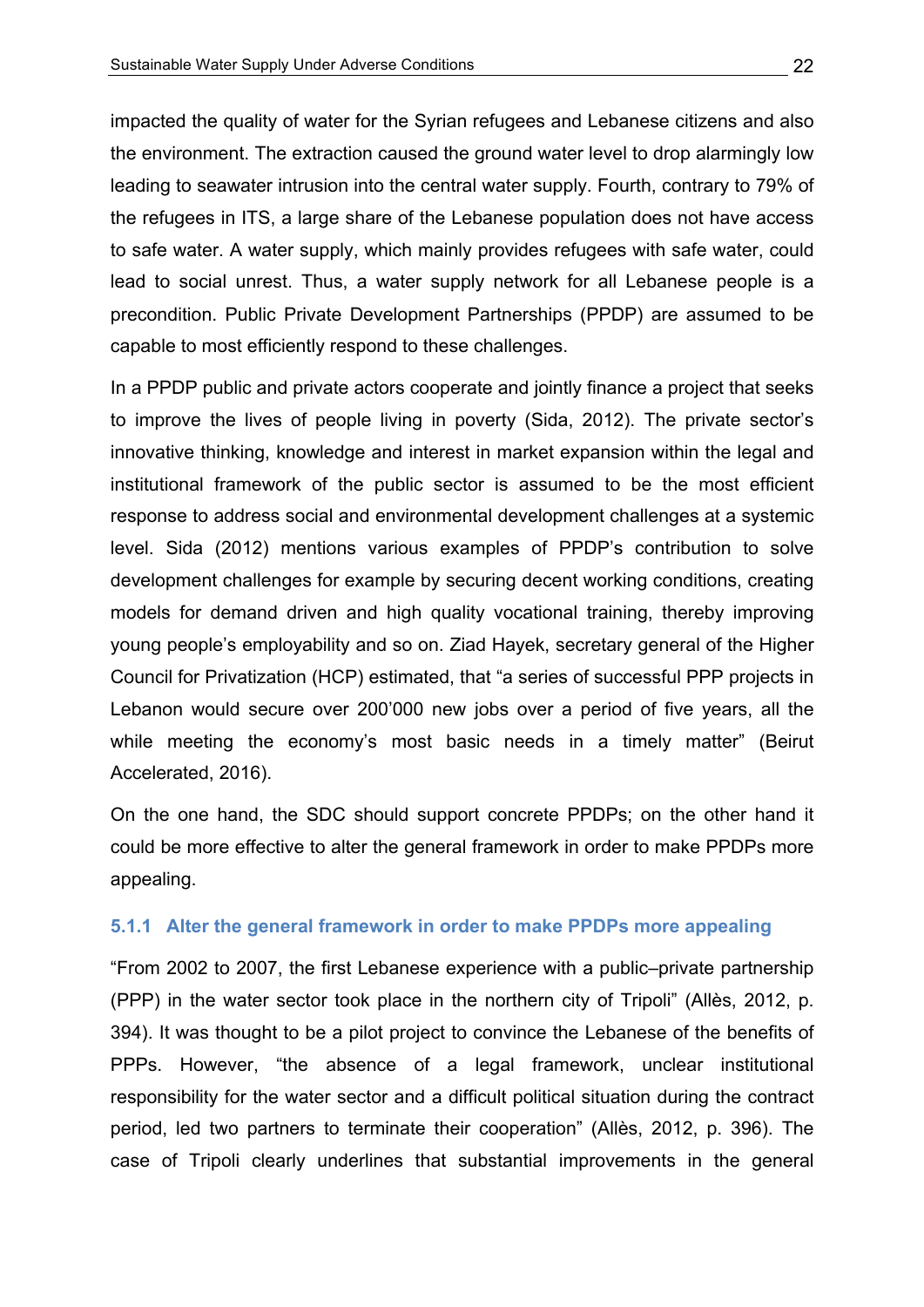impacted the quality of water for the Syrian refugees and Lebanese citizens and also the environment. The extraction caused the ground water level to drop alarmingly low leading to seawater intrusion into the central water supply. Fourth, contrary to 79% of the refugees in ITS, a large share of the Lebanese population does not have access to safe water. A water supply, which mainly provides refugees with safe water, could lead to social unrest. Thus, a water supply network for all Lebanese people is a precondition. Public Private Development Partnerships (PPDP) are assumed to be capable to most efficiently respond to these challenges.

In a PPDP public and private actors cooperate and jointly finance a project that seeks to improve the lives of people living in poverty (Sida, 2012). The private sector's innovative thinking, knowledge and interest in market expansion within the legal and institutional framework of the public sector is assumed to be the most efficient response to address social and environmental development challenges at a systemic level. Sida (2012) mentions various examples of PPDP's contribution to solve development challenges for example by securing decent working conditions, creating models for demand driven and high quality vocational training, thereby improving young people's employability and so on. Ziad Hayek, secretary general of the Higher Council for Privatization (HCP) estimated, that "a series of successful PPP projects in Lebanon would secure over 200'000 new jobs over a period of five years, all the while meeting the economy's most basic needs in a timely matter" (Beirut Accelerated, 2016).

On the one hand, the SDC should support concrete PPDPs; on the other hand it could be more effective to alter the general framework in order to make PPDPs more appealing.

### 5.1.1 Alter the general framework in order to make PPDPs more appealing

"From 2002 to 2007, the first Lebanese experience with a public–private partnership (PPP) in the water sector took place in the northern city of Tripoli" (Allès, 2012, p. 394). It was thought to be a pilot project to convince the Lebanese of the benefits of PPPs. However, "the absence of a legal framework, unclear institutional responsibility for the water sector and a difficult political situation during the contract period, led two partners to terminate their cooperation" (Allès, 2012, p. 396). The case of Tripoli clearly underlines that substantial improvements in the general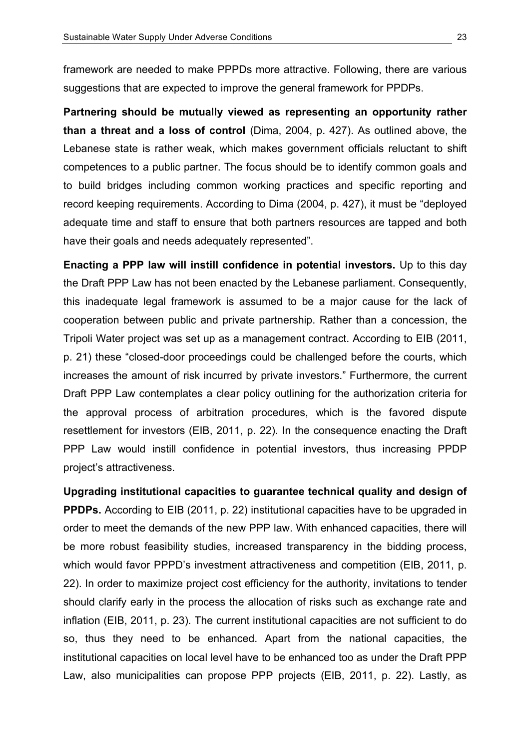framework are needed to make PPPDs more attractive. Following, there are various suggestions that are expected to improve the general framework for PPDPs.

**Partnering should be mutually viewed as representing an opportunity rather than a threat and a loss of control** (Dima, 2004, p. 427). As outlined above, the Lebanese state is rather weak, which makes government officials reluctant to shift competences to a public partner. The focus should be to identify common goals and to build bridges including common working practices and specific reporting and record keeping requirements. According to Dima (2004, p. 427), it must be "deployed adequate time and staff to ensure that both partners resources are tapped and both have their goals and needs adequately represented".

**Enacting a PPP law will instill confidence in potential investors.** Up to this day the Draft PPP Law has not been enacted by the Lebanese parliament. Consequently, this inadequate legal framework is assumed to be a major cause for the lack of cooperation between public and private partnership. Rather than a concession, the Tripoli Water project was set up as a management contract. According to EIB (2011, p. 21) these "closed-door proceedings could be challenged before the courts, which increases the amount of risk incurred by private investors." Furthermore, the current Draft PPP Law contemplates a clear policy outlining for the authorization criteria for the approval process of arbitration procedures, which is the favored dispute resettlement for investors (EIB, 2011, p. 22). In the consequence enacting the Draft PPP Law would instill confidence in potential investors, thus increasing PPDP project's attractiveness.

**Upgrading institutional capacities to guarantee technical quality and design of PPDPs.** According to EIB (2011, p. 22) institutional capacities have to be upgraded in order to meet the demands of the new PPP law. With enhanced capacities, there will be more robust feasibility studies, increased transparency in the bidding process, which would favor PPPD's investment attractiveness and competition (EIB, 2011, p. 22). In order to maximize project cost efficiency for the authority, invitations to tender should clarify early in the process the allocation of risks such as exchange rate and inflation (EIB, 2011, p. 23). The current institutional capacities are not sufficient to do so, thus they need to be enhanced. Apart from the national capacities, the institutional capacities on local level have to be enhanced too as under the Draft PPP Law, also municipalities can propose PPP projects (EIB, 2011, p. 22). Lastly, as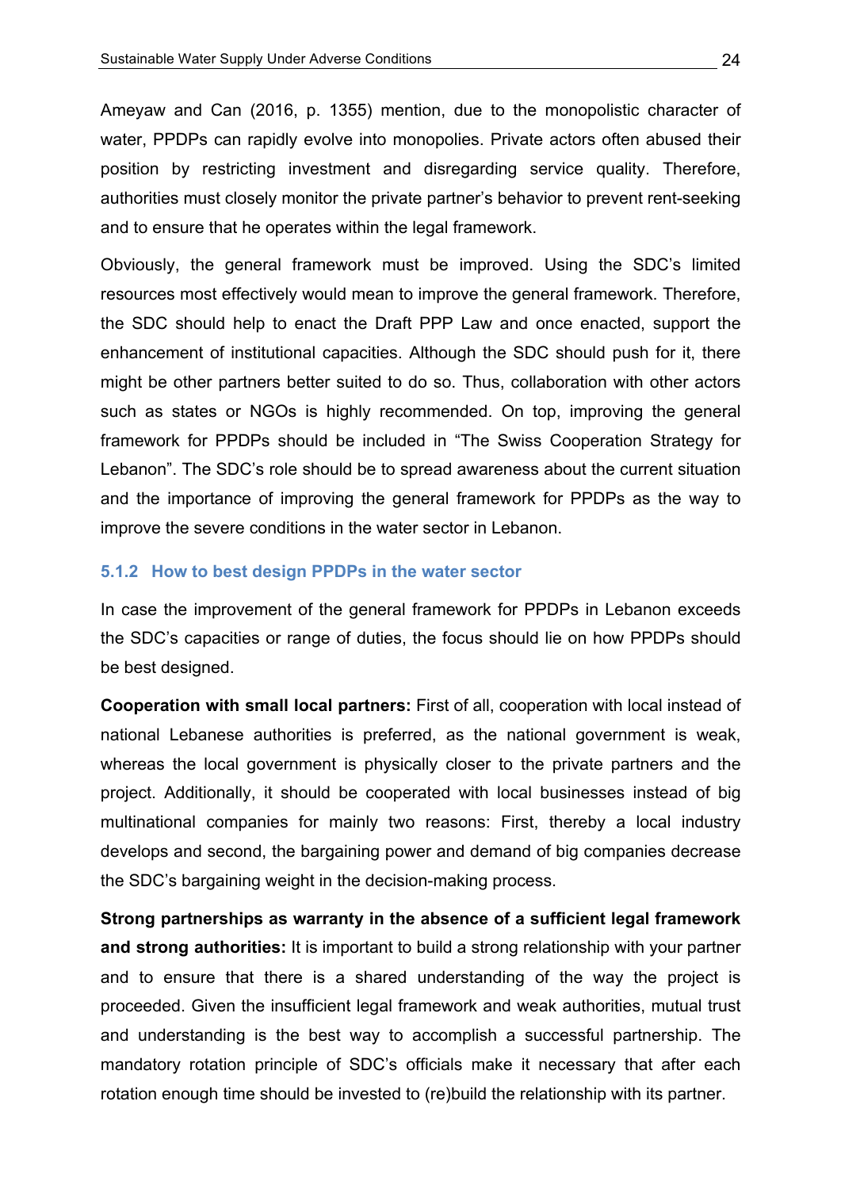Ameyaw and Can (2016, p. 1355) mention, due to the monopolistic character of water, PPDPs can rapidly evolve into monopolies. Private actors often abused their position by restricting investment and disregarding service quality. Therefore, authorities must closely monitor the private partner's behavior to prevent rent-seeking and to ensure that he operates within the legal framework.

Obviously, the general framework must be improved. Using the SDC's limited resources most effectively would mean to improve the general framework. Therefore, the SDC should help to enact the Draft PPP Law and once enacted, support the enhancement of institutional capacities. Although the SDC should push for it, there might be other partners better suited to do so. Thus, collaboration with other actors such as states or NGOs is highly recommended. On top, improving the general framework for PPDPs should be included in "The Swiss Cooperation Strategy for Lebanon". The SDC's role should be to spread awareness about the current situation and the importance of improving the general framework for PPDPs as the way to improve the severe conditions in the water sector in Lebanon.

### 5.1.2 How to best design PPDPs in the water sector

In case the improvement of the general framework for PPDPs in Lebanon exceeds the SDC's capacities or range of duties, the focus should lie on how PPDPs should be best designed.

**Cooperation with small local partners:** First of all, cooperation with local instead of national Lebanese authorities is preferred, as the national government is weak, whereas the local government is physically closer to the private partners and the project. Additionally, it should be cooperated with local businesses instead of big multinational companies for mainly two reasons: First, thereby a local industry develops and second, the bargaining power and demand of big companies decrease the SDC's bargaining weight in the decision-making process.

**Strong partnerships as warranty in the absence of a sufficient legal framework and strong authorities:** It is important to build a strong relationship with your partner and to ensure that there is a shared understanding of the way the project is proceeded. Given the insufficient legal framework and weak authorities, mutual trust and understanding is the best way to accomplish a successful partnership. The mandatory rotation principle of SDC's officials make it necessary that after each rotation enough time should be invested to (re)build the relationship with its partner.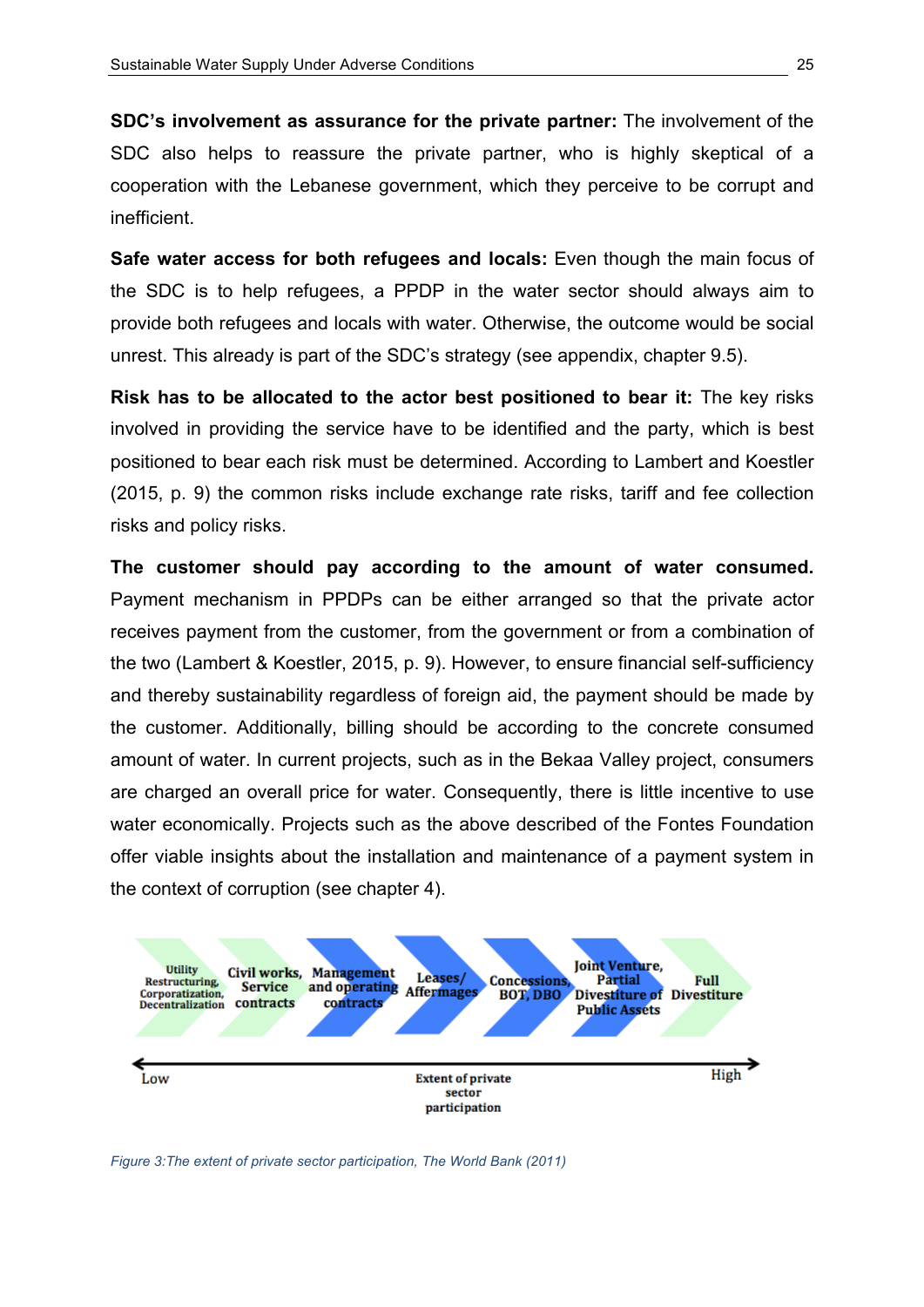**SDC's involvement as assurance for the private partner:** The involvement of the SDC also helps to reassure the private partner, who is highly skeptical of a cooperation with the Lebanese government, which they perceive to be corrupt and inefficient.

**Safe water access for both refugees and locals:** Even though the main focus of the SDC is to help refugees, a PPDP in the water sector should always aim to provide both refugees and locals with water. Otherwise, the outcome would be social unrest. This already is part of the SDC's strategy (see appendix, chapter 9.5).

**Risk has to be allocated to the actor best positioned to bear it:** The key risks involved in providing the service have to be identified and the party, which is best positioned to bear each risk must be determined. According to Lambert and Koestler (2015, p. 9) the common risks include exchange rate risks, tariff and fee collection risks and policy risks.

**The customer should pay according to the amount of water consumed.** Payment mechanism in PPDPs can be either arranged so that the private actor receives payment from the customer, from the government or from a combination of the two (Lambert & Koestler, 2015, p. 9). However, to ensure financial self-sufficiency and thereby sustainability regardless of foreign aid, the payment should be made by the customer. Additionally, billing should be according to the concrete consumed amount of water. In current projects, such as in the Bekaa Valley project, consumers are charged an overall price for water. Consequently, there is little incentive to use water economically. Projects such as the above described of the Fontes Foundation offer viable insights about the installation and maintenance of a payment system in the context of corruption (see chapter 4).

Utility Restructuring, Corporatization, Decentralization | Civil works, Service contracts | Management and operating contracts | Leases/ Affermages | Concessions, BOT, DBO | Joint Venture, Partial Divestiture of Public Assets | Full Divestiture

Low — Extent of private sector participation — High

*Figure 3:The extent of private sector participation, The World Bank (2011)*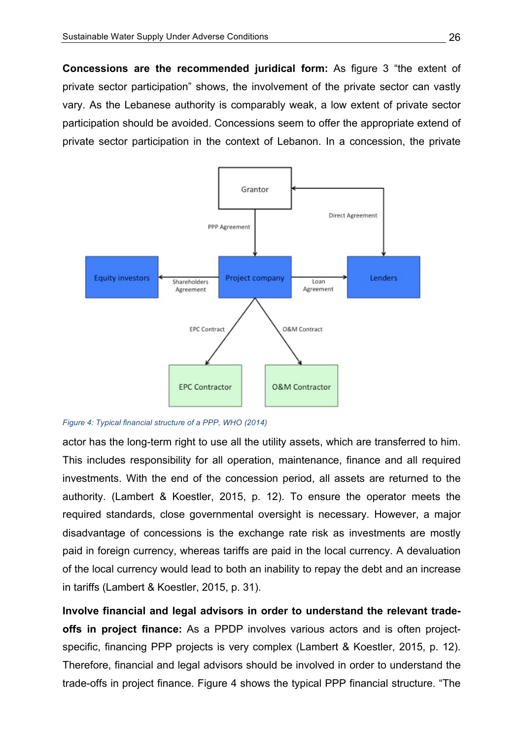**Concessions are the recommended juridical form:** As figure 3 “the extent of private sector participation” shows, the involvement of the private sector can vastly vary. As the Lebanese authority is comparably weak, a low extent of private sector participation should be avoided. Concessions seem to offer the appropriate extend of private sector participation in the context of Lebanon. In a concession, the private

*Figure 4: Typical financial structure of a PPP, WHO (2014)*

actor has the long-term right to use all the utility assets, which are transferred to him. This includes responsibility for all operation, maintenance, finance and all required investments. With the end of the concession period, all assets are returned to the authority. (Lambert & Koestler, 2015, p. 12). To ensure the operator meets the required standards, close governmental oversight is necessary. However, a major disadvantage of concessions is the exchange rate risk as investments are mostly paid in foreign currency, whereas tariffs are paid in the local currency. A devaluation of the local currency would lead to both an inability to repay the debt and an increase in tariffs (Lambert & Koestler, 2015, p. 31).

**Involve financial and legal advisors in order to understand the relevant trade-offs in project finance:** As a PPDP involves various actors and is often project-specific, financing PPP projects is very complex (Lambert & Koestler, 2015, p. 12). Therefore, financial and legal advisors should be involved in order to understand the trade-offs in project finance. Figure 4 shows the typical PPP financial structure. “The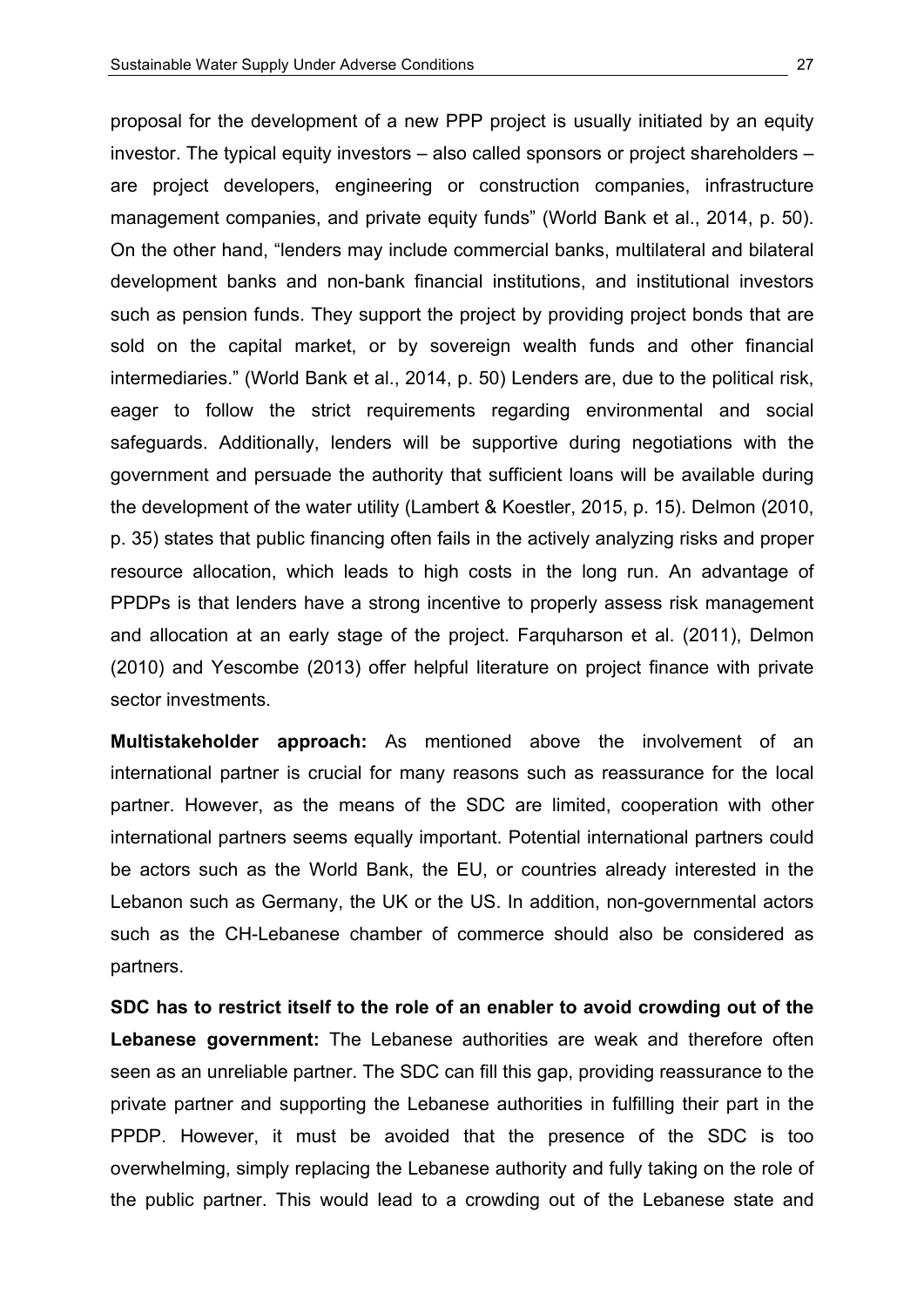proposal for the development of a new PPP project is usually initiated by an equity investor. The typical equity investors – also called sponsors or project shareholders – are project developers, engineering or construction companies, infrastructure management companies, and private equity funds" (World Bank et al., 2014, p. 50). On the other hand, "lenders may include commercial banks, multilateral and bilateral development banks and non-bank financial institutions, and institutional investors such as pension funds. They support the project by providing project bonds that are sold on the capital market, or by sovereign wealth funds and other financial intermediaries." (World Bank et al., 2014, p. 50) Lenders are, due to the political risk, eager to follow the strict requirements regarding environmental and social safeguards. Additionally, lenders will be supportive during negotiations with the government and persuade the authority that sufficient loans will be available during the development of the water utility (Lambert & Koestler, 2015, p. 15). Delmon (2010, p. 35) states that public financing often fails in the actively analyzing risks and proper resource allocation, which leads to high costs in the long run. An advantage of PPDPs is that lenders have a strong incentive to properly assess risk management and allocation at an early stage of the project. Farquharson et al. (2011), Delmon (2010) and Yescombe (2013) offer helpful literature on project finance with private sector investments.

**Multistakeholder approach:** As mentioned above the involvement of an international partner is crucial for many reasons such as reassurance for the local partner. However, as the means of the SDC are limited, cooperation with other international partners seems equally important. Potential international partners could be actors such as the World Bank, the EU, or countries already interested in the Lebanon such as Germany, the UK or the US. In addition, non-governmental actors such as the CH-Lebanese chamber of commerce should also be considered as partners.

**SDC has to restrict itself to the role of an enabler to avoid crowding out of the Lebanese government:** The Lebanese authorities are weak and therefore often seen as an unreliable partner. The SDC can fill this gap, providing reassurance to the private partner and supporting the Lebanese authorities in fulfilling their part in the PPDP. However, it must be avoided that the presence of the SDC is too overwhelming, simply replacing the Lebanese authority and fully taking on the role of the public partner. This would lead to a crowding out of the Lebanese state and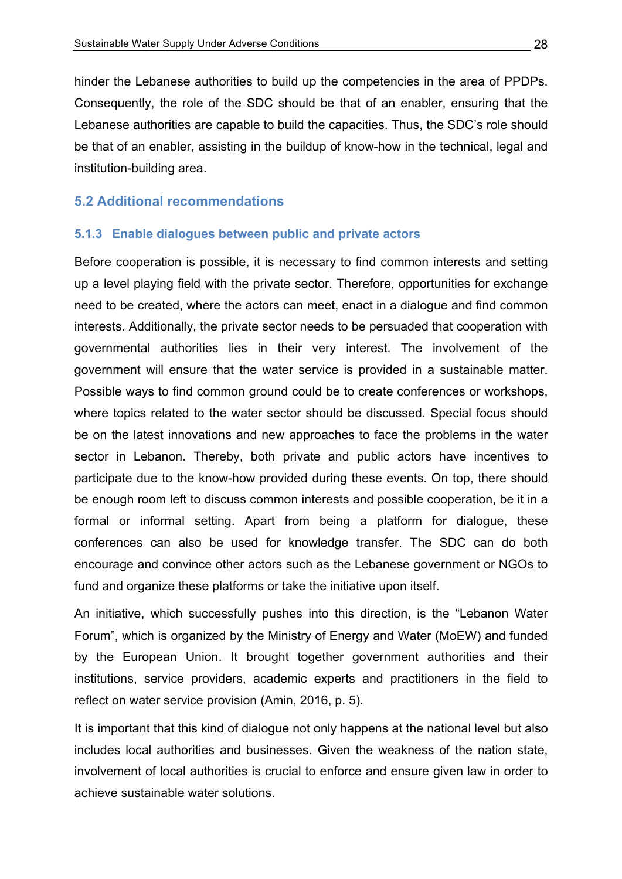hinder the Lebanese authorities to build up the competencies in the area of PPDPs. Consequently, the role of the SDC should be that of an enabler, ensuring that the Lebanese authorities are capable to build the capacities. Thus, the SDC's role should be that of an enabler, assisting in the buildup of know-how in the technical, legal and institution-building area.

## 5.2 Additional recommendations

### 5.1.3 Enable dialogues between public and private actors

Before cooperation is possible, it is necessary to find common interests and setting up a level playing field with the private sector. Therefore, opportunities for exchange need to be created, where the actors can meet, enact in a dialogue and find common interests. Additionally, the private sector needs to be persuaded that cooperation with governmental authorities lies in their very interest. The involvement of the government will ensure that the water service is provided in a sustainable matter. Possible ways to find common ground could be to create conferences or workshops, where topics related to the water sector should be discussed. Special focus should be on the latest innovations and new approaches to face the problems in the water sector in Lebanon. Thereby, both private and public actors have incentives to participate due to the know-how provided during these events. On top, there should be enough room left to discuss common interests and possible cooperation, be it in a formal or informal setting. Apart from being a platform for dialogue, these conferences can also be used for knowledge transfer. The SDC can do both encourage and convince other actors such as the Lebanese government or NGOs to fund and organize these platforms or take the initiative upon itself.

An initiative, which successfully pushes into this direction, is the "Lebanon Water Forum", which is organized by the Ministry of Energy and Water (MoEW) and funded by the European Union. It brought together government authorities and their institutions, service providers, academic experts and practitioners in the field to reflect on water service provision (Amin, 2016, p. 5).

It is important that this kind of dialogue not only happens at the national level but also includes local authorities and businesses. Given the weakness of the nation state, involvement of local authorities is crucial to enforce and ensure given law in order to achieve sustainable water solutions.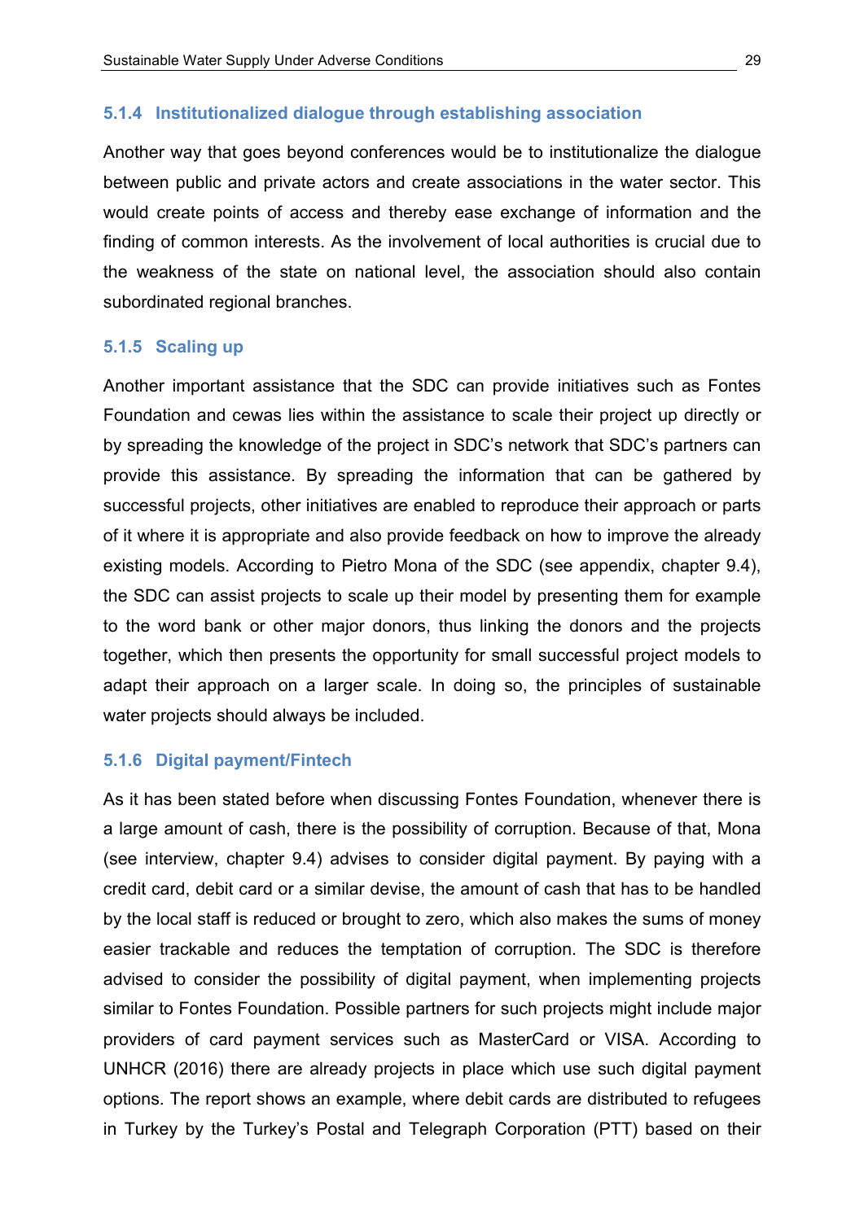### 5.1.4 Institutionalized dialogue through establishing association

Another way that goes beyond conferences would be to institutionalize the dialogue between public and private actors and create associations in the water sector. This would create points of access and thereby ease exchange of information and the finding of common interests. As the involvement of local authorities is crucial due to the weakness of the state on national level, the association should also contain subordinated regional branches.

### 5.1.5 Scaling up

Another important assistance that the SDC can provide initiatives such as Fontes Foundation and cewas lies within the assistance to scale their project up directly or by spreading the knowledge of the project in SDC's network that SDC's partners can provide this assistance. By spreading the information that can be gathered by successful projects, other initiatives are enabled to reproduce their approach or parts of it where it is appropriate and also provide feedback on how to improve the already existing models. According to Pietro Mona of the SDC (see appendix, chapter 9.4), the SDC can assist projects to scale up their model by presenting them for example to the word bank or other major donors, thus linking the donors and the projects together, which then presents the opportunity for small successful project models to adapt their approach on a larger scale. In doing so, the principles of sustainable water projects should always be included.

### 5.1.6 Digital payment/Fintech

As it has been stated before when discussing Fontes Foundation, whenever there is a large amount of cash, there is the possibility of corruption. Because of that, Mona (see interview, chapter 9.4) advises to consider digital payment. By paying with a credit card, debit card or a similar devise, the amount of cash that has to be handled by the local staff is reduced or brought to zero, which also makes the sums of money easier trackable and reduces the temptation of corruption. The SDC is therefore advised to consider the possibility of digital payment, when implementing projects similar to Fontes Foundation. Possible partners for such projects might include major providers of card payment services such as MasterCard or VISA. According to UNHCR (2016) there are already projects in place which use such digital payment options. The report shows an example, where debit cards are distributed to refugees in Turkey by the Turkey's Postal and Telegraph Corporation (PTT) based on their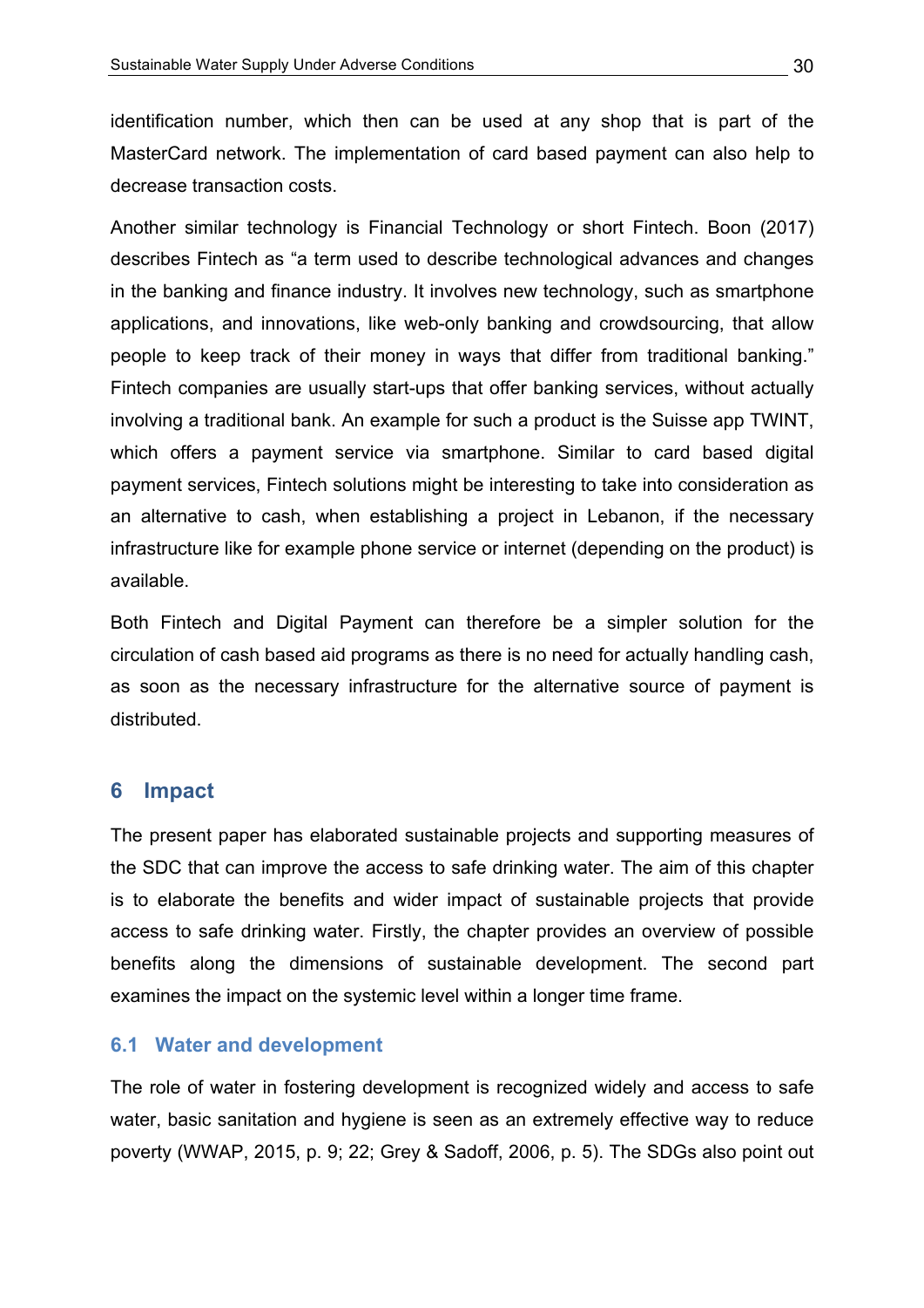identification number, which then can be used at any shop that is part of the MasterCard network. The implementation of card based payment can also help to decrease transaction costs.

Another similar technology is Financial Technology or short Fintech. Boon (2017) describes Fintech as "a term used to describe technological advances and changes in the banking and finance industry. It involves new technology, such as smartphone applications, and innovations, like web-only banking and crowdsourcing, that allow people to keep track of their money in ways that differ from traditional banking." Fintech companies are usually start-ups that offer banking services, without actually involving a traditional bank. An example for such a product is the Suisse app TWINT, which offers a payment service via smartphone. Similar to card based digital payment services, Fintech solutions might be interesting to take into consideration as an alternative to cash, when establishing a project in Lebanon, if the necessary infrastructure like for example phone service or internet (depending on the product) is available.

Both Fintech and Digital Payment can therefore be a simpler solution for the circulation of cash based aid programs as there is no need for actually handling cash, as soon as the necessary infrastructure for the alternative source of payment is distributed.

# 6 Impact

The present paper has elaborated sustainable projects and supporting measures of the SDC that can improve the access to safe drinking water. The aim of this chapter is to elaborate the benefits and wider impact of sustainable projects that provide access to safe drinking water. Firstly, the chapter provides an overview of possible benefits along the dimensions of sustainable development. The second part examines the impact on the systemic level within a longer time frame.

## 6.1 Water and development

The role of water in fostering development is recognized widely and access to safe water, basic sanitation and hygiene is seen as an extremely effective way to reduce poverty (WWAP, 2015, p. 9; 22; Grey & Sadoff, 2006, p. 5). The SDGs also point out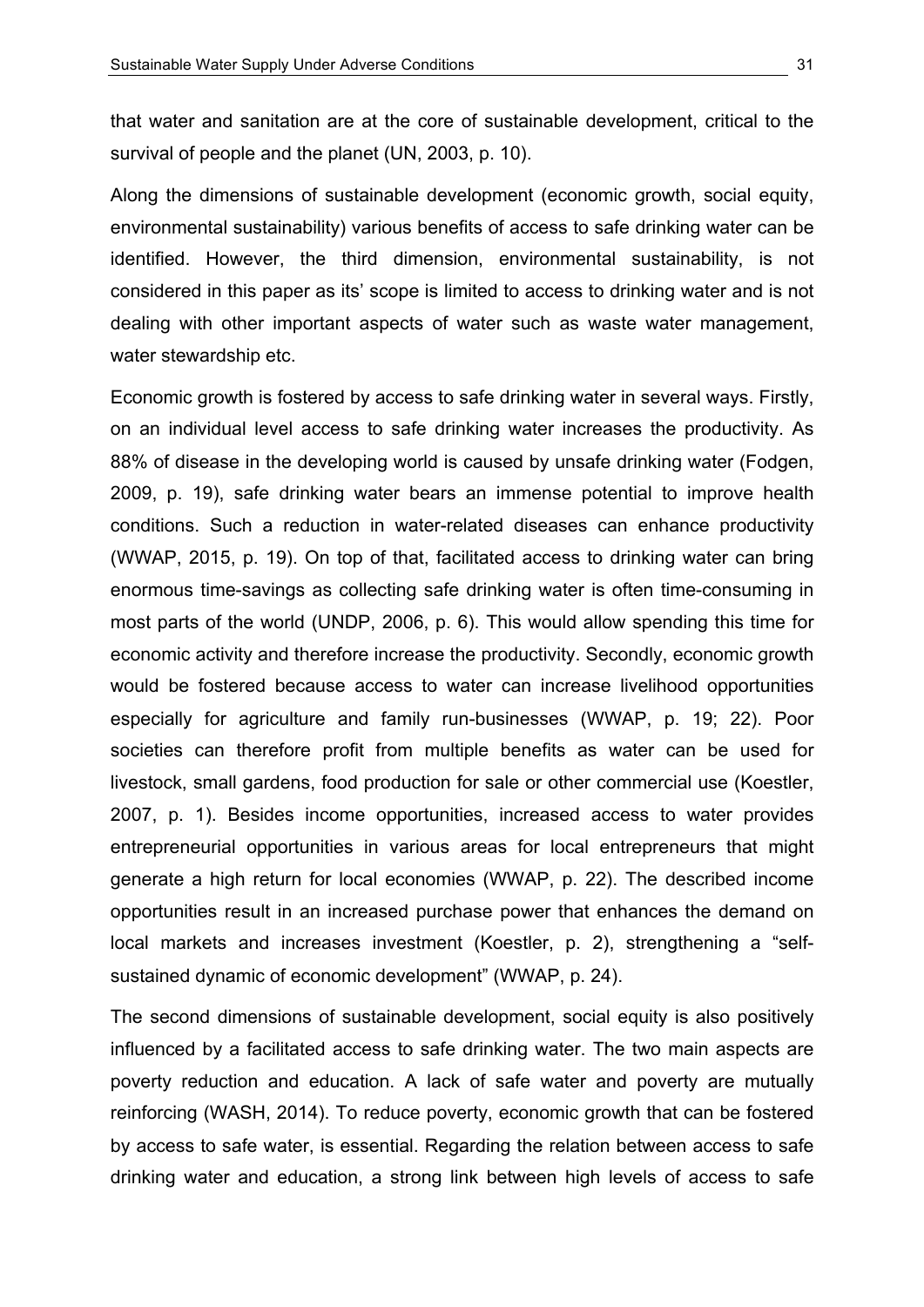that water and sanitation are at the core of sustainable development, critical to the survival of people and the planet (UN, 2003, p. 10).

Along the dimensions of sustainable development (economic growth, social equity, environmental sustainability) various benefits of access to safe drinking water can be identified. However, the third dimension, environmental sustainability, is not considered in this paper as its' scope is limited to access to drinking water and is not dealing with other important aspects of water such as waste water management, water stewardship etc.

Economic growth is fostered by access to safe drinking water in several ways. Firstly, on an individual level access to safe drinking water increases the productivity. As 88% of disease in the developing world is caused by unsafe drinking water (Fodgen, 2009, p. 19), safe drinking water bears an immense potential to improve health conditions. Such a reduction in water-related diseases can enhance productivity (WWAP, 2015, p. 19). On top of that, facilitated access to drinking water can bring enormous time-savings as collecting safe drinking water is often time-consuming in most parts of the world (UNDP, 2006, p. 6). This would allow spending this time for economic activity and therefore increase the productivity. Secondly, economic growth would be fostered because access to water can increase livelihood opportunities especially for agriculture and family run-businesses (WWAP, p. 19; 22). Poor societies can therefore profit from multiple benefits as water can be used for livestock, small gardens, food production for sale or other commercial use (Koestler, 2007, p. 1). Besides income opportunities, increased access to water provides entrepreneurial opportunities in various areas for local entrepreneurs that might generate a high return for local economies (WWAP, p. 22). The described income opportunities result in an increased purchase power that enhances the demand on local markets and increases investment (Koestler, p. 2), strengthening a "self-sustained dynamic of economic development" (WWAP, p. 24).

The second dimensions of sustainable development, social equity is also positively influenced by a facilitated access to safe drinking water. The two main aspects are poverty reduction and education. A lack of safe water and poverty are mutually reinforcing (WASH, 2014). To reduce poverty, economic growth that can be fostered by access to safe water, is essential. Regarding the relation between access to safe drinking water and education, a strong link between high levels of access to safe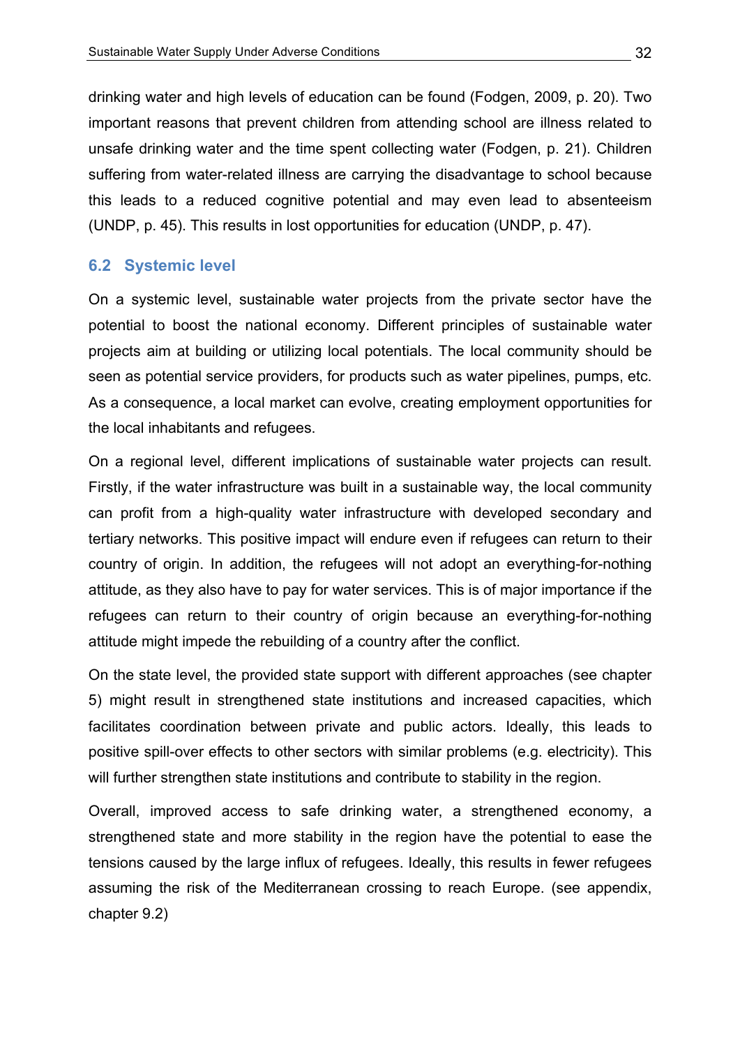drinking water and high levels of education can be found (Fodgen, 2009, p. 20). Two important reasons that prevent children from attending school are illness related to unsafe drinking water and the time spent collecting water (Fodgen, p. 21). Children suffering from water-related illness are carrying the disadvantage to school because this leads to a reduced cognitive potential and may even lead to absenteeism (UNDP, p. 45). This results in lost opportunities for education (UNDP, p. 47).

## 6.2 Systemic level

On a systemic level, sustainable water projects from the private sector have the potential to boost the national economy. Different principles of sustainable water projects aim at building or utilizing local potentials. The local community should be seen as potential service providers, for products such as water pipelines, pumps, etc. As a consequence, a local market can evolve, creating employment opportunities for the local inhabitants and refugees.

On a regional level, different implications of sustainable water projects can result. Firstly, if the water infrastructure was built in a sustainable way, the local community can profit from a high-quality water infrastructure with developed secondary and tertiary networks. This positive impact will endure even if refugees can return to their country of origin. In addition, the refugees will not adopt an everything-for-nothing attitude, as they also have to pay for water services. This is of major importance if the refugees can return to their country of origin because an everything-for-nothing attitude might impede the rebuilding of a country after the conflict.

On the state level, the provided state support with different approaches (see chapter 5) might result in strengthened state institutions and increased capacities, which facilitates coordination between private and public actors. Ideally, this leads to positive spill-over effects to other sectors with similar problems (e.g. electricity). This will further strengthen state institutions and contribute to stability in the region.

Overall, improved access to safe drinking water, a strengthened economy, a strengthened state and more stability in the region have the potential to ease the tensions caused by the large influx of refugees. Ideally, this results in fewer refugees assuming the risk of the Mediterranean crossing to reach Europe. (see appendix, chapter 9.2)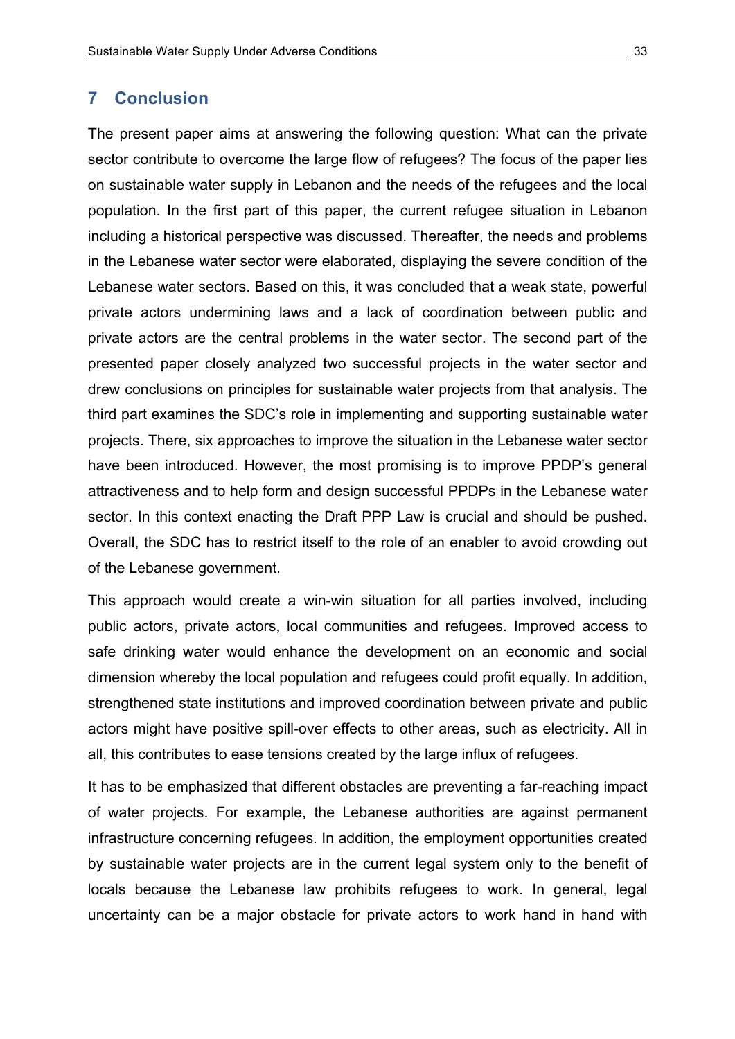## 7 Conclusion

The present paper aims at answering the following question: What can the private sector contribute to overcome the large flow of refugees? The focus of the paper lies on sustainable water supply in Lebanon and the needs of the refugees and the local population. In the first part of this paper, the current refugee situation in Lebanon including a historical perspective was discussed. Thereafter, the needs and problems in the Lebanese water sector were elaborated, displaying the severe condition of the Lebanese water sectors. Based on this, it was concluded that a weak state, powerful private actors undermining laws and a lack of coordination between public and private actors are the central problems in the water sector. The second part of the presented paper closely analyzed two successful projects in the water sector and drew conclusions on principles for sustainable water projects from that analysis. The third part examines the SDC's role in implementing and supporting sustainable water projects. There, six approaches to improve the situation in the Lebanese water sector have been introduced. However, the most promising is to improve PPDP's general attractiveness and to help form and design successful PPDPs in the Lebanese water sector. In this context enacting the Draft PPP Law is crucial and should be pushed. Overall, the SDC has to restrict itself to the role of an enabler to avoid crowding out of the Lebanese government.

This approach would create a win-win situation for all parties involved, including public actors, private actors, local communities and refugees. Improved access to safe drinking water would enhance the development on an economic and social dimension whereby the local population and refugees could profit equally. In addition, strengthened state institutions and improved coordination between private and public actors might have positive spill-over effects to other areas, such as electricity. All in all, this contributes to ease tensions created by the large influx of refugees.

It has to be emphasized that different obstacles are preventing a far-reaching impact of water projects. For example, the Lebanese authorities are against permanent infrastructure concerning refugees. In addition, the employment opportunities created by sustainable water projects are in the current legal system only to the benefit of locals because the Lebanese law prohibits refugees to work. In general, legal uncertainty can be a major obstacle for private actors to work hand in hand with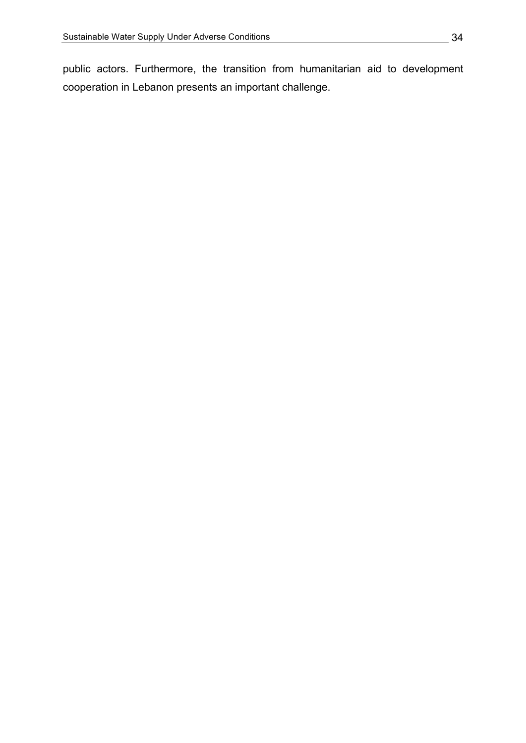public actors. Furthermore, the transition from humanitarian aid to development cooperation in Lebanon presents an important challenge.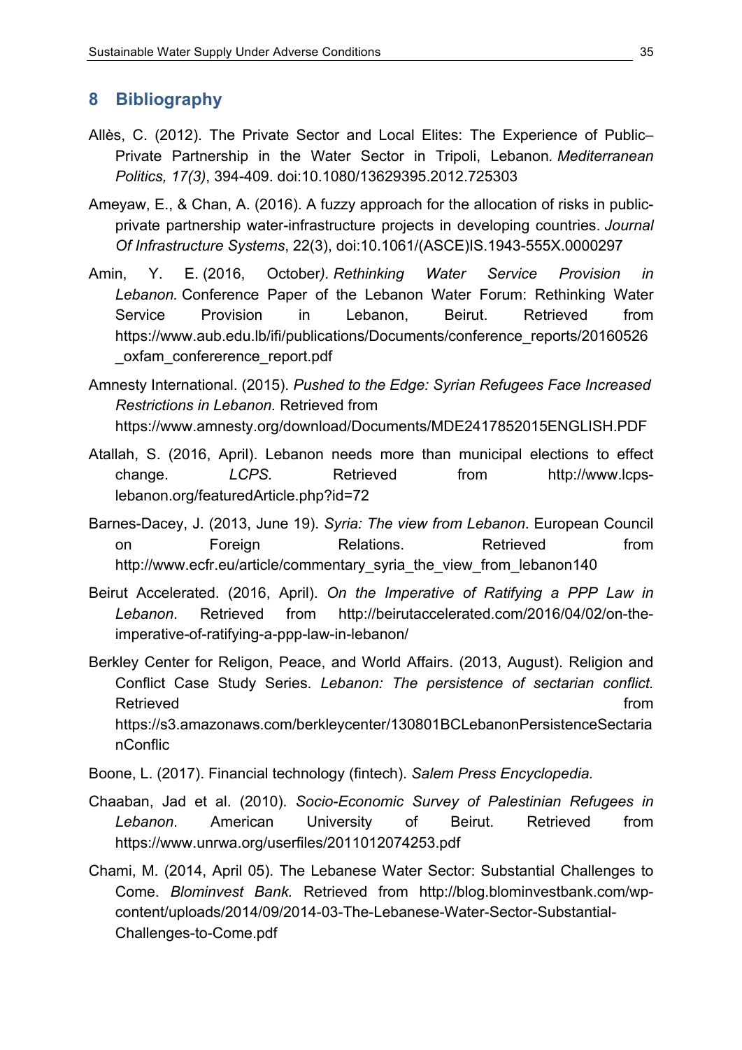# 8 Bibliography

Allès, C. (2012). The Private Sector and Local Elites: The Experience of Public–Private Partnership in the Water Sector in Tripoli, Lebanon*. Mediterranean Politics, 17(3)*, 394-409. doi:10.1080/13629395.2012.725303

Ameyaw, E., & Chan, A. (2016). A fuzzy approach for the allocation of risks in public-private partnership water-infrastructure projects in developing countries. *Journal Of Infrastructure Systems*, 22(3), doi:10.1061/(ASCE)IS.1943-555X.0000297

Amin, Y. E. (2016, October*). Rethinking Water Service Provision in Lebanon.* Conference Paper of the Lebanon Water Forum: Rethinking Water Service Provision in Lebanon, Beirut. Retrieved from https://www.aub.edu.lb/ifi/publications/Documents/conference_reports/20160526_oxfam_confererence_report.pdf

Amnesty International. (2015). *Pushed to the Edge: Syrian Refugees Face Increased Restrictions in Lebanon.* Retrieved from https://www.amnesty.org/download/Documents/MDE2417852015ENGLISH.PDF

Atallah, S. (2016, April). Lebanon needs more than municipal elections to effect change. *LCPS.* Retrieved from http://www.lcps-lebanon.org/featuredArticle.php?id=72

Barnes-Dacey, J. (2013, June 19). *Syria: The view from Lebanon*. European Council on Foreign Relations. Retrieved from http://www.ecfr.eu/article/commentary_syria_the_view_from_lebanon140

Beirut Accelerated. (2016, April). *On the Imperative of Ratifying a PPP Law in Lebanon*. Retrieved from http://beirutaccelerated.com/2016/04/02/on-the-imperative-of-ratifying-a-ppp-law-in-lebanon/

Berkley Center for Religon, Peace, and World Affairs. (2013, August). Religion and Conflict Case Study Series. *Lebanon: The persistence of sectarian conflict.* Retrieved from https://s3.amazonaws.com/berkleycenter/130801BCLebanonPersistenceSectarianConflic

Boone, L. (2017). Financial technology (fintech). *Salem Press Encyclopedia.*

Chaaban, Jad et al. (2010). *Socio-Economic Survey of Palestinian Refugees in Lebanon*. American University of Beirut. Retrieved from https://www.unrwa.org/userfiles/2011012074253.pdf

Chami, M. (2014, April 05). The Lebanese Water Sector: Substantial Challenges to Come. *Blominvest Bank.* Retrieved from http://blog.blominvestbank.com/wp-content/uploads/2014/09/2014-03-The-Lebanese-Water-Sector-Substantial-Challenges-to-Come.pdf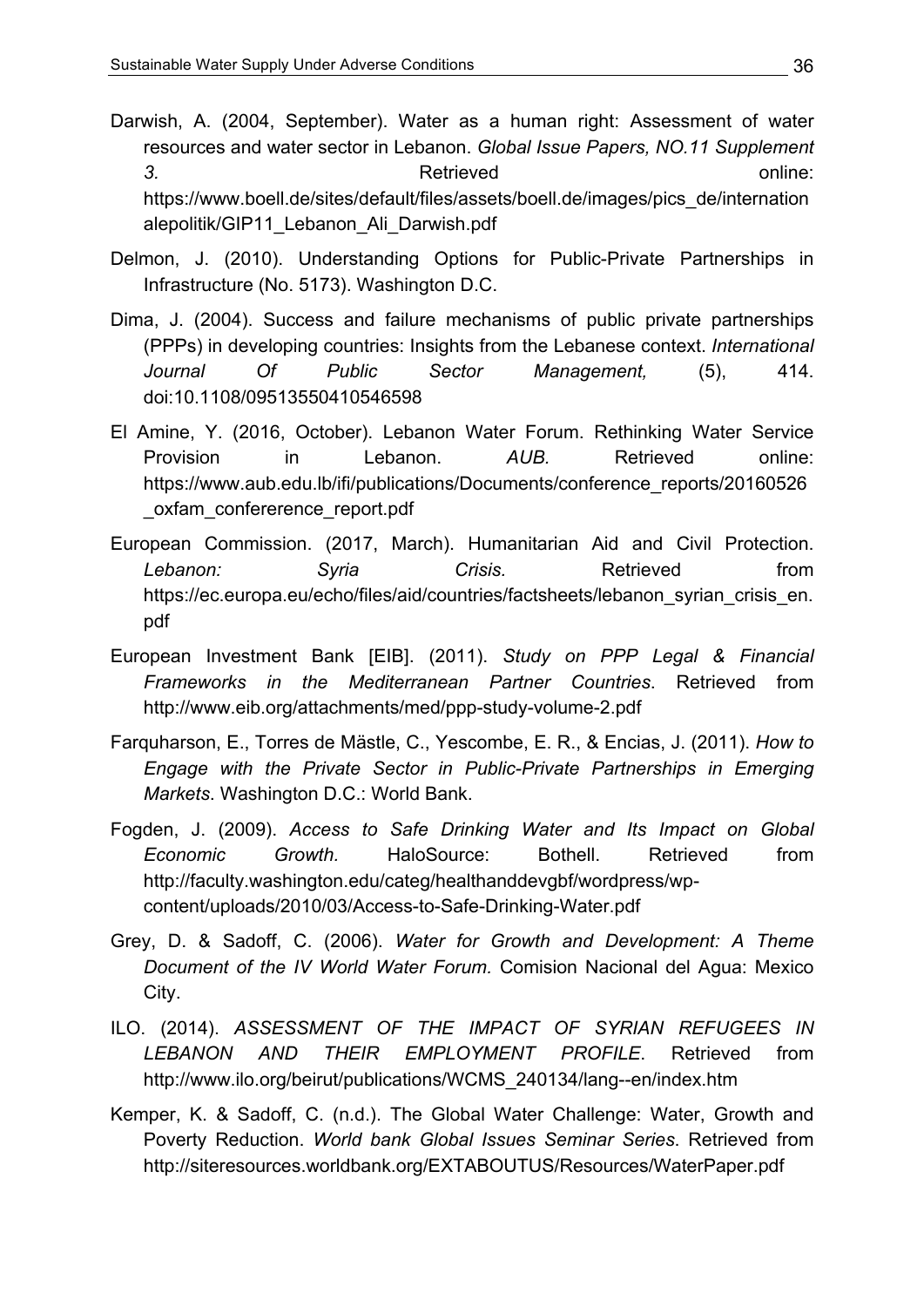Darwish, A. (2004, September). Water as a human right: Assessment of water resources and water sector in Lebanon. *Global Issue Papers, NO.11 Supplement 3.* Retrieved online: https://www.boell.de/sites/default/files/assets/boell.de/images/pics_de/internationalepolitik/GIP11_Lebanon_Ali_Darwish.pdf

Delmon, J. (2010). Understanding Options for Public-Private Partnerships in Infrastructure (No. 5173). Washington D.C.

Dima, J. (2004). Success and failure mechanisms of public private partnerships (PPPs) in developing countries: Insights from the Lebanese context. *International Journal Of Public Sector Management,* (5), 414. doi:10.1108/09513550410546598

El Amine, Y. (2016, October). Lebanon Water Forum. Rethinking Water Service Provision in Lebanon. *AUB.* Retrieved online: https://www.aub.edu.lb/ifi/publications/Documents/conference_reports/20160526_oxfam_confererence_report.pdf

European Commission. (2017, March). Humanitarian Aid and Civil Protection. *Lebanon: Syria Crisis.* Retrieved from https://ec.europa.eu/echo/files/aid/countries/factsheets/lebanon_syrian_crisis_en.pdf

European Investment Bank [EIB]. (2011). *Study on PPP Legal & Financial Frameworks in the Mediterranean Partner Countries*. Retrieved from http://www.eib.org/attachments/med/ppp-study-volume-2.pdf

Farquharson, E., Torres de Mästle, C., Yescombe, E. R., & Encias, J. (2011). *How to Engage with the Private Sector in Public-Private Partnerships in Emerging Markets*. Washington D.C.: World Bank.

Fogden, J. (2009). *Access to Safe Drinking Water and Its Impact on Global Economic Growth.* HaloSource: Bothell. Retrieved from http://faculty.washington.edu/categ/healthanddevgbf/wordpress/wp-content/uploads/2010/03/Access-to-Safe-Drinking-Water.pdf

Grey, D. & Sadoff, C. (2006). *Water for Growth and Development: A Theme Document of the IV World Water Forum.* Comision Nacional del Agua: Mexico City.

ILO. (2014). *ASSESSMENT OF THE IMPACT OF SYRIAN REFUGEES IN LEBANON AND THEIR EMPLOYMENT PROFILE*. Retrieved from http://www.ilo.org/beirut/publications/WCMS_240134/lang--en/index.htm

Kemper, K. & Sadoff, C. (n.d.). The Global Water Challenge: Water, Growth and Poverty Reduction. *World bank Global Issues Seminar Series*. Retrieved from http://siteresources.worldbank.org/EXTABOUTUS/Resources/WaterPaper.pdf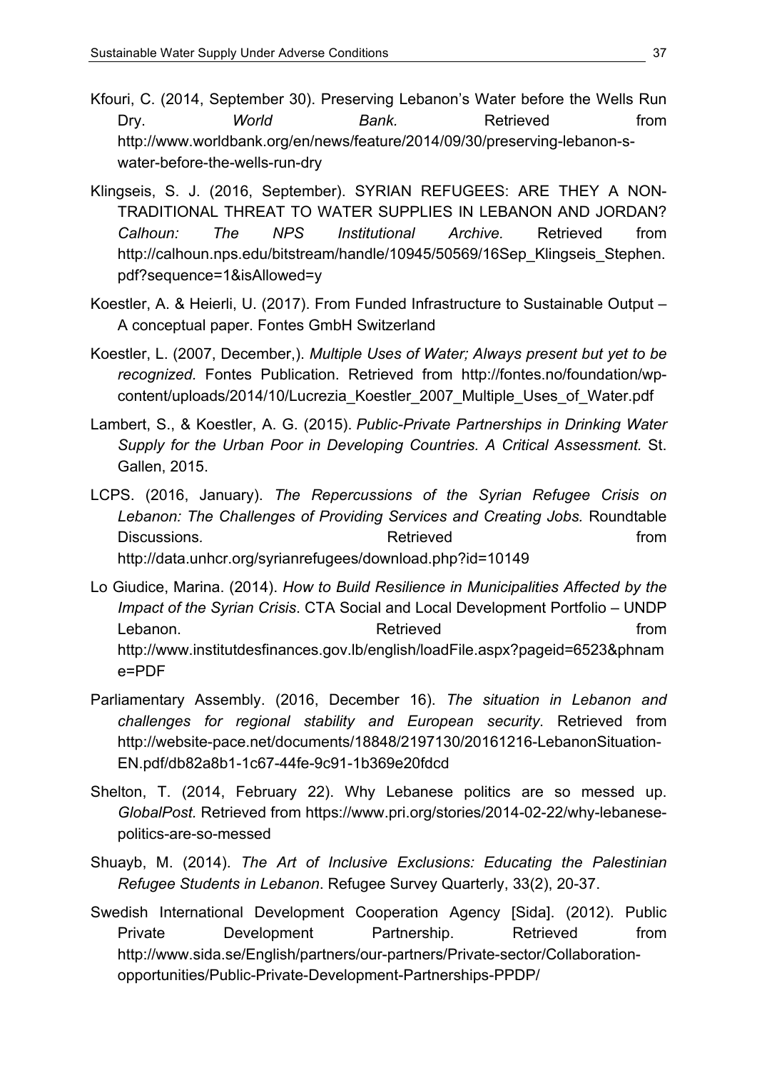Kfouri, C. (2014, September 30). Preserving Lebanon's Water before the Wells Run Dry. *World Bank.* Retrieved from http://www.worldbank.org/en/news/feature/2014/09/30/preserving-lebanon-s-water-before-the-wells-run-dry

Klingseis, S. J. (2016, September). SYRIAN REFUGEES: ARE THEY A NON-TRADITIONAL THREAT TO WATER SUPPLIES IN LEBANON AND JORDAN? *Calhoun: The NPS Institutional Archive.* Retrieved from http://calhoun.nps.edu/bitstream/handle/10945/50569/16Sep_Klingseis_Stephen.pdf?sequence=1&isAllowed=y

Koestler, A. & Heierli, U. (2017). From Funded Infrastructure to Sustainable Output – A conceptual paper. Fontes GmbH Switzerland

Koestler, L. (2007, December,). *Multiple Uses of Water; Always present but yet to be recognized.* Fontes Publication. Retrieved from http://fontes.no/foundation/wp-content/uploads/2014/10/Lucrezia_Koestler_2007_Multiple_Uses_of_Water.pdf

Lambert, S., & Koestler, A. G. (2015). *Public-Private Partnerships in Drinking Water Supply for the Urban Poor in Developing Countries. A Critical Assessment.* St. Gallen, 2015.

LCPS. (2016, January). *The Repercussions of the Syrian Refugee Crisis on Lebanon: The Challenges of Providing Services and Creating Jobs.* Roundtable Discussions*.* Retrieved from http://data.unhcr.org/syrianrefugees/download.php?id=10149

Lo Giudice, Marina. (2014). *How to Build Resilience in Municipalities Affected by the Impact of the Syrian Crisis*. CTA Social and Local Development Portfolio – UNDP Lebanon. Retrieved from http://www.institutdesfinances.gov.lb/english/loadFile.aspx?pageid=6523&phname=PDF

Parliamentary Assembly. (2016, December 16). *The situation in Lebanon and challenges for regional stability and European security*. Retrieved from http://website-pace.net/documents/18848/2197130/20161216-LebanonSituation-EN.pdf/db82a8b1-1c67-44fe-9c91-1b369e20fdcd

Shelton, T. (2014, February 22). Why Lebanese politics are so messed up. *GlobalPost*. Retrieved from https://www.pri.org/stories/2014-02-22/why-lebanese-politics-are-so-messed

Shuayb, M. (2014). *The Art of Inclusive Exclusions: Educating the Palestinian Refugee Students in Lebanon*. Refugee Survey Quarterly, 33(2), 20-37.

Swedish International Development Cooperation Agency [Sida]. (2012). Public Private Development Partnership. Retrieved from http://www.sida.se/English/partners/our-partners/Private-sector/Collaboration-opportunities/Public-Private-Development-Partnerships-PPDP/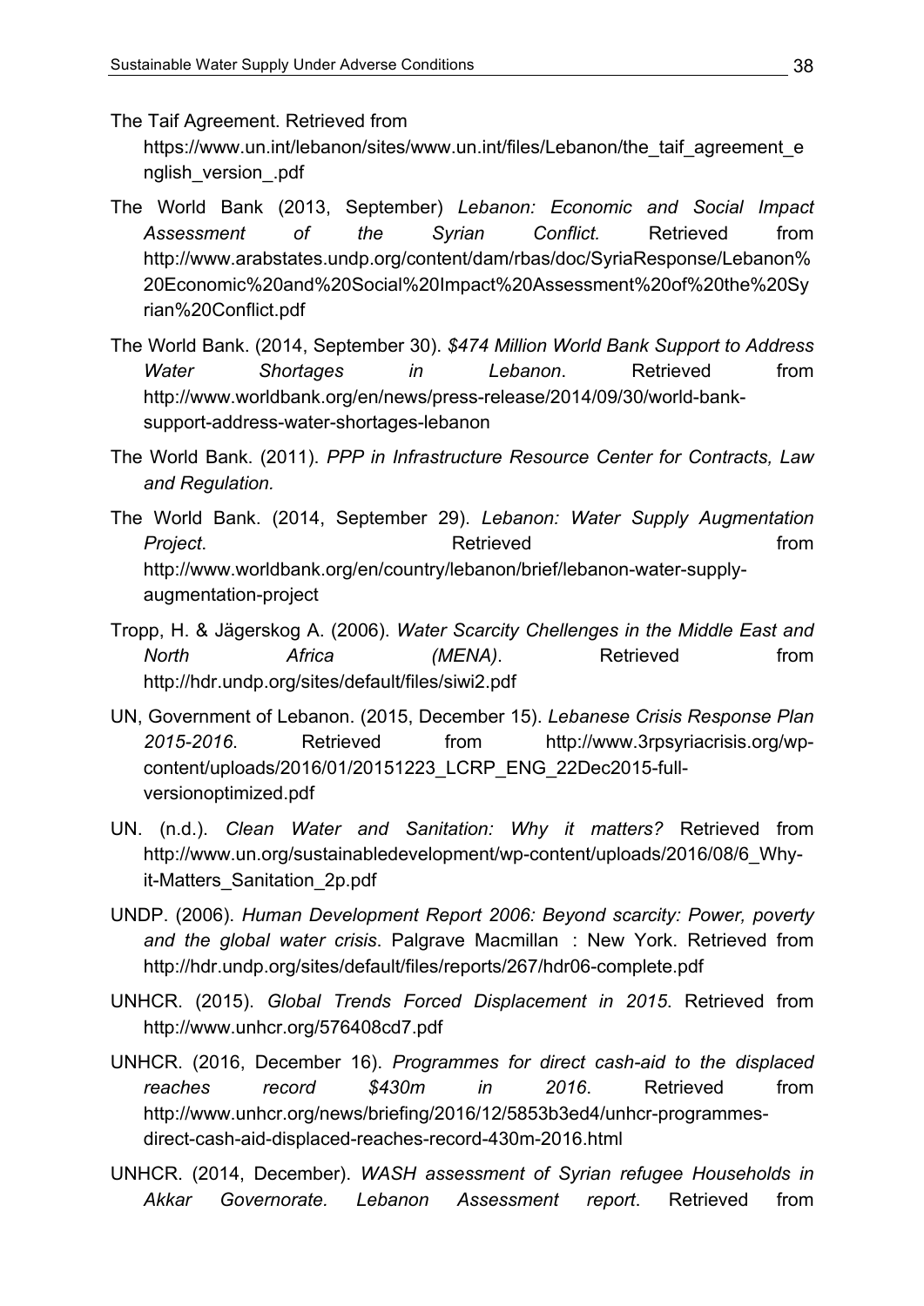The Taif Agreement. Retrieved from https://www.un.int/lebanon/sites/www.un.int/files/Lebanon/the_taif_agreement_english_version_.pdf

The World Bank (2013, September) *Lebanon: Economic and Social Impact Assessment of the Syrian Conflict.* Retrieved from http://www.arabstates.undp.org/content/dam/rbas/doc/SyriaResponse/Lebanon%20Economic%20and%20Social%20Impact%20Assessment%20of%20the%20Syrian%20Conflict.pdf

The World Bank. (2014, September 30). *$474 Million World Bank Support to Address Water Shortages in Lebanon*. Retrieved from http://www.worldbank.org/en/news/press-release/2014/09/30/world-bank-support-address-water-shortages-lebanon

The World Bank. (2011). *PPP in Infrastructure Resource Center for Contracts, Law and Regulation.*

The World Bank. (2014, September 29). *Lebanon: Water Supply Augmentation Project*. Retrieved from http://www.worldbank.org/en/country/lebanon/brief/lebanon-water-supply-augmentation-project

Tropp, H. & Jägerskog A. (2006). *Water Scarcity Chellenges in the Middle East and North Africa (MENA)*. Retrieved from http://hdr.undp.org/sites/default/files/siwi2.pdf

UN, Government of Lebanon. (2015, December 15). *Lebanese Crisis Response Plan 2015-2016*. Retrieved from http://www.3rpsyriacrisis.org/wp-content/uploads/2016/01/20151223_LCRP_ENG_22Dec2015-full-versionoptimized.pdf

UN. (n.d.). *Clean Water and Sanitation: Why it matters?* Retrieved from http://www.un.org/sustainabledevelopment/wp-content/uploads/2016/08/6_Why-it-Matters_Sanitation_2p.pdf

UNDP. (2006). *Human Development Report 2006: Beyond scarcity: Power, poverty and the global water crisis*. Palgrave Macmillan : New York. Retrieved from http://hdr.undp.org/sites/default/files/reports/267/hdr06-complete.pdf

UNHCR. (2015). *Global Trends Forced Displacement in 2015*. Retrieved from http://www.unhcr.org/576408cd7.pdf

UNHCR. (2016, December 16). *Programmes for direct cash-aid to the displaced reaches record $430m in 2016*. Retrieved from http://www.unhcr.org/news/briefing/2016/12/5853b3ed4/unhcr-programmes-direct-cash-aid-displaced-reaches-record-430m-2016.html

UNHCR. (2014, December). *WASH assessment of Syrian refugee Households in Akkar Governorate. Lebanon Assessment report*. Retrieved from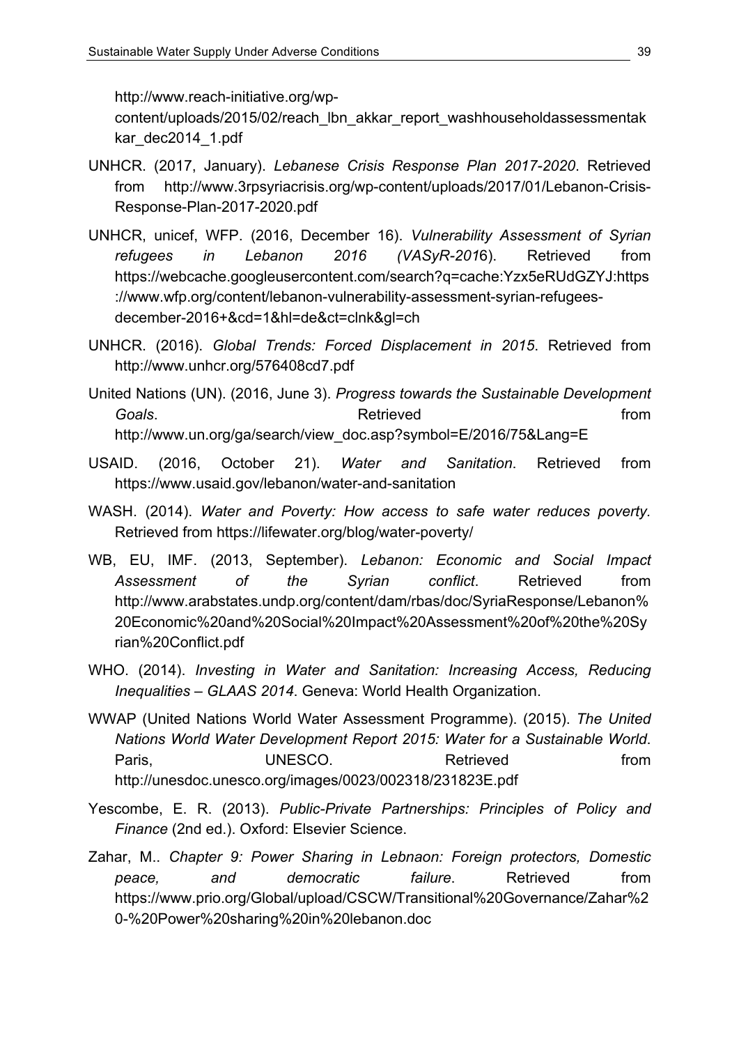http://www.reach-initiative.org/wp-content/uploads/2015/02/reach_lbn_akkar_report_washhouseholdassessmentakkar_dec2014_1.pdf

UNHCR. (2017, January). *Lebanese Crisis Response Plan 2017-2020*. Retrieved from http://www.3rpsyriacrisis.org/wp-content/uploads/2017/01/Lebanon-Crisis-Response-Plan-2017-2020.pdf

UNHCR, unicef, WFP. (2016, December 16). *Vulnerability Assessment of Syrian refugees in Lebanon 2016 (VASyR-2016*). Retrieved from https://webcache.googleusercontent.com/search?q=cache:Yzx5eRUdGZYJ:https://www.wfp.org/content/lebanon-vulnerability-assessment-syrian-refugees-december-2016+&cd=1&hl=de&ct=clnk&gl=ch

UNHCR. (2016). *Global Trends: Forced Displacement in 2015*. Retrieved from http://www.unhcr.org/576408cd7.pdf

United Nations (UN). (2016, June 3). *Progress towards the Sustainable Development Goals*. Retrieved from http://www.un.org/ga/search/view_doc.asp?symbol=E/2016/75&Lang=E

USAID. (2016, October 21). *Water and Sanitation*. Retrieved from https://www.usaid.gov/lebanon/water-and-sanitation

WASH. (2014). *Water and Poverty: How access to safe water reduces poverty.* Retrieved from https://lifewater.org/blog/water-poverty/

WB, EU, IMF. (2013, September). *Lebanon: Economic and Social Impact Assessment of the Syrian conflict*. Retrieved from http://www.arabstates.undp.org/content/dam/rbas/doc/SyriaResponse/Lebanon%20Economic%20and%20Social%20Impact%20Assessment%20of%20the%20Syrian%20Conflict.pdf

WHO. (2014). *Investing in Water and Sanitation: Increasing Access, Reducing Inequalities – GLAAS 2014*. Geneva: World Health Organization.

WWAP (United Nations World Water Assessment Programme). (2015). *The United Nations World Water Development Report 2015: Water for a Sustainable World*. Paris, UNESCO. Retrieved from http://unesdoc.unesco.org/images/0023/002318/231823E.pdf

Yescombe, E. R. (2013). *Public-Private Partnerships: Principles of Policy and Finance* (2nd ed.). Oxford: Elsevier Science.

Zahar, M.. *Chapter 9: Power Sharing in Lebnaon: Foreign protectors, Domestic peace, and democratic failure*. Retrieved from https://www.prio.org/Global/upload/CSCW/Transitional%20Governance/Zahar%20-%20Power%20sharing%20in%20lebanon.doc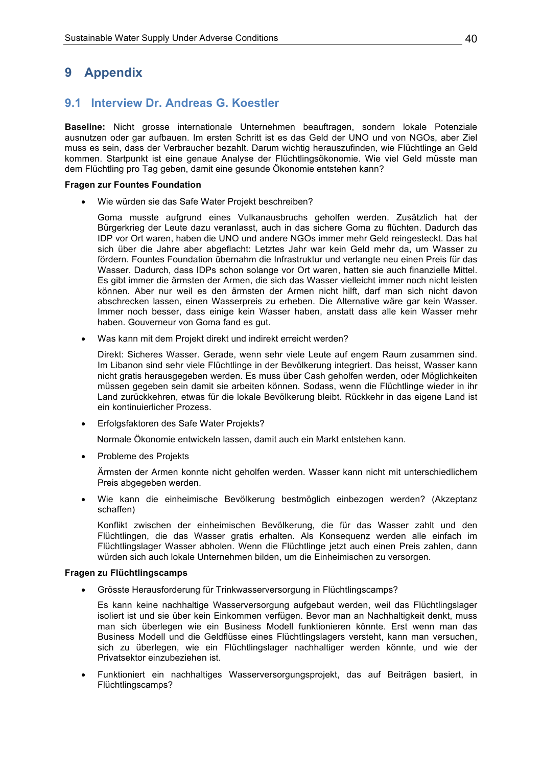# 9 Appendix

## 9.1 Interview Dr. Andreas G. Koestler

**Baseline:** Nicht grosse internationale Unternehmen beauftragen, sondern lokale Potenziale ausnutzen oder gar aufbauen. Im ersten Schritt ist es das Geld der UNO und von NGOs, aber Ziel muss es sein, dass der Verbraucher bezahlt. Darum wichtig herauszufinden, wie Flüchtlinge an Geld kommen. Startpunkt ist eine genaue Analyse der Flüchtlingsökonomie. Wie viel Geld müsste man dem Flüchtling pro Tag geben, damit eine gesunde Ökonomie entstehen kann?

**Fragen zur Fountes Foundation**

- Wie würden sie das Safe Water Projekt beschreiben?

  Goma musste aufgrund eines Vulkanausbruchs geholfen werden. Zusätzlich hat der Bürgerkrieg der Leute dazu veranlasst, auch in das sichere Goma zu flüchten. Dadurch das IDP vor Ort waren, haben die UNO und andere NGOs immer mehr Geld reingesteckt. Das hat sich über die Jahre aber abgeflacht: Letztes Jahr war kein Geld mehr da, um Wasser zu fördern. Fountes Foundation übernahm die Infrastruktur und verlangte neu einen Preis für das Wasser. Dadurch, dass IDPs schon solange vor Ort waren, hatten sie auch finanzielle Mittel. Es gibt immer die ärmsten der Armen, die sich das Wasser vielleicht immer noch nicht leisten können. Aber nur weil es den ärmsten der Armen nicht hilft, darf man sich nicht davon abschrecken lassen, einen Wasserpreis zu erheben. Die Alternative wäre gar kein Wasser. Immer noch besser, dass einige kein Wasser haben, anstatt dass alle kein Wasser mehr haben. Gouverneur von Goma fand es gut.

- Was kann mit dem Projekt direkt und indirekt erreicht werden?

  Direkt: Sicheres Wasser. Gerade, wenn sehr viele Leute auf engem Raum zusammen sind. Im Libanon sind sehr viele Flüchtlinge in der Bevölkerung integriert. Das heisst, Wasser kann nicht gratis herausgegeben werden. Es muss über Cash geholfen werden, oder Möglichkeiten müssen gegeben sein damit sie arbeiten können. Sodass, wenn die Flüchtlinge wieder in ihr Land zurückkehren, etwas für die lokale Bevölkerung bleibt. Rückkehr in das eigene Land ist ein kontinuierlicher Prozess.

- Erfolgsfaktoren des Safe Water Projekts?

  Normale Ökonomie entwickeln lassen, damit auch ein Markt entstehen kann.

- Probleme des Projekts

  Ärmsten der Armen konnte nicht geholfen werden. Wasser kann nicht mit unterschiedlichem Preis abgegeben werden.

- Wie kann die einheimische Bevölkerung bestmöglich einbezogen werden? (Akzeptanz schaffen)

  Konflikt zwischen der einheimischen Bevölkerung, die für das Wasser zahlt und den Flüchtlingen, die das Wasser gratis erhalten. Als Konsequenz werden alle einfach im Flüchtlingslager Wasser abholen. Wenn die Flüchtlinge jetzt auch einen Preis zahlen, dann würden sich auch lokale Unternehmen bilden, um die Einheimischen zu versorgen.

**Fragen zu Flüchtlingscamps**

- Grösste Herausforderung für Trinkwasserversorgung in Flüchtlingscamps?

  Es kann keine nachhaltige Wasserversorgung aufgebaut werden, weil das Flüchtlingslager isoliert ist und sie über kein Einkommen verfügen. Bevor man an Nachhaltigkeit denkt, muss man sich überlegen wie ein Business Modell funktionieren könnte. Erst wenn man das Business Modell und die Geldflüsse eines Flüchtlingslagers versteht, kann man versuchen, sich zu überlegen, wie ein Flüchtlingslager nachhaltiger werden könnte, und wie der Privatsektor einzubeziehen ist.

- Funktioniert ein nachhaltiges Wasserversorgungsprojekt, das auf Beiträgen basiert, in Flüchtlingscamps?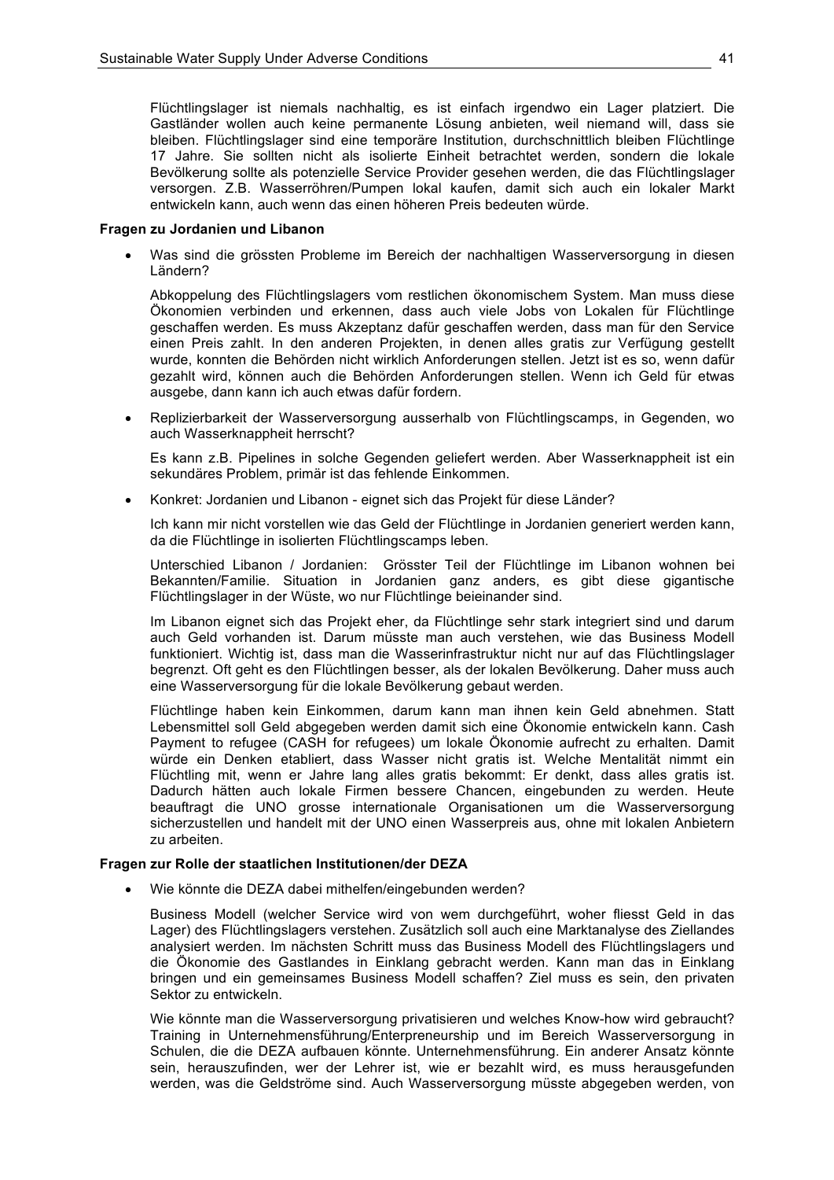Flüchtlingslager ist niemals nachhaltig, es ist einfach irgendwo ein Lager platziert. Die Gastländer wollen auch keine permanente Lösung anbieten, weil niemand will, dass sie bleiben. Flüchtlingslager sind eine temporäre Institution, durchschnittlich bleiben Flüchtlinge 17 Jahre. Sie sollten nicht als isolierte Einheit betrachtet werden, sondern die lokale Bevölkerung sollte als potenzielle Service Provider gesehen werden, die das Flüchtlingslager versorgen. Z.B. Wasserröhren/Pumpen lokal kaufen, damit sich auch ein lokaler Markt entwickeln kann, auch wenn das einen höheren Preis bedeuten würde.

**Fragen zu Jordanien und Libanon**

- Was sind die grössten Probleme im Bereich der nachhaltigen Wasserversorgung in diesen Ländern?

  Abkoppelung des Flüchtlingslagers vom restlichen ökonomischem System. Man muss diese Ökonomien verbinden und erkennen, dass auch viele Jobs von Lokalen für Flüchtlinge geschaffen werden. Es muss Akzeptanz dafür geschaffen werden, dass man für den Service einen Preis zahlt. In den anderen Projekten, in denen alles gratis zur Verfügung gestellt wurde, konnten die Behörden nicht wirklich Anforderungen stellen. Jetzt ist es so, wenn dafür gezahlt wird, können auch die Behörden Anforderungen stellen. Wenn ich Geld für etwas ausgebe, dann kann ich auch etwas dafür fordern.

- Replizierbarkeit der Wasserversorgung ausserhalb von Flüchtlingscamps, in Gegenden, wo auch Wasserknappheit herrscht?

  Es kann z.B. Pipelines in solche Gegenden geliefert werden. Aber Wasserknappheit ist ein sekundäres Problem, primär ist das fehlende Einkommen.

- Konkret: Jordanien und Libanon - eignet sich das Projekt für diese Länder?

  Ich kann mir nicht vorstellen wie das Geld der Flüchtlinge in Jordanien generiert werden kann, da die Flüchtlinge in isolierten Flüchtlingscamps leben.

  Unterschied Libanon / Jordanien: Grösster Teil der Flüchtlinge im Libanon wohnen bei Bekannten/Familie. Situation in Jordanien ganz anders, es gibt diese gigantische Flüchtlingslager in der Wüste, wo nur Flüchtlinge beieinander sind.

  Im Libanon eignet sich das Projekt eher, da Flüchtlinge sehr stark integriert sind und darum auch Geld vorhanden ist. Darum müsste man auch verstehen, wie das Business Modell funktioniert. Wichtig ist, dass man die Wasserinfrastruktur nicht nur auf das Flüchtlingslager begrenzt. Oft geht es den Flüchtlingen besser, als der lokalen Bevölkerung. Daher muss auch eine Wasserversorgung für die lokale Bevölkerung gebaut werden.

  Flüchtlinge haben kein Einkommen, darum kann man ihnen kein Geld abnehmen. Statt Lebensmittel soll Geld abgegeben werden damit sich eine Ökonomie entwickeln kann. Cash Payment to refugee (CASH for refugees) um lokale Ökonomie aufrecht zu erhalten. Damit würde ein Denken etabliert, dass Wasser nicht gratis ist. Welche Mentalität nimmt ein Flüchtling mit, wenn er Jahre lang alles gratis bekommt: Er denkt, dass alles gratis ist. Dadurch hätten auch lokale Firmen bessere Chancen, eingebunden zu werden. Heute beauftragt die UNO grosse internationale Organisationen um die Wasserversorgung sicherzustellen und handelt mit der UNO einen Wasserpreis aus, ohne mit lokalen Anbietern zu arbeiten.

**Fragen zur Rolle der staatlichen Institutionen/der DEZA**

- Wie könnte die DEZA dabei mithelfen/eingebunden werden?

  Business Modell (welcher Service wird von wem durchgeführt, woher fliesst Geld in das Lager) des Flüchtlingslagers verstehen. Zusätzlich soll auch eine Marktanalyse des Ziellandes analysiert werden. Im nächsten Schritt muss das Business Modell des Flüchtlingslagers und die Ökonomie des Gastlandes in Einklang gebracht werden. Kann man das in Einklang bringen und ein gemeinsames Business Modell schaffen? Ziel muss es sein, den privaten Sektor zu entwickeln.

  Wie könnte man die Wasserversorgung privatisieren und welches Know-how wird gebraucht? Training in Unternehmensführung/Enterpreneurship und im Bereich Wasserversorgung in Schulen, die die DEZA aufbauen könnte. Unternehmensführung. Ein anderer Ansatz könnte sein, herauszufinden, wer der Lehrer ist, wie er bezahlt wird, es muss herausgefunden werden, was die Geldströme sind. Auch Wasserversorgung müsste abgegeben werden, von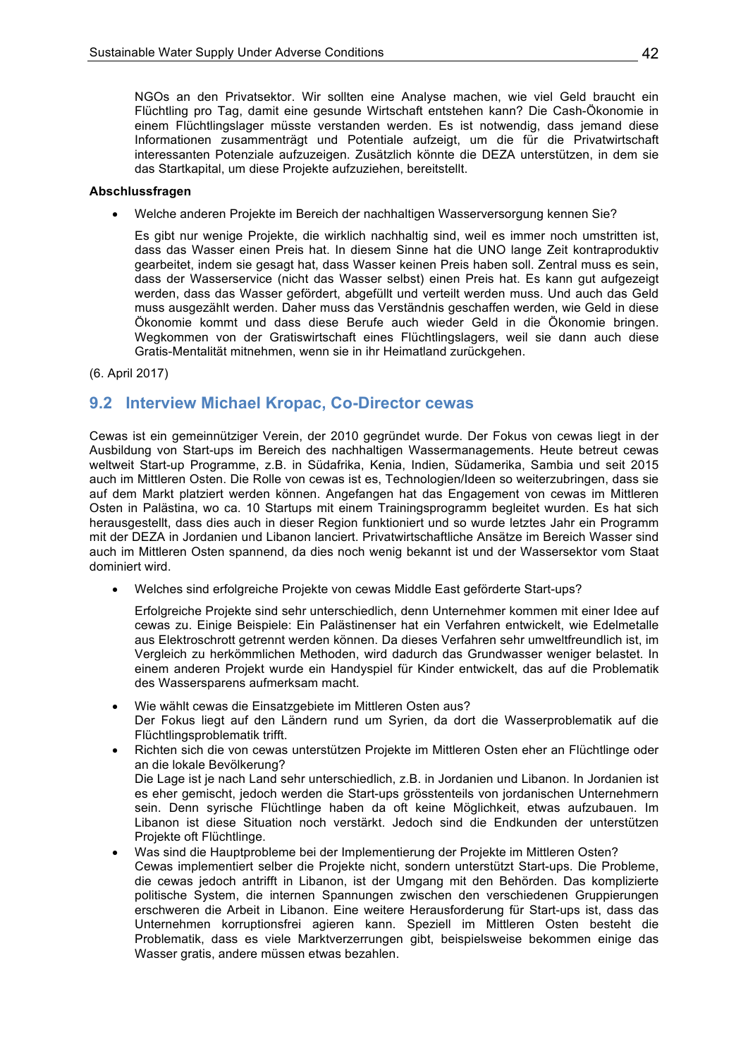NGOs an den Privatsektor. Wir sollten eine Analyse machen, wie viel Geld braucht ein Flüchtling pro Tag, damit eine gesunde Wirtschaft entstehen kann? Die Cash-Ökonomie in einem Flüchtlingslager müsste verstanden werden. Es ist notwendig, dass jemand diese Informationen zusammenträgt und Potentiale aufzeigt, um die für die Privatwirtschaft interessanten Potenziale aufzuzeigen. Zusätzlich könnte die DEZA unterstützen, in dem sie das Startkapital, um diese Projekte aufzuziehen, bereitstellt.

**Abschlussfragen**

- Welche anderen Projekte im Bereich der nachhaltigen Wasserversorgung kennen Sie?

  Es gibt nur wenige Projekte, die wirklich nachhaltig sind, weil es immer noch umstritten ist, dass das Wasser einen Preis hat. In diesem Sinne hat die UNO lange Zeit kontraproduktiv gearbeitet, indem sie gesagt hat, dass Wasser keinen Preis haben soll. Zentral muss es sein, dass der Wasserservice (nicht das Wasser selbst) einen Preis hat. Es kann gut aufgezeigt werden, dass das Wasser gefördert, abgefüllt und verteilt werden muss. Und auch das Geld muss ausgezählt werden. Daher muss das Verständnis geschaffen werden, wie Geld in diese Ökonomie kommt und dass diese Berufe auch wieder Geld in die Ökonomie bringen. Wegkommen von der Gratiswirtschaft eines Flüchtlingslagers, weil sie dann auch diese Gratis-Mentalität mitnehmen, wenn sie in ihr Heimatland zurückgehen.

(6. April 2017)

## 9.2 Interview Michael Kropac, Co-Director cewas

Cewas ist ein gemeinnütziger Verein, der 2010 gegründet wurde. Der Fokus von cewas liegt in der Ausbildung von Start-ups im Bereich des nachhaltigen Wassermanagements. Heute betreut cewas weltweit Start-up Programme, z.B. in Südafrika, Kenia, Indien, Südamerika, Sambia und seit 2015 auch im Mittleren Osten. Die Rolle von cewas ist es, Technologien/Ideen so weiterzubringen, dass sie auf dem Markt platziert werden können. Angefangen hat das Engagement von cewas im Mittleren Osten in Palästina, wo ca. 10 Startups mit einem Trainingsprogramm begleitet wurden. Es hat sich herausgestellt, dass dies auch in dieser Region funktioniert und so wurde letztes Jahr ein Programm mit der DEZA in Jordanien und Libanon lanciert. Privatwirtschaftliche Ansätze im Bereich Wasser sind auch im Mittleren Osten spannend, da dies noch wenig bekannt ist und der Wassersektor vom Staat dominiert wird.

- Welches sind erfolgreiche Projekte von cewas Middle East geförderte Start-ups?

  Erfolgreiche Projekte sind sehr unterschiedlich, denn Unternehmer kommen mit einer Idee auf cewas zu. Einige Beispiele: Ein Palästinenser hat ein Verfahren entwickelt, wie Edelmetalle aus Elektroschrott getrennt werden können. Da dieses Verfahren sehr umweltfreundlich ist, im Vergleich zu herkömmlichen Methoden, wird dadurch das Grundwasser weniger belastet. In einem anderen Projekt wurde ein Handyspiel für Kinder entwickelt, das auf die Problematik des Wassersparens aufmerksam macht.

- Wie wählt cewas die Einsatzgebiete im Mittleren Osten aus?
  Der Fokus liegt auf den Ländern rund um Syrien, da dort die Wasserproblematik auf die Flüchtlingsproblematik trifft.
- Richten sich die von cewas unterstützen Projekte im Mittleren Osten eher an Flüchtlinge oder an die lokale Bevölkerung?
  Die Lage ist je nach Land sehr unterschiedlich, z.B. in Jordanien und Libanon. In Jordanien ist es eher gemischt, jedoch werden die Start-ups grösstenteils von jordanischen Unternehmern sein. Denn syrische Flüchtlinge haben da oft keine Möglichkeit, etwas aufzubauen. Im Libanon ist diese Situation noch verstärkt. Jedoch sind die Endkunden der unterstützen Projekte oft Flüchtlinge.
- Was sind die Hauptprobleme bei der Implementierung der Projekte im Mittleren Osten?
  Cewas implementiert selber die Projekte nicht, sondern unterstützt Start-ups. Die Probleme, die cewas jedoch antrifft in Libanon, ist der Umgang mit den Behörden. Das komplizierte politische System, die internen Spannungen zwischen den verschiedenen Gruppierungen erschweren die Arbeit in Libanon. Eine weitere Herausforderung für Start-ups ist, dass das Unternehmen korruptionsfrei agieren kann. Speziell im Mittleren Osten besteht die Problematik, dass es viele Marktverzerrungen gibt, beispielsweise bekommen einige das Wasser gratis, andere müssen etwas bezahlen.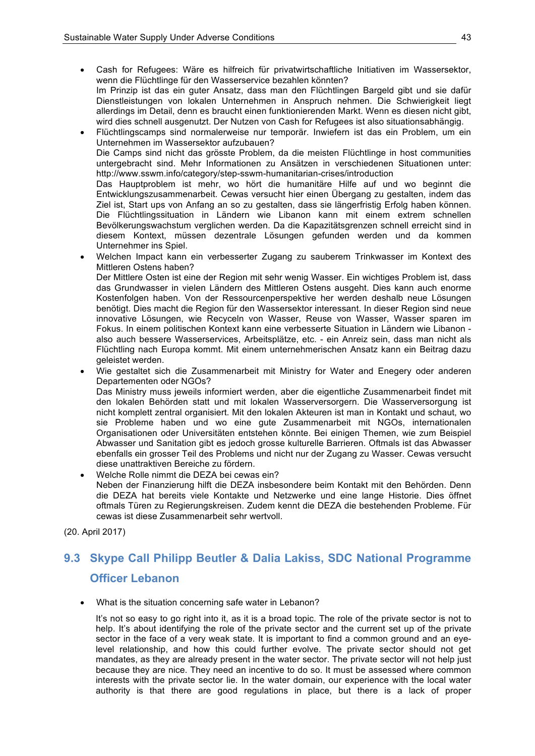- Cash for Refugees: Wäre es hilfreich für privatwirtschaftliche Initiativen im Wassersektor, wenn die Flüchtlinge für den Wasserservice bezahlen könnten?
  Im Prinzip ist das ein guter Ansatz, dass man den Flüchtlingen Bargeld gibt und sie dafür Dienstleistungen von lokalen Unternehmen in Anspruch nehmen. Die Schwierigkeit liegt allerdings im Detail, denn es braucht einen funktionierenden Markt. Wenn es diesen nicht gibt, wird dies schnell ausgenutzt. Der Nutzen von Cash for Refugees ist also situationsabhängig.
- Flüchtlingscamps sind normalerweise nur temporär. Inwiefern ist das ein Problem, um ein Unternehmen im Wassersektor aufzubauen?
  Die Camps sind nicht das grösste Problem, da die meisten Flüchtlinge in host communities untergebracht sind. Mehr Informationen zu Ansätzen in verschiedenen Situationen unter: http://www.sswm.info/category/step-sswm-humanitarian-crises/introduction
  Das Hauptproblem ist mehr, wo hört die humanitäre Hilfe auf und wo beginnt die Entwicklungszusammenarbeit. Cewas versucht hier einen Übergang zu gestalten, indem das Ziel ist, Start ups von Anfang an so zu gestalten, dass sie längerfristig Erfolg haben können. Die Flüchtlingssituation in Ländern wie Libanon kann mit einem extrem schnellen Bevölkerungswachstum verglichen werden. Da die Kapazitätsgrenzen schnell erreicht sind in diesem Kontext, müssen dezentrale Lösungen gefunden werden und da kommen Unternehmer ins Spiel.
- Welchen Impact kann ein verbesserter Zugang zu sauberem Trinkwasser im Kontext des Mittleren Ostens haben?
  Der Mittlere Osten ist eine der Region mit sehr wenig Wasser. Ein wichtiges Problem ist, dass das Grundwasser in vielen Ländern des Mittleren Ostens ausgeht. Dies kann auch enorme Kostenfolgen haben. Von der Ressourcenperspektive her werden deshalb neue Lösungen benötigt. Dies macht die Region für den Wassersektor interessant. In dieser Region sind neue innovative Lösungen, wie Recyceln von Wasser, Reuse von Wasser, Wasser sparen im Fokus. In einem politischen Kontext kann eine verbesserte Situation in Ländern wie Libanon - also auch bessere Wasserservices, Arbeitsplätze, etc. - ein Anreiz sein, dass man nicht als Flüchtling nach Europa kommt. Mit einem unternehmerischen Ansatz kann ein Beitrag dazu geleistet werden.
- Wie gestaltet sich die Zusammenarbeit mit Ministry for Water and Enegery oder anderen Departementen oder NGOs?
  Das Ministry muss jeweils informiert werden, aber die eigentliche Zusammenarbeit findet mit den lokalen Behörden statt und mit lokalen Wasserversorgern. Die Wasserversorgung ist nicht komplett zentral organisiert. Mit den lokalen Akteuren ist man in Kontakt und schaut, wo sie Probleme haben und wo eine gute Zusammenarbeit mit NGOs, internationalen Organisationen oder Universitäten entstehen könnte. Bei einigen Themen, wie zum Beispiel Abwasser und Sanitation gibt es jedoch grosse kulturelle Barrieren. Oftmals ist das Abwasser ebenfalls ein grosser Teil des Problems und nicht nur der Zugang zu Wasser. Cewas versucht diese unattraktiven Bereiche zu fördern.
- Welche Rolle nimmt die DEZA bei cewas ein?
  Neben der Finanzierung hilft die DEZA insbesondere beim Kontakt mit den Behörden. Denn die DEZA hat bereits viele Kontakte und Netzwerke und eine lange Historie. Dies öffnet oftmals Türen zu Regierungskreisen. Zudem kennt die DEZA die bestehenden Probleme. Für cewas ist diese Zusammenarbeit sehr wertvoll.

(20. April 2017)

## 9.3 Skype Call Philipp Beutler & Dalia Lakiss, SDC National Programme Officer Lebanon

- What is the situation concerning safe water in Lebanon?

  It's not so easy to go right into it, as it is a broad topic. The role of the private sector is not to help. It's about identifying the role of the private sector and the current set up of the private sector in the face of a very weak state. It is important to find a common ground and an eye-level relationship, and how this could further evolve. The private sector should not get mandates, as they are already present in the water sector. The private sector will not help just because they are nice. They need an incentive to do so. It must be assessed where common interests with the private sector lie. In the water domain, our experience with the local water authority is that there are good regulations in place, but there is a lack of proper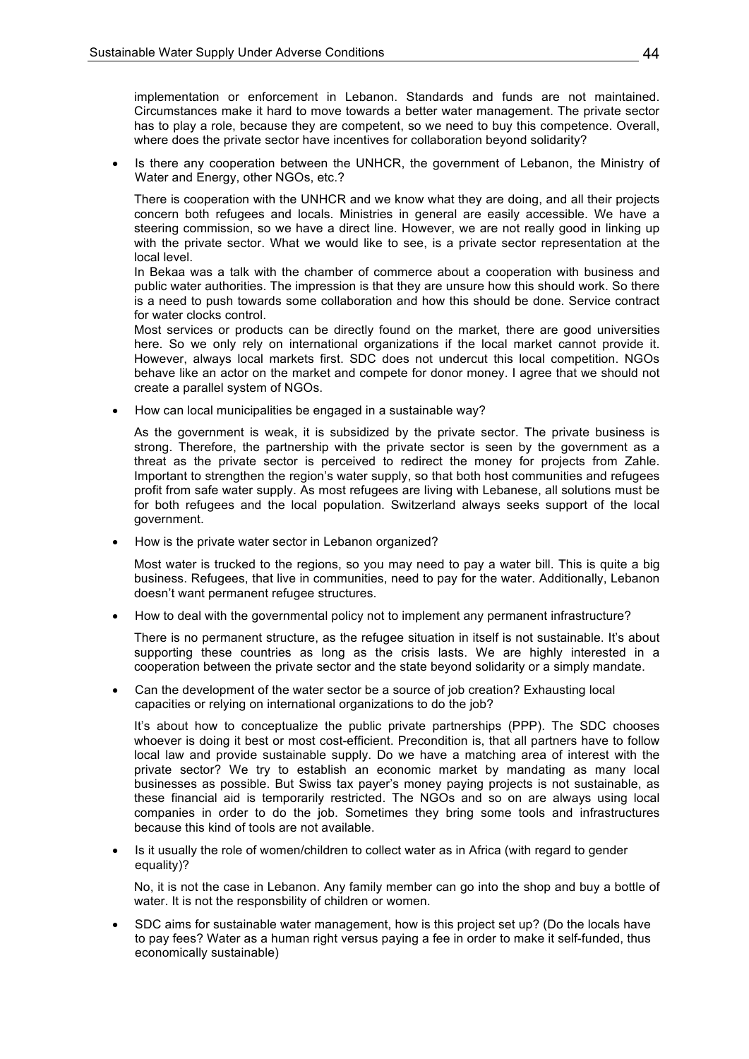implementation or enforcement in Lebanon. Standards and funds are not maintained. Circumstances make it hard to move towards a better water management. The private sector has to play a role, because they are competent, so we need to buy this competence. Overall, where does the private sector have incentives for collaboration beyond solidarity?

- Is there any cooperation between the UNHCR, the government of Lebanon, the Ministry of Water and Energy, other NGOs, etc.?

  There is cooperation with the UNHCR and we know what they are doing, and all their projects concern both refugees and locals. Ministries in general are easily accessible. We have a steering commission, so we have a direct line. However, we are not really good in linking up with the private sector. What we would like to see, is a private sector representation at the local level.

  In Bekaa was a talk with the chamber of commerce about a cooperation with business and public water authorities. The impression is that they are unsure how this should work. So there is a need to push towards some collaboration and how this should be done. Service contract for water clocks control.

  Most services or products can be directly found on the market, there are good universities here. So we only rely on international organizations if the local market cannot provide it. However, always local markets first. SDC does not undercut this local competition. NGOs behave like an actor on the market and compete for donor money. I agree that we should not create a parallel system of NGOs.

- How can local municipalities be engaged in a sustainable way?

  As the government is weak, it is subsidized by the private sector. The private business is strong. Therefore, the partnership with the private sector is seen by the government as a threat as the private sector is perceived to redirect the money for projects from Zahle. Important to strengthen the region's water supply, so that both host communities and refugees profit from safe water supply. As most refugees are living with Lebanese, all solutions must be for both refugees and the local population. Switzerland always seeks support of the local government.

- How is the private water sector in Lebanon organized?

  Most water is trucked to the regions, so you may need to pay a water bill. This is quite a big business. Refugees, that live in communities, need to pay for the water. Additionally, Lebanon doesn't want permanent refugee structures.

- How to deal with the governmental policy not to implement any permanent infrastructure?

  There is no permanent structure, as the refugee situation in itself is not sustainable. It's about supporting these countries as long as the crisis lasts. We are highly interested in a cooperation between the private sector and the state beyond solidarity or a simply mandate.

- Can the development of the water sector be a source of job creation? Exhausting local capacities or relying on international organizations to do the job?

  It's about how to conceptualize the public private partnerships (PPP). The SDC chooses whoever is doing it best or most cost-efficient. Precondition is, that all partners have to follow local law and provide sustainable supply. Do we have a matching area of interest with the private sector? We try to establish an economic market by mandating as many local businesses as possible. But Swiss tax payer's money paying projects is not sustainable, as these financial aid is temporarily restricted. The NGOs and so on are always using local companies in order to do the job. Sometimes they bring some tools and infrastructures because this kind of tools are not available.

- Is it usually the role of women/children to collect water as in Africa (with regard to gender equality)?

  No, it is not the case in Lebanon. Any family member can go into the shop and buy a bottle of water. It is not the responsbility of children or women.

- SDC aims for sustainable water management, how is this project set up? (Do the locals have to pay fees? Water as a human right versus paying a fee in order to make it self-funded, thus economically sustainable)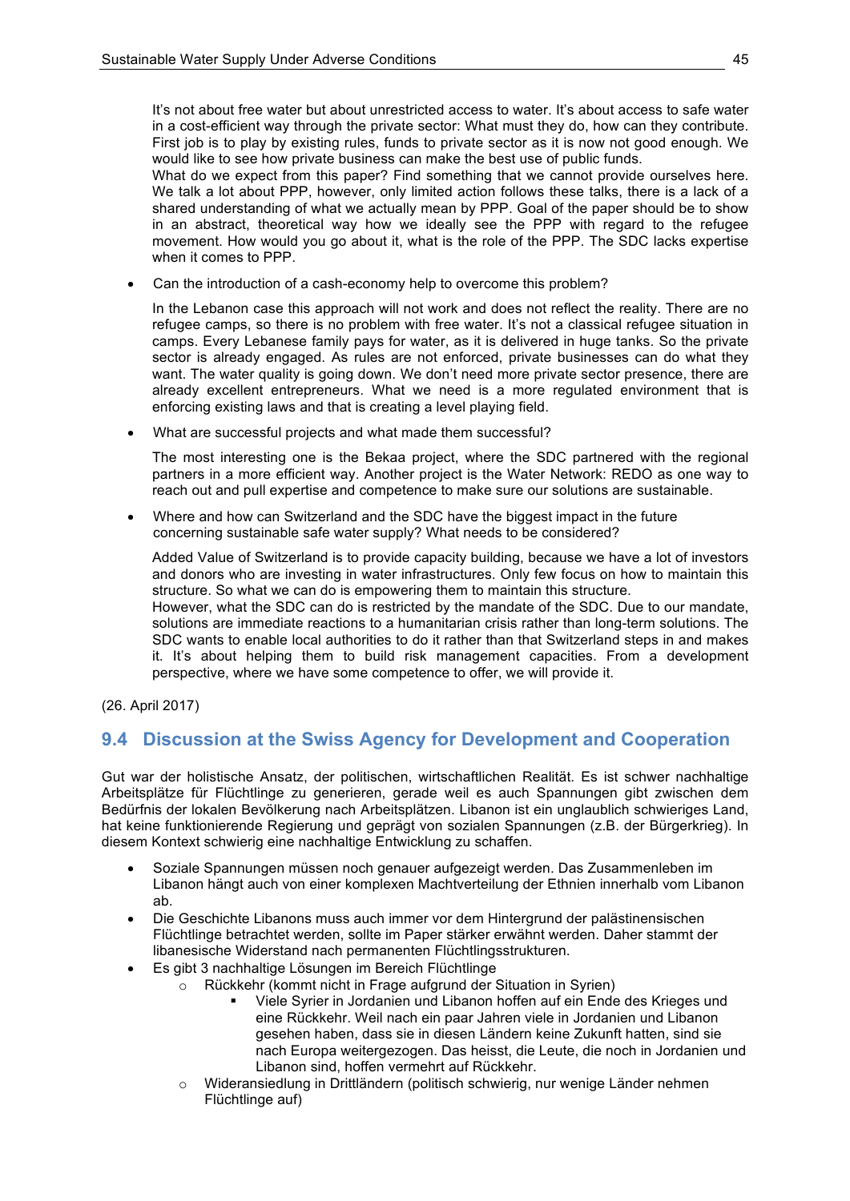It's not about free water but about unrestricted access to water. It's about access to safe water in a cost-efficient way through the private sector: What must they do, how can they contribute. First job is to play by existing rules, funds to private sector as it is now not good enough. We would like to see how private business can make the best use of public funds.
What do we expect from this paper? Find something that we cannot provide ourselves here. We talk a lot about PPP, however, only limited action follows these talks, there is a lack of a shared understanding of what we actually mean by PPP. Goal of the paper should be to show in an abstract, theoretical way how we ideally see the PPP with regard to the refugee movement. How would you go about it, what is the role of the PPP. The SDC lacks expertise when it comes to PPP.

- Can the introduction of a cash-economy help to overcome this problem?

  In the Lebanon case this approach will not work and does not reflect the reality. There are no refugee camps, so there is no problem with free water. It's not a classical refugee situation in camps. Every Lebanese family pays for water, as it is delivered in huge tanks. So the private sector is already engaged. As rules are not enforced, private businesses can do what they want. The water quality is going down. We don't need more private sector presence, there are already excellent entrepreneurs. What we need is a more regulated environment that is enforcing existing laws and that is creating a level playing field.

- What are successful projects and what made them successful?

  The most interesting one is the Bekaa project, where the SDC partnered with the regional partners in a more efficient way. Another project is the Water Network: REDO as one way to reach out and pull expertise and competence to make sure our solutions are sustainable.

- Where and how can Switzerland and the SDC have the biggest impact in the future concerning sustainable safe water supply? What needs to be considered?

  Added Value of Switzerland is to provide capacity building, because we have a lot of investors and donors who are investing in water infrastructures. Only few focus on how to maintain this structure. So what we can do is empowering them to maintain this structure.
  However, what the SDC can do is restricted by the mandate of the SDC. Due to our mandate, solutions are immediate reactions to a humanitarian crisis rather than long-term solutions. The SDC wants to enable local authorities to do it rather than that Switzerland steps in and makes it. It's about helping them to build risk management capacities. From a development perspective, where we have some competence to offer, we will provide it.

(26. April 2017)

## 9.4 Discussion at the Swiss Agency for Development and Cooperation

Gut war der holistische Ansatz, der politischen, wirtschaftlichen Realität. Es ist schwer nachhaltige Arbeitsplätze für Flüchtlinge zu generieren, gerade weil es auch Spannungen gibt zwischen dem Bedürfnis der lokalen Bevölkerung nach Arbeitsplätzen. Libanon ist ein unglaublich schwieriges Land, hat keine funktionierende Regierung und geprägt von sozialen Spannungen (z.B. der Bürgerkrieg). In diesem Kontext schwierig eine nachhaltige Entwicklung zu schaffen.

- Soziale Spannungen müssen noch genauer aufgezeigt werden. Das Zusammenleben im Libanon hängt auch von einer komplexen Machtverteilung der Ethnien innerhalb vom Libanon ab.
- Die Geschichte Libanons muss auch immer vor dem Hintergrund der palästinensischen Flüchtlinge betrachtet werden, sollte im Paper stärker erwähnt werden. Daher stammt der libanesische Widerstand nach permanenten Flüchtlingsstrukturen.
- Es gibt 3 nachhaltige Lösungen im Bereich Flüchtlinge
  - Rückkehr (kommt nicht in Frage aufgrund der Situation in Syrien)
    - Viele Syrier in Jordanien und Libanon hoffen auf ein Ende des Krieges und eine Rückkehr. Weil nach ein paar Jahren viele in Jordanien und Libanon gesehen haben, dass sie in diesen Ländern keine Zukunft hatten, sind sie nach Europa weitergezogen. Das heisst, die Leute, die noch in Jordanien und Libanon sind, hoffen vermehrt auf Rückkehr.
  - Wideransiedlung in Drittländern (politisch schwierig, nur wenige Länder nehmen Flüchtlinge auf)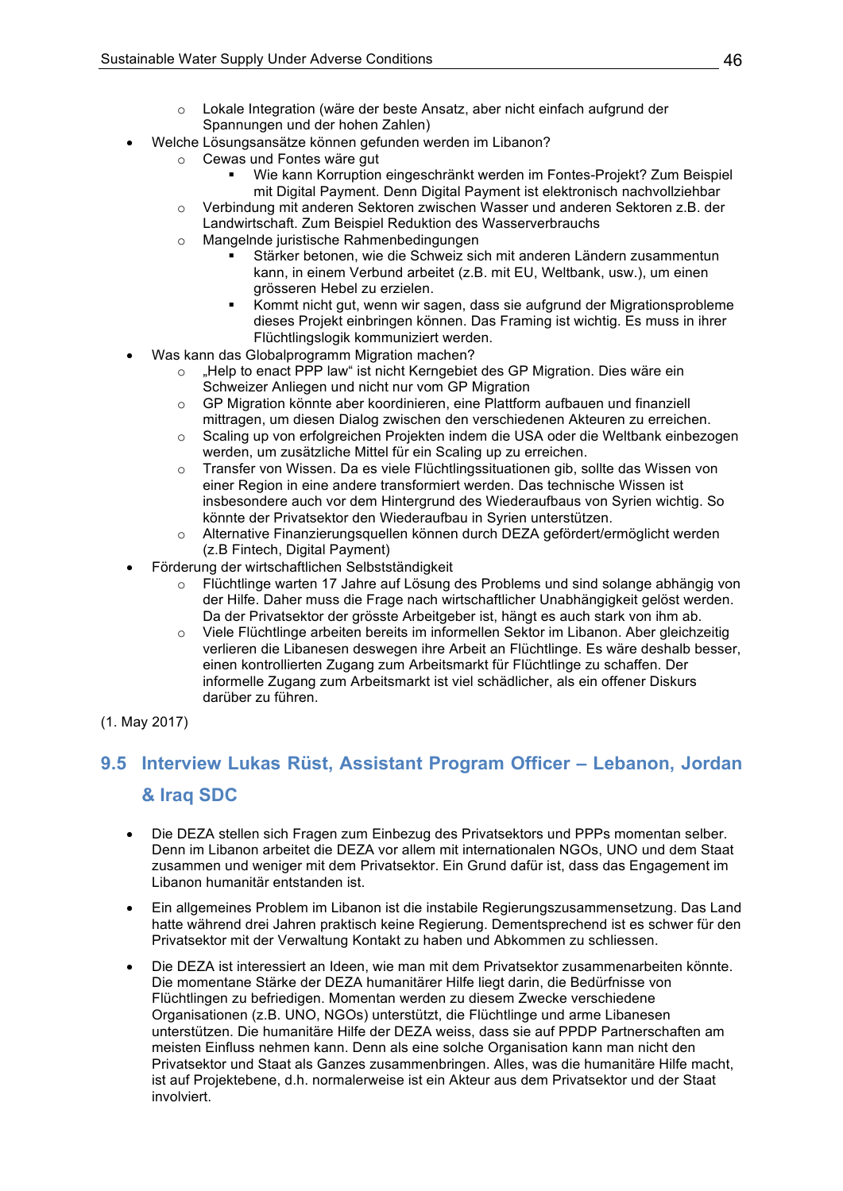- Lokale Integration (wäre der beste Ansatz, aber nicht einfach aufgrund der Spannungen und der hohen Zahlen)
- Welche Lösungsansätze können gefunden werden im Libanon?
  - Cewas und Fontes wäre gut
    - Wie kann Korruption eingeschränkt werden im Fontes-Projekt? Zum Beispiel mit Digital Payment. Denn Digital Payment ist elektronisch nachvollziehbar
  - Verbindung mit anderen Sektoren zwischen Wasser und anderen Sektoren z.B. der Landwirtschaft. Zum Beispiel Reduktion des Wasserverbrauchs
  - Mangelnde juristische Rahmenbedingungen
    - Stärker betonen, wie die Schweiz sich mit anderen Ländern zusammentun kann, in einem Verbund arbeitet (z.B. mit EU, Weltbank, usw.), um einen grösseren Hebel zu erzielen.
    - Kommt nicht gut, wenn wir sagen, dass sie aufgrund der Migrationsprobleme dieses Projekt einbringen können. Das Framing ist wichtig. Es muss in ihrer Flüchtlingslogik kommuniziert werden.
- Was kann das Globalprogramm Migration machen?
  - „Help to enact PPP law" ist nicht Kerngebiet des GP Migration. Dies wäre ein Schweizer Anliegen und nicht nur vom GP Migration
  - GP Migration könnte aber koordinieren, eine Plattform aufbauen und finanziell mittragen, um diesen Dialog zwischen den verschiedenen Akteuren zu erreichen.
  - Scaling up von erfolgreichen Projekten indem die USA oder die Weltbank einbezogen werden, um zusätzliche Mittel für ein Scaling up zu erreichen.
  - Transfer von Wissen. Da es viele Flüchtlingssituationen gib, sollte das Wissen von einer Region in eine andere transformiert werden. Das technische Wissen ist insbesondere auch vor dem Hintergrund des Wiederaufbaus von Syrien wichtig. So könnte der Privatsektor den Wiederaufbau in Syrien unterstützen.
  - Alternative Finanzierungsquellen können durch DEZA gefördert/ermöglicht werden (z.B Fintech, Digital Payment)
- Förderung der wirtschaftlichen Selbstständigkeit
  - Flüchtlinge warten 17 Jahre auf Lösung des Problems und sind solange abhängig von der Hilfe. Daher muss die Frage nach wirtschaftlicher Unabhängigkeit gelöst werden. Da der Privatsektor der grösste Arbeitgeber ist, hängt es auch stark von ihm ab.
  - Viele Flüchtlinge arbeiten bereits im informellen Sektor im Libanon. Aber gleichzeitig verlieren die Libanesen deswegen ihre Arbeit an Flüchtlinge. Es wäre deshalb besser, einen kontrollierten Zugang zum Arbeitsmarkt für Flüchtlinge zu schaffen. Der informelle Zugang zum Arbeitsmarkt ist viel schädlicher, als ein offener Diskurs darüber zu führen.

(1. May 2017)

## 9.5 Interview Lukas Rüst, Assistant Program Officer – Lebanon, Jordan & Iraq SDC

- Die DEZA stellen sich Fragen zum Einbezug des Privatsektors und PPPs momentan selber. Denn im Libanon arbeitet die DEZA vor allem mit internationalen NGOs, UNO und dem Staat zusammen und weniger mit dem Privatsektor. Ein Grund dafür ist, dass das Engagement im Libanon humanitär entstanden ist.

- Ein allgemeines Problem im Libanon ist die instabile Regierungszusammensetzung. Das Land hatte während drei Jahren praktisch keine Regierung. Dementsprechend ist es schwer für den Privatsektor mit der Verwaltung Kontakt zu haben und Abkommen zu schliessen.

- Die DEZA ist interessiert an Ideen, wie man mit dem Privatsektor zusammenarbeiten könnte. Die momentane Stärke der DEZA humanitärer Hilfe liegt darin, die Bedürfnisse von Flüchtlingen zu befriedigen. Momentan werden zu diesem Zwecke verschiedene Organisationen (z.B. UNO, NGOs) unterstützt, die Flüchtlinge und arme Libanesen unterstützen. Die humanitäre Hilfe der DEZA weiss, dass sie auf PPDP Partnerschaften am meisten Einfluss nehmen kann. Denn als eine solche Organisation kann man nicht den Privatsektor und Staat als Ganzes zusammenbringen. Alles, was die humanitäre Hilfe macht, ist auf Projektebene, d.h. normalerweise ist ein Akteur aus dem Privatsektor und der Staat involviert.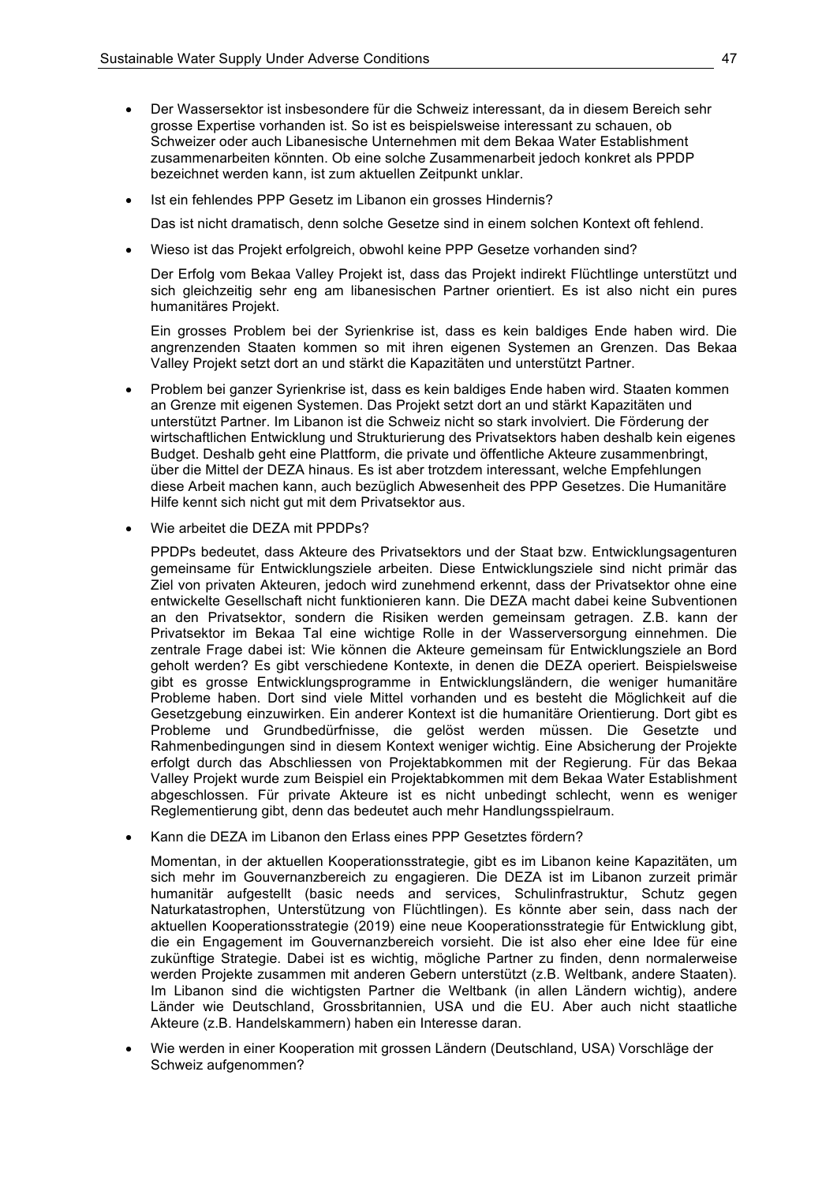- Der Wassersektor ist insbesondere für die Schweiz interessant, da in diesem Bereich sehr grosse Expertise vorhanden ist. So ist es beispielsweise interessant zu schauen, ob Schweizer oder auch Libanesische Unternehmen mit dem Bekaa Water Establishment zusammenarbeiten könnten. Ob eine solche Zusammenarbeit jedoch konkret als PPDP bezeichnet werden kann, ist zum aktuellen Zeitpunkt unklar.

- Ist ein fehlendes PPP Gesetz im Libanon ein grosses Hindernis?

  Das ist nicht dramatisch, denn solche Gesetze sind in einem solchen Kontext oft fehlend.

- Wieso ist das Projekt erfolgreich, obwohl keine PPP Gesetze vorhanden sind?

  Der Erfolg vom Bekaa Valley Projekt ist, dass das Projekt indirekt Flüchtlinge unterstützt und sich gleichzeitig sehr eng am libanesischen Partner orientiert. Es ist also nicht ein pures humanitäres Projekt.

  Ein grosses Problem bei der Syrienkrise ist, dass es kein baldiges Ende haben wird. Die angrenzenden Staaten kommen so mit ihren eigenen Systemen an Grenzen. Das Bekaa Valley Projekt setzt dort an und stärkt die Kapazitäten und unterstützt Partner.

- Problem bei ganzer Syrienkrise ist, dass es kein baldiges Ende haben wird. Staaten kommen an Grenze mit eigenen Systemen. Das Projekt setzt dort an und stärkt Kapazitäten und unterstützt Partner. Im Libanon ist die Schweiz nicht so stark involviert. Die Förderung der wirtschaftlichen Entwicklung und Strukturierung des Privatsektors haben deshalb kein eigenes Budget. Deshalb geht eine Plattform, die private und öffentliche Akteure zusammenbringt, über die Mittel der DEZA hinaus. Es ist aber trotzdem interessant, welche Empfehlungen diese Arbeit machen kann, auch bezüglich Abwesenheit des PPP Gesetzes. Die Humanitäre Hilfe kennt sich nicht gut mit dem Privatsektor aus.

- Wie arbeitet die DEZA mit PPDPs?

  PPDPs bedeutet, dass Akteure des Privatsektors und der Staat bzw. Entwicklungsagenturen gemeinsame für Entwicklungsziele arbeiten. Diese Entwicklungsziele sind nicht primär das Ziel von privaten Akteuren, jedoch wird zunehmend erkennt, dass der Privatsektor ohne eine entwickelte Gesellschaft nicht funktionieren kann. Die DEZA macht dabei keine Subventionen an den Privatsektor, sondern die Risiken werden gemeinsam getragen. Z.B. kann der Privatsektor im Bekaa Tal eine wichtige Rolle in der Wasserversorgung einnehmen. Die zentrale Frage dabei ist: Wie können die Akteure gemeinsam für Entwicklungsziele an Bord geholt werden? Es gibt verschiedene Kontexte, in denen die DEZA operiert. Beispielsweise gibt es grosse Entwicklungsprogramme in Entwicklungsländern, die weniger humanitäre Probleme haben. Dort sind viele Mittel vorhanden und es besteht die Möglichkeit auf die Gesetzgebung einzuwirken. Ein anderer Kontext ist die humanitäre Orientierung. Dort gibt es Probleme und Grundbedürfnisse, die gelöst werden müssen. Die Gesetzte und Rahmenbedingungen sind in diesem Kontext weniger wichtig. Eine Absicherung der Projekte erfolgt durch das Abschliessen von Projektabkommen mit der Regierung. Für das Bekaa Valley Projekt wurde zum Beispiel ein Projektabkommen mit dem Bekaa Water Establishment abgeschlossen. Für private Akteure ist es nicht unbedingt schlecht, wenn es weniger Reglementierung gibt, denn das bedeutet auch mehr Handlungsspielraum.

- Kann die DEZA im Libanon den Erlass eines PPP Gesetztes fördern?

  Momentan, in der aktuellen Kooperationsstrategie, gibt es im Libanon keine Kapazitäten, um sich mehr im Gouvernanzbereich zu engagieren. Die DEZA ist im Libanon zurzeit primär humanitär aufgestellt (basic needs and services, Schulinfrastruktur, Schutz gegen Naturkatastrophen, Unterstützung von Flüchtlingen). Es könnte aber sein, dass nach der aktuellen Kooperationsstrategie (2019) eine neue Kooperationsstrategie für Entwicklung gibt, die ein Engagement im Gouvernanzbereich vorsieht. Die ist also eher eine Idee für eine zukünftige Strategie. Dabei ist es wichtig, mögliche Partner zu finden, denn normalerweise werden Projekte zusammen mit anderen Gebern unterstützt (z.B. Weltbank, andere Staaten). Im Libanon sind die wichtigsten Partner die Weltbank (in allen Ländern wichtig), andere Länder wie Deutschland, Grossbritannien, USA und die EU. Aber auch nicht staatliche Akteure (z.B. Handelskammern) haben ein Interesse daran.

- Wie werden in einer Kooperation mit grossen Ländern (Deutschland, USA) Vorschläge der Schweiz aufgenommen?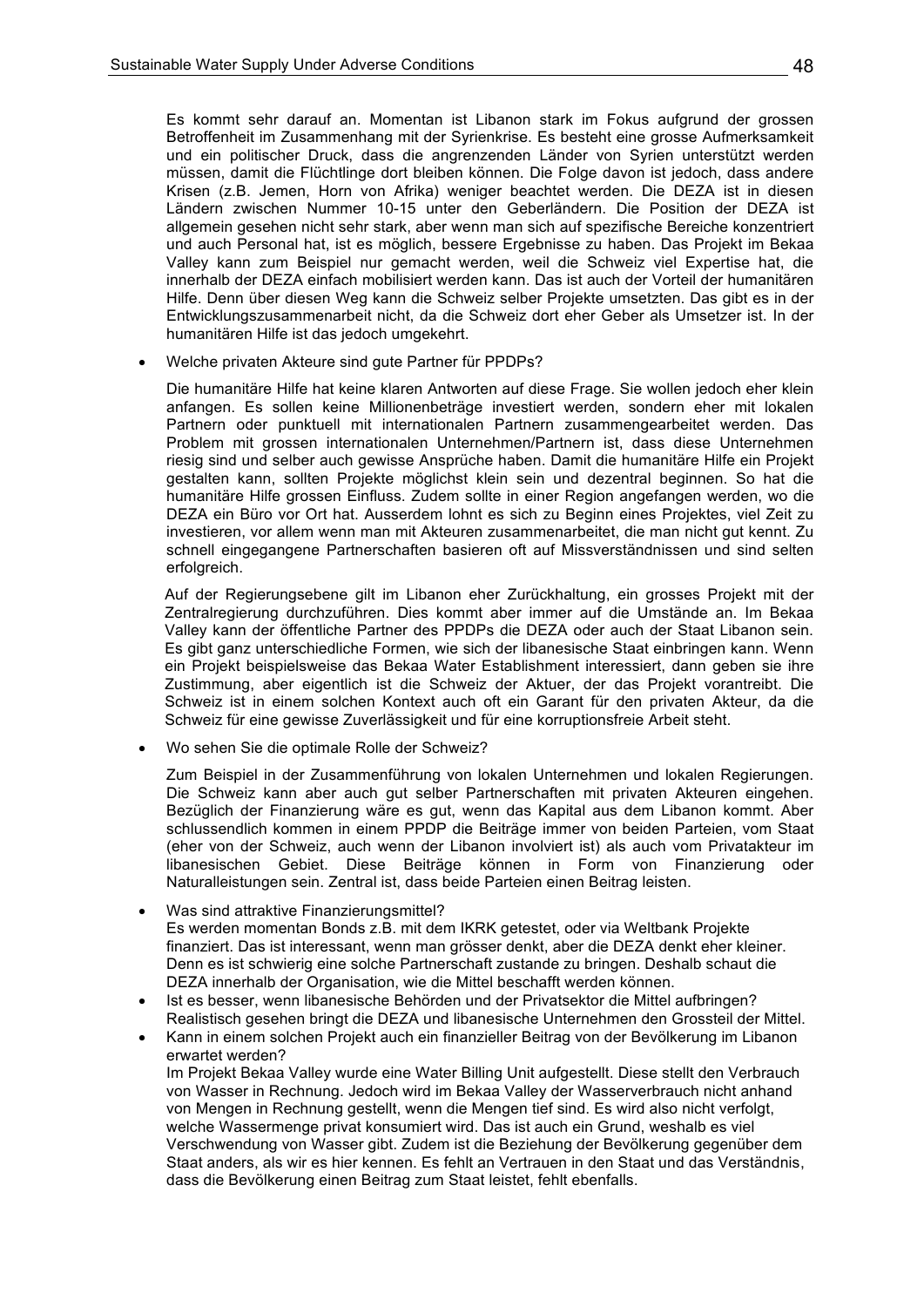Es kommt sehr darauf an. Momentan ist Libanon stark im Fokus aufgrund der grossen Betroffenheit im Zusammenhang mit der Syrienkrise. Es besteht eine grosse Aufmerksamkeit und ein politischer Druck, dass die angrenzenden Länder von Syrien unterstützt werden müssen, damit die Flüchtlinge dort bleiben können. Die Folge davon ist jedoch, dass andere Krisen (z.B. Jemen, Horn von Afrika) weniger beachtet werden. Die DEZA ist in diesen Ländern zwischen Nummer 10-15 unter den Geberländern. Die Position der DEZA ist allgemein gesehen nicht sehr stark, aber wenn man sich auf spezifische Bereiche konzentriert und auch Personal hat, ist es möglich, bessere Ergebnisse zu haben. Das Projekt im Bekaa Valley kann zum Beispiel nur gemacht werden, weil die Schweiz viel Expertise hat, die innerhalb der DEZA einfach mobilisiert werden kann. Das ist auch der Vorteil der humanitären Hilfe. Denn über diesen Weg kann die Schweiz selber Projekte umsetzten. Das gibt es in der Entwicklungszusammenarbeit nicht, da die Schweiz dort eher Geber als Umsetzer ist. In der humanitären Hilfe ist das jedoch umgekehrt.

- Welche privaten Akteure sind gute Partner für PPDPs?

  Die humanitäre Hilfe hat keine klaren Antworten auf diese Frage. Sie wollen jedoch eher klein anfangen. Es sollen keine Millionenbeträge investiert werden, sondern eher mit lokalen Partnern oder punktuell mit internationalen Partnern zusammengearbeitet werden. Das Problem mit grossen internationalen Unternehmen/Partnern ist, dass diese Unternehmen riesig sind und selber auch gewisse Ansprüche haben. Damit die humanitäre Hilfe ein Projekt gestalten kann, sollten Projekte möglichst klein sein und dezentral beginnen. So hat die humanitäre Hilfe grossen Einfluss. Zudem sollte in einer Region angefangen werden, wo die DEZA ein Büro vor Ort hat. Ausserdem lohnt es sich zu Beginn eines Projektes, viel Zeit zu investieren, vor allem wenn man mit Akteuren zusammenarbeitet, die man nicht gut kennt. Zu schnell eingegangene Partnerschaften basieren oft auf Missverständnissen und sind selten erfolgreich.

  Auf der Regierungsebene gilt im Libanon eher Zurückhaltung, ein grosses Projekt mit der Zentralregierung durchzuführen. Dies kommt aber immer auf die Umstände an. Im Bekaa Valley kann der öffentliche Partner des PPDPs die DEZA oder auch der Staat Libanon sein. Es gibt ganz unterschiedliche Formen, wie sich der libanesische Staat einbringen kann. Wenn ein Projekt beispielsweise das Bekaa Water Establishment interessiert, dann geben sie ihre Zustimmung, aber eigentlich ist die Schweiz der Aktuer, der das Projekt vorantreibt. Die Schweiz ist in einem solchen Kontext auch oft ein Garant für den privaten Akteur, da die Schweiz für eine gewisse Zuverlässigkeit und für eine korruptionsfreie Arbeit steht.

- Wo sehen Sie die optimale Rolle der Schweiz?

  Zum Beispiel in der Zusammenführung von lokalen Unternehmen und lokalen Regierungen. Die Schweiz kann aber auch gut selber Partnerschaften mit privaten Akteuren eingehen. Bezüglich der Finanzierung wäre es gut, wenn das Kapital aus dem Libanon kommt. Aber schlussendlich kommen in einem PPDP die Beiträge immer von beiden Parteien, vom Staat (eher von der Schweiz, auch wenn der Libanon involviert ist) als auch vom Privatakteur im libanesischen Gebiet. Diese Beiträge können in Form von Finanzierung oder Naturalleistungen sein. Zentral ist, dass beide Parteien einen Beitrag leisten.

- Was sind attraktive Finanzierungsmittel?
  Es werden momentan Bonds z.B. mit dem IKRK getestet, oder via Weltbank Projekte finanziert. Das ist interessant, wenn man grösser denkt, aber die DEZA denkt eher kleiner. Denn es ist schwierig eine solche Partnerschaft zustande zu bringen. Deshalb schaut die DEZA innerhalb der Organisation, wie die Mittel beschafft werden können.
- Ist es besser, wenn libanesische Behörden und der Privatsektor die Mittel aufbringen?
  Realistisch gesehen bringt die DEZA und libanesische Unternehmen den Grossteil der Mittel.
- Kann in einem solchen Projekt auch ein finanzieller Beitrag von der Bevölkerung im Libanon erwartet werden?
  Im Projekt Bekaa Valley wurde eine Water Billing Unit aufgestellt. Diese stellt den Verbrauch von Wasser in Rechnung. Jedoch wird im Bekaa Valley der Wasserverbrauch nicht anhand von Mengen in Rechnung gestellt, wenn die Mengen tief sind. Es wird also nicht verfolgt, welche Wassermenge privat konsumiert wird. Das ist auch ein Grund, weshalb es viel Verschwendung von Wasser gibt. Zudem ist die Beziehung der Bevölkerung gegenüber dem Staat anders, als wir es hier kennen. Es fehlt an Vertrauen in den Staat und das Verständnis, dass die Bevölkerung einen Beitrag zum Staat leistet, fehlt ebenfalls.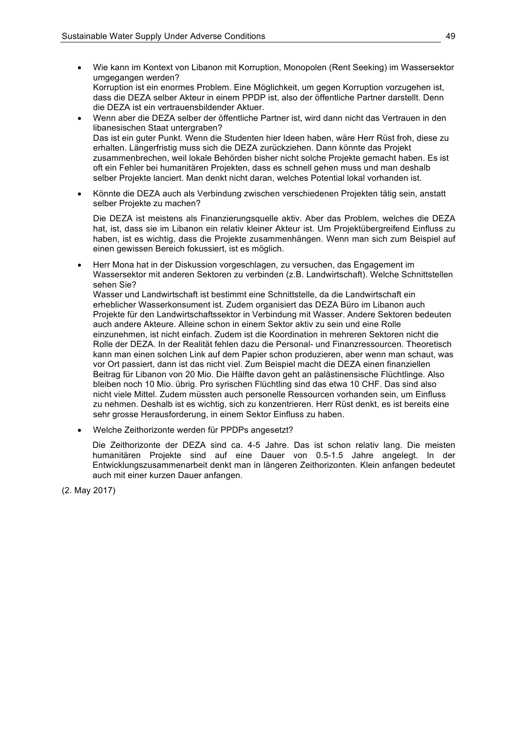- Wie kann im Kontext von Libanon mit Korruption, Monopolen (Rent Seeking) im Wassersektor umgegangen werden?
  Korruption ist ein enormes Problem. Eine Möglichkeit, um gegen Korruption vorzugehen ist, dass die DEZA selber Akteur in einem PPDP ist, also der öffentliche Partner darstellt. Denn die DEZA ist ein vertrauensbildender Aktuer.
- Wenn aber die DEZA selber der öffentliche Partner ist, wird dann nicht das Vertrauen in den libanesischen Staat untergraben?
  Das ist ein guter Punkt. Wenn die Studenten hier Ideen haben, wäre Herr Rüst froh, diese zu erhalten. Längerfristig muss sich die DEZA zurückziehen. Dann könnte das Projekt zusammenbrechen, weil lokale Behörden bisher nicht solche Projekte gemacht haben. Es ist oft ein Fehler bei humanitären Projekten, dass es schnell gehen muss und man deshalb selber Projekte lanciert. Man denkt nicht daran, welches Potential lokal vorhanden ist.
- Könnte die DEZA auch als Verbindung zwischen verschiedenen Projekten tätig sein, anstatt selber Projekte zu machen?

  Die DEZA ist meistens als Finanzierungsquelle aktiv. Aber das Problem, welches die DEZA hat, ist, dass sie im Libanon ein relativ kleiner Akteur ist. Um Projektübergreifend Einfluss zu haben, ist es wichtig, dass die Projekte zusammenhängen. Wenn man sich zum Beispiel auf einen gewissen Bereich fokussiert, ist es möglich.
- Herr Mona hat in der Diskussion vorgeschlagen, zu versuchen, das Engagement im Wassersektor mit anderen Sektoren zu verbinden (z.B. Landwirtschaft). Welche Schnittstellen sehen Sie?
  Wasser und Landwirtschaft ist bestimmt eine Schnittstelle, da die Landwirtschaft ein erheblicher Wasserkonsument ist. Zudem organisiert das DEZA Büro im Libanon auch Projekte für den Landwirtschaftssektor in Verbindung mit Wasser. Andere Sektoren bedeuten auch andere Akteure. Alleine schon in einem Sektor aktiv zu sein und eine Rolle einzunehmen, ist nicht einfach. Zudem ist die Koordination in mehreren Sektoren nicht die Rolle der DEZA. In der Realität fehlen dazu die Personal- und Finanzressourcen. Theoretisch kann man einen solchen Link auf dem Papier schon produzieren, aber wenn man schaut, was vor Ort passiert, dann ist das nicht viel. Zum Beispiel macht die DEZA einen finanziellen Beitrag für Libanon von 20 Mio. Die Hälfte davon geht an palästinensische Flüchtlinge. Also bleiben noch 10 Mio. übrig. Pro syrischen Flüchtling sind das etwa 10 CHF. Das sind also nicht viele Mittel. Zudem müssten auch personelle Ressourcen vorhanden sein, um Einfluss zu nehmen. Deshalb ist es wichtig, sich zu konzentrieren. Herr Rüst denkt, es ist bereits eine sehr grosse Herausforderung, in einem Sektor Einfluss zu haben.
- Welche Zeithorizonte werden für PPDPs angesetzt?

  Die Zeithorizonte der DEZA sind ca. 4-5 Jahre. Das ist schon relativ lang. Die meisten humanitären Projekte sind auf eine Dauer von 0.5-1.5 Jahre angelegt. In der Entwicklungszusammenarbeit denkt man in längeren Zeithorizonten. Klein anfangen bedeutet auch mit einer kurzen Dauer anfangen.

(2. May 2017)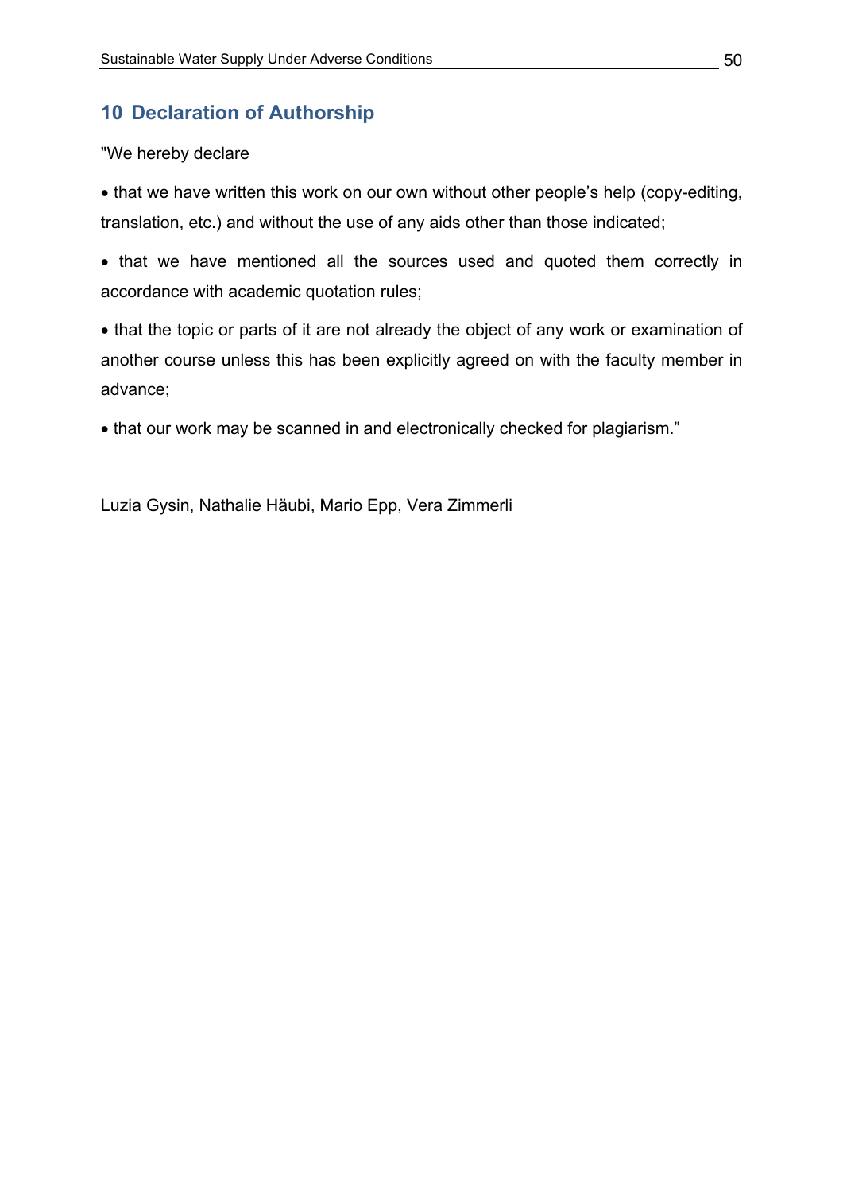# 10 Declaration of Authorship

"We hereby declare

- that we have written this work on our own without other people's help (copy-editing, translation, etc.) and without the use of any aids other than those indicated;
- that we have mentioned all the sources used and quoted them correctly in accordance with academic quotation rules;
- that the topic or parts of it are not already the object of any work or examination of another course unless this has been explicitly agreed on with the faculty member in advance;
- that our work may be scanned in and electronically checked for plagiarism."

Luzia Gysin, Nathalie Häubi, Mario Epp, Vera Zimmerli